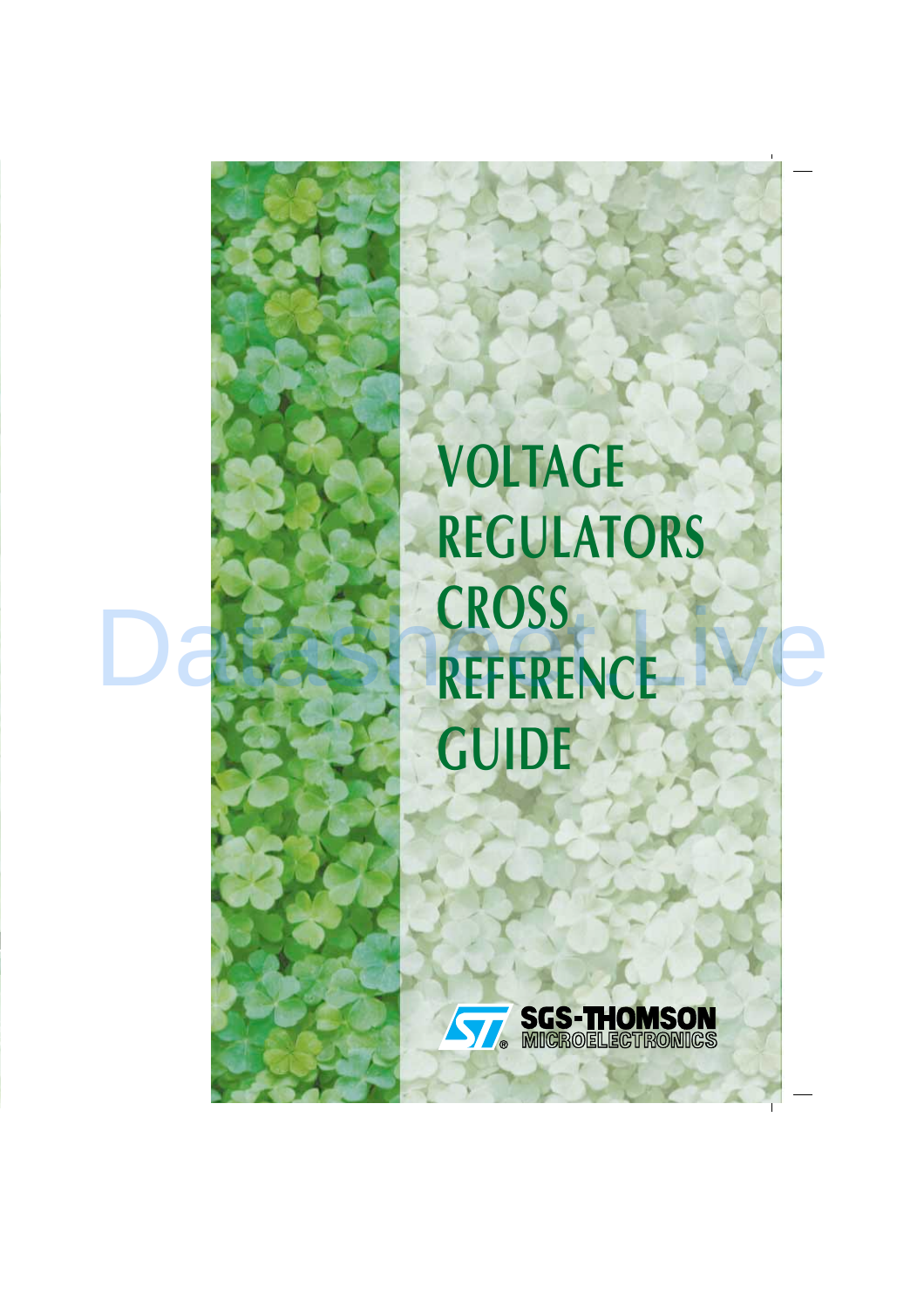# VOLTAGE REGULATORS CROSS REFERENCE GUIDE

SGS-THOMSON MICROELECTRONICS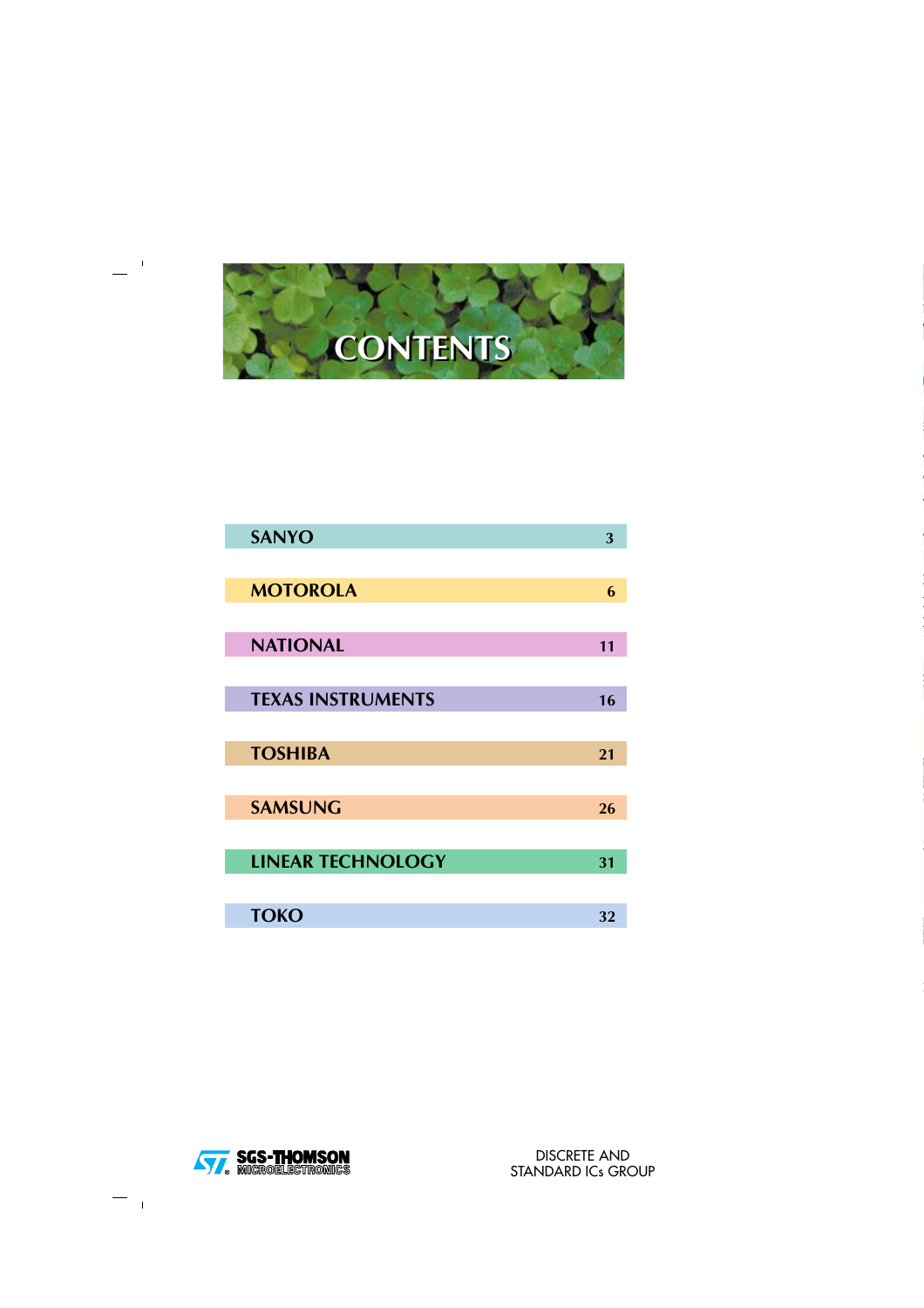# CONTENTS

| | |
|---|---|
| SANYO | 3 |
| MOTOROLA | 6 |
| NATIONAL | 11 |
| TEXAS INSTRUMENTS | 16 |
| TOSHIBA | 21 |
| SAMSUNG | 26 |
| LINEAR TECHNOLOGY | 31 |
| TOKO | 32 |

SGS-THOMSON MICROELECTRONICS

DISCRETE AND STANDARD ICs GROUP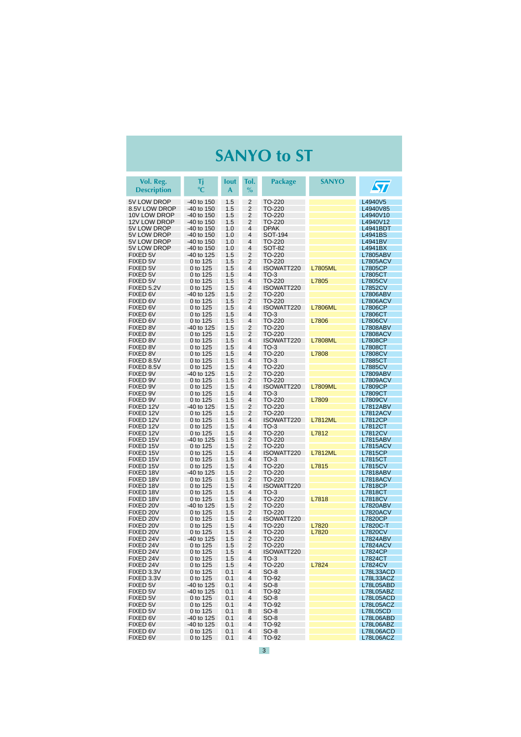# SANYO to ST

| Vol. Reg. Description | Tj °C | Iout A | Tol. % | Package | SANYO | ST |
|---|---|---|---|---|---|---|
| 5V LOW DROP | -40 to 150 | 1.5 | 2 | TO-220 | | L4940V5 |
| 8.5V LOW DROP | -40 to 150 | 1.5 | 2 | TO-220 | | L4940V85 |
| 10V LOW DROP | -40 to 150 | 1.5 | 2 | TO-220 | | L4940V10 |
| 12V LOW DROP | -40 to 150 | 1.5 | 2 | TO-220 | | L4940V12 |
| 5V LOW DROP | -40 to 150 | 1.0 | 4 | DPAK | | L4941BDT |
| 5V LOW DROP | -40 to 150 | 1.0 | 4 | SOT-194 | | L4941BS |
| 5V LOW DROP | -40 to 150 | 1.0 | 4 | TO-220 | | L4941BV |
| 5V LOW DROP | -40 to 150 | 1.0 | 4 | SOT-82 | | L4941BX |
| FIXED 5V | -40 to 125 | 1.5 | 2 | TO-220 | | L7805ABV |
| FIXED 5V | 0 to 125 | 1.5 | 2 | TO-220 | | L7805ACV |
| FIXED 5V | 0 to 125 | 1.5 | 4 | ISOWATT220 | L7805ML | L7805CP |
| FIXED 5V | 0 to 125 | 1.5 | 4 | TO-3 | | L7805CT |
| FIXED 5V | 0 to 125 | 1.5 | 4 | TO-220 | L7805 | L7805CV |
| FIXED 5.2V | 0 to 125 | 1.5 | 4 | ISOWATT220 | | L7852CV |
| FIXED 6V | -40 to 125 | 1.5 | 2 | TO-220 | | L7806ABV |
| FIXED 6V | 0 to 125 | 1.5 | 2 | TO-220 | | L7806ACV |
| FIXED 6V | 0 to 125 | 1.5 | 4 | ISOWATT220 | L7806ML | L7806CP |
| FIXED 6V | 0 to 125 | 1.5 | 4 | TO-3 | | L7806CT |
| FIXED 6V | 0 to 125 | 1.5 | 4 | TO-220 | L7806 | L7806CV |
| FIXED 8V | -40 to 125 | 1.5 | 2 | TO-220 | | L7808ABV |
| FIXED 8V | 0 to 125 | 1.5 | 2 | TO-220 | | L7808ACV |
| FIXED 8V | 0 to 125 | 1.5 | 4 | ISOWATT220 | L7808ML | L7808CP |
| FIXED 8V | 0 to 125 | 1.5 | 4 | TO-3 | | L7808CT |
| FIXED 8V | 0 to 125 | 1.5 | 4 | TO-220 | L7808 | L7808CV |
| FIXED 8.5V | 0 to 125 | 1.5 | 4 | TO-3 | | L7885CT |
| FIXED 8.5V | 0 to 125 | 1.5 | 4 | TO-220 | | L7885CV |
| FIXED 9V | -40 to 125 | 1.5 | 2 | TO-220 | | L7809ABV |
| FIXED 9V | 0 to 125 | 1.5 | 2 | TO-220 | | L7809ACV |
| FIXED 9V | 0 to 125 | 1.5 | 4 | ISOWATT220 | L7809ML | L7809CP |
| FIXED 9V | 0 to 125 | 1.5 | 4 | TO-3 | | L7809CT |
| FIXED 9V | 0 to 125 | 1.5 | 4 | TO-220 | L7809 | L7809CV |
| FIXED 12V | -40 to 125 | 1.5 | 2 | TO-220 | | L7812ABV |
| FIXED 12V | 0 to 125 | 1.5 | 2 | TO-220 | | L7812ACV |
| FIXED 12V | 0 to 125 | 1.5 | 4 | ISOWATT220 | L7812ML | L7812CP |
| FIXED 12V | 0 to 125 | 1.5 | 4 | TO-3 | | L7812CT |
| FIXED 12V | 0 to 125 | 1.5 | 4 | TO-220 | L7812 | L7812CV |
| FIXED 15V | -40 to 125 | 1.5 | 2 | TO-220 | | L7815ABV |
| FIXED 15V | 0 to 125 | 1.5 | 2 | TO-220 | | L7815ACV |
| FIXED 15V | 0 to 125 | 1.5 | 4 | ISOWATT220 | L7812ML | L7815CP |
| FIXED 15V | 0 to 125 | 1.5 | 4 | TO-3 | | L7815CT |
| FIXED 15V | 0 to 125 | 1.5 | 4 | TO-220 | L7815 | L7815CV |
| FIXED 18V | -40 to 125 | 1.5 | 2 | TO-220 | | L7818ABV |
| FIXED 18V | 0 to 125 | 1.5 | 2 | TO-220 | | L7818ACV |
| FIXED 18V | 0 to 125 | 1.5 | 4 | ISOWATT220 | | L7818CP |
| FIXED 18V | 0 to 125 | 1.5 | 4 | TO-3 | | L7818CT |
| FIXED 18V | 0 to 125 | 1.5 | 4 | TO-220 | L7818 | L7818CV |
| FIXED 20V | -40 to 125 | 1.5 | 2 | TO-220 | | L7820ABV |
| FIXED 20V | 0 to 125 | 1.5 | 2 | TO-220 | | L7820ACV |
| FIXED 20V | 0 to 125 | 1.5 | 4 | ISOWATT220 | | L7820CP |
| FIXED 20V | 0 to 125 | 1.5 | 4 | TO-220 | L7820 | L7820C-T |
| FIXED 20V | 0 to 125 | 1.5 | 4 | TO-220 | L7820 | L7820CV |
| FIXED 24V | -40 to 125 | 1.5 | 2 | TO-220 | | L7824ABV |
| FIXED 24V | 0 to 125 | 1.5 | 2 | TO-220 | | L7824ACV |
| FIXED 24V | 0 to 125 | 1.5 | 4 | ISOWATT220 | | L7824CP |
| FIXED 24V | 0 to 125 | 1.5 | 4 | TO-3 | | L7824CT |
| FIXED 24V | 0 to 125 | 1.5 | 4 | TO-220 | L7824 | L7824CV |
| FIXED 3.3V | 0 to 125 | 0.1 | 4 | SO-8 | | L78L33ACD |
| FIXED 3.3V | 0 to 125 | 0.1 | 4 | TO-92 | | L78L33ACZ |
| FIXED 5V | -40 to 125 | 0.1 | 4 | SO-8 | | L78L05ABD |
| FIXED 5V | -40 to 125 | 0.1 | 4 | TO-92 | | L78L05ABZ |
| FIXED 5V | 0 to 125 | 0.1 | 4 | SO-8 | | L78L05ACD |
| FIXED 5V | 0 to 125 | 0.1 | 4 | TO-92 | | L78L05ACZ |
| FIXED 5V | 0 to 125 | 0.1 | 8 | SO-8 | | L78L05CD |
| FIXED 6V | -40 to 125 | 0.1 | 4 | SO-8 | | L78L06ABD |
| FIXED 6V | -40 to 125 | 0.1 | 4 | TO-92 | | L78L06ABZ |
| FIXED 6V | 0 to 125 | 0.1 | 4 | SO-8 | | L78L06ACD |
| FIXED 6V | 0 to 125 | 0.1 | 4 | TO-92 | | L78L06ACZ |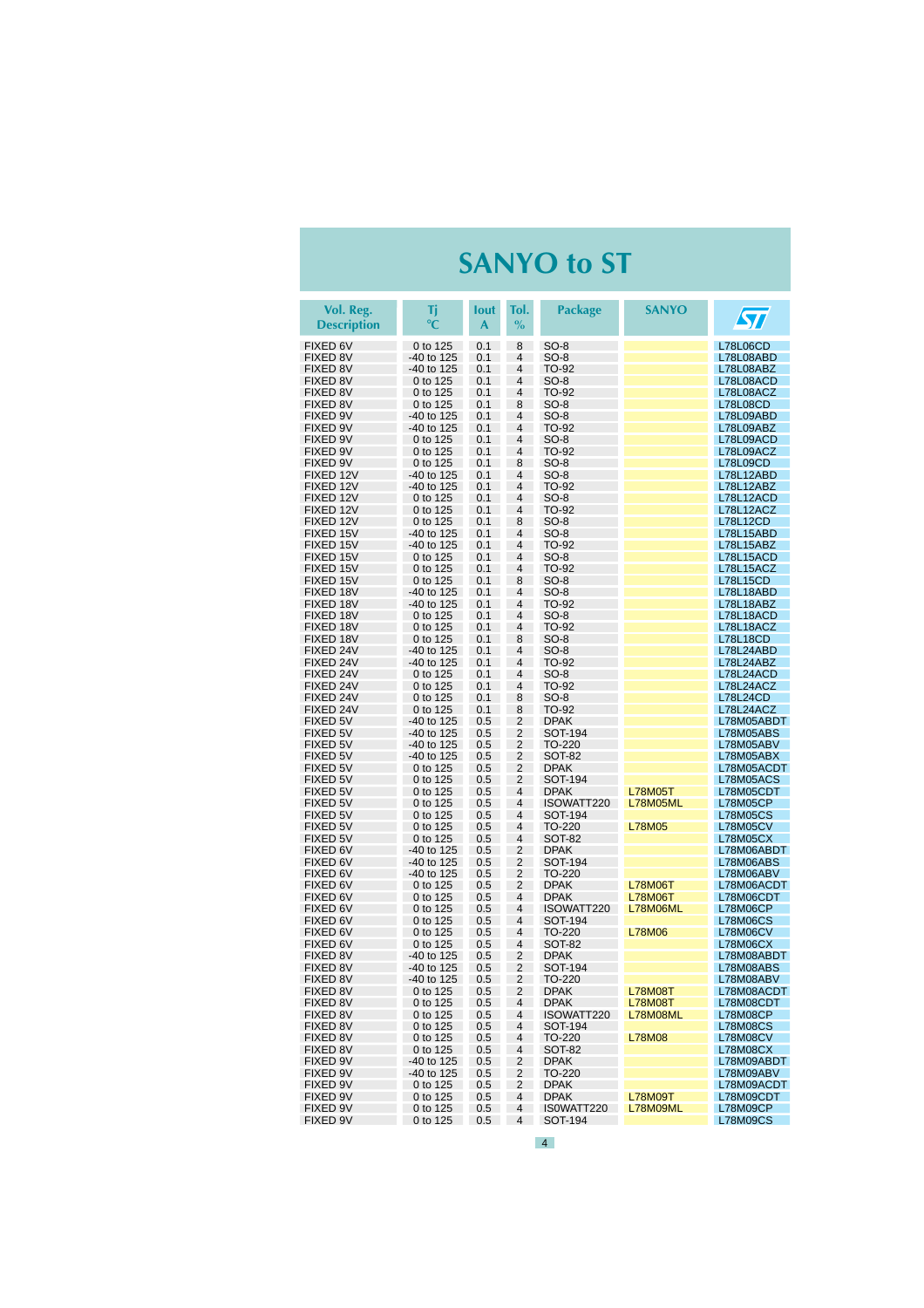# SANYO to ST

| Vol. Reg. Description | Tj °C | Iout A | Tol. % | Package | SANYO | ST |
|---|---|---|---|---|---|---|
| FIXED 6V | 0 to 125 | 0.1 | 8 | SO-8 | | L78L06CD |
| FIXED 8V | -40 to 125 | 0.1 | 4 | SO-8 | | L78L08ABD |
| FIXED 8V | -40 to 125 | 0.1 | 4 | TO-92 | | L78L08ABZ |
| FIXED 8V | 0 to 125 | 0.1 | 4 | SO-8 | | L78L08ACD |
| FIXED 8V | 0 to 125 | 0.1 | 4 | TO-92 | | L78L08ACZ |
| FIXED 8V | 0 to 125 | 0.1 | 8 | SO-8 | | L78L08CD |
| FIXED 9V | -40 to 125 | 0.1 | 4 | SO-8 | | L78L09ABD |
| FIXED 9V | -40 to 125 | 0.1 | 4 | TO-92 | | L78L09ABZ |
| FIXED 9V | 0 to 125 | 0.1 | 4 | SO-8 | | L78L09ACD |
| FIXED 9V | 0 to 125 | 0.1 | 4 | TO-92 | | L78L09ACZ |
| FIXED 9V | 0 to 125 | 0.1 | 8 | SO-8 | | L78L09CD |
| FIXED 12V | -40 to 125 | 0.1 | 4 | SO-8 | | L78L12ABD |
| FIXED 12V | -40 to 125 | 0.1 | 4 | TO-92 | | L78L12ABZ |
| FIXED 12V | 0 to 125 | 0.1 | 4 | SO-8 | | L78L12ACD |
| FIXED 12V | 0 to 125 | 0.1 | 4 | TO-92 | | L78L12ACZ |
| FIXED 12V | 0 to 125 | 0.1 | 8 | SO-8 | | L78L12CD |
| FIXED 15V | -40 to 125 | 0.1 | 4 | SO-8 | | L78L15ABD |
| FIXED 15V | -40 to 125 | 0.1 | 4 | TO-92 | | L78L15ABZ |
| FIXED 15V | 0 to 125 | 0.1 | 4 | SO-8 | | L78L15ACD |
| FIXED 15V | 0 to 125 | 0.1 | 4 | TO-92 | | L78L15ACZ |
| FIXED 15V | 0 to 125 | 0.1 | 8 | SO-8 | | L78L15CD |
| FIXED 18V | -40 to 125 | 0.1 | 4 | SO-8 | | L78L18ABD |
| FIXED 18V | -40 to 125 | 0.1 | 4 | TO-92 | | L78L18ABZ |
| FIXED 18V | 0 to 125 | 0.1 | 4 | SO-8 | | L78L18ACD |
| FIXED 18V | 0 to 125 | 0.1 | 4 | TO-92 | | L78L18ACZ |
| FIXED 18V | 0 to 125 | 0.1 | 8 | SO-8 | | L78L18CD |
| FIXED 24V | -40 to 125 | 0.1 | 4 | SO-8 | | L78L24ABD |
| FIXED 24V | -40 to 125 | 0.1 | 4 | TO-92 | | L78L24ABZ |
| FIXED 24V | 0 to 125 | 0.1 | 4 | SO-8 | | L78L24ACD |
| FIXED 24V | 0 to 125 | 0.1 | 4 | TO-92 | | L78L24ACZ |
| FIXED 24V | 0 to 125 | 0.1 | 8 | SO-8 | | L78L24CD |
| FIXED 24V | 0 to 125 | 0.1 | 8 | TO-92 | | L78L24ACZ |
| FIXED 5V | -40 to 125 | 0.5 | 2 | DPAK | | L78M05ABDT |
| FIXED 5V | -40 to 125 | 0.5 | 2 | SOT-194 | | L78M05ABS |
| FIXED 5V | -40 to 125 | 0.5 | 2 | TO-220 | | L78M05ABV |
| FIXED 5V | -40 to 125 | 0.5 | 2 | SOT-82 | | L78M05ABX |
| FIXED 5V | 0 to 125 | 0.5 | 2 | DPAK | | L78M05ACDT |
| FIXED 5V | 0 to 125 | 0.5 | 2 | SOT-194 | | L78M05ACS |
| FIXED 5V | 0 to 125 | 0.5 | 4 | DPAK | L78M05T | L78M05CDT |
| FIXED 5V | 0 to 125 | 0.5 | 4 | ISOWATT220 | L78M05ML | L78M05CP |
| FIXED 5V | 0 to 125 | 0.5 | 4 | SOT-194 | | L78M05CS |
| FIXED 5V | 0 to 125 | 0.5 | 4 | TO-220 | L78M05 | L78M05CV |
| FIXED 5V | 0 to 125 | 0.5 | 4 | SOT-82 | | L78M05CX |
| FIXED 6V | -40 to 125 | 0.5 | 2 | DPAK | | L78M06ABDT |
| FIXED 6V | -40 to 125 | 0.5 | 2 | SOT-194 | | L78M06ABS |
| FIXED 6V | -40 to 125 | 0.5 | 2 | TO-220 | | L78M06ABV |
| FIXED 6V | 0 to 125 | 0.5 | 2 | DPAK | L78M06T | L78M06ACDT |
| FIXED 6V | 0 to 125 | 0.5 | 4 | DPAK | L78M06T | L78M06CDT |
| FIXED 6V | 0 to 125 | 0.5 | 4 | ISOWATT220 | L78M06ML | L78M06CP |
| FIXED 6V | 0 to 125 | 0.5 | 4 | SOT-194 | | L78M06CS |
| FIXED 6V | 0 to 125 | 0.5 | 4 | TO-220 | L78M06 | L78M06CV |
| FIXED 6V | 0 to 125 | 0.5 | 4 | SOT-82 | | L78M06CX |
| FIXED 8V | -40 to 125 | 0.5 | 2 | DPAK | | L78M08ABDT |
| FIXED 8V | -40 to 125 | 0.5 | 2 | SOT-194 | | L78M08ABS |
| FIXED 8V | -40 to 125 | 0.5 | 2 | TO-220 | | L78M08ABV |
| FIXED 8V | 0 to 125 | 0.5 | 2 | DPAK | L78M08T | L78M08ACDT |
| FIXED 8V | 0 to 125 | 0.5 | 4 | DPAK | L78M08T | L78M08CDT |
| FIXED 8V | 0 to 125 | 0.5 | 4 | ISOWATT220 | L78M08ML | L78M08CP |
| FIXED 8V | 0 to 125 | 0.5 | 4 | SOT-194 | | L78M08CS |
| FIXED 8V | 0 to 125 | 0.5 | 4 | TO-220 | L78M08 | L78M08CV |
| FIXED 8V | 0 to 125 | 0.5 | 4 | SOT-82 | | L78M08CX |
| FIXED 9V | -40 to 125 | 0.5 | 2 | DPAK | | L78M09ABDT |
| FIXED 9V | -40 to 125 | 0.5 | 2 | TO-220 | | L78M09ABV |
| FIXED 9V | 0 to 125 | 0.5 | 2 | DPAK | | L78M09ACDT |
| FIXED 9V | 0 to 125 | 0.5 | 4 | DPAK | L78M09T | L78M09CDT |
| FIXED 9V | 0 to 125 | 0.5 | 4 | ISOWATT220 | L78M09ML | L78M09CP |
| FIXED 9V | 0 to 125 | 0.5 | 4 | SOT-194 | | L78M09CS |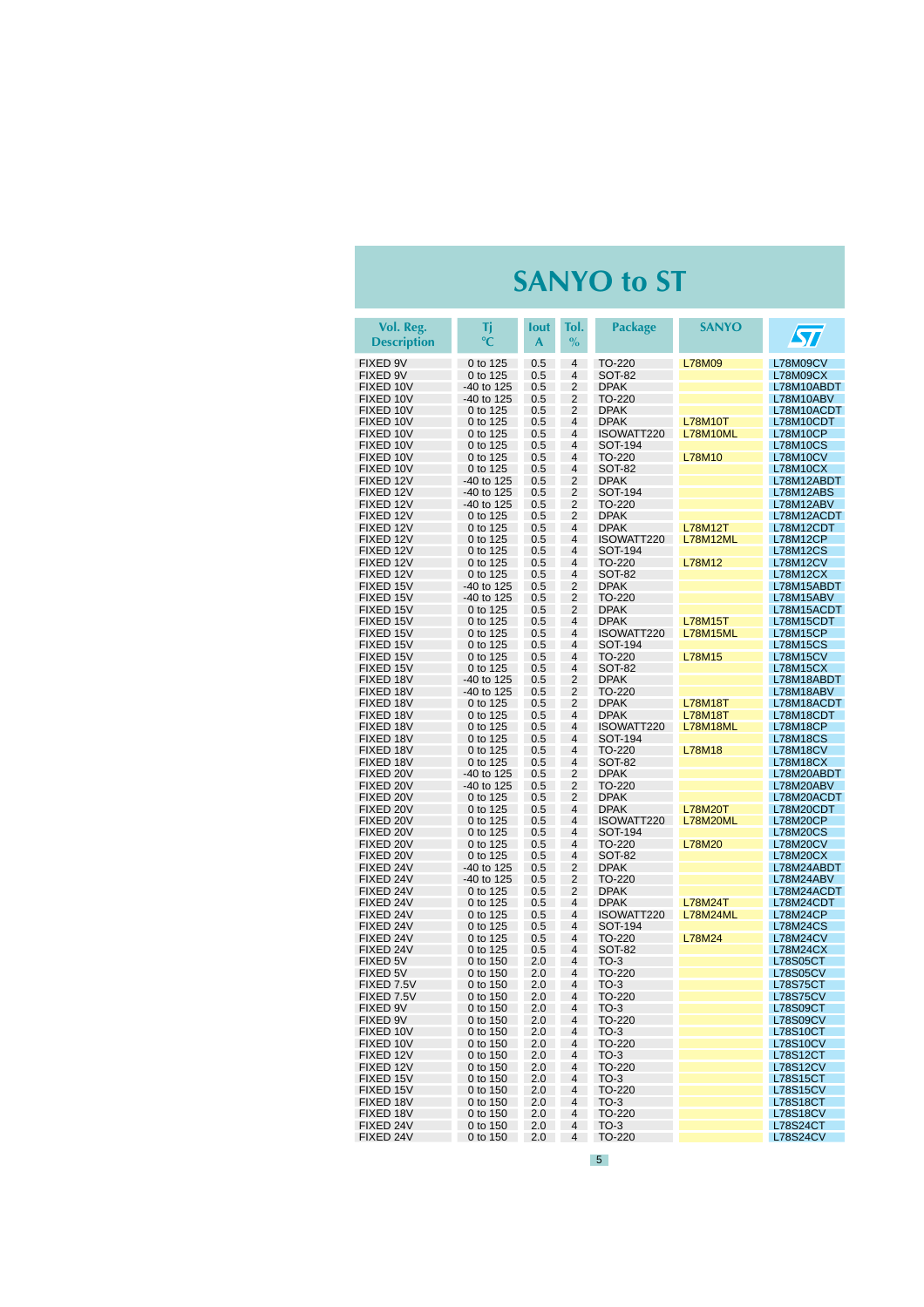# SANYO to ST

| Vol. Reg. Description | Tj °C | Iout A | Tol. % | Package | SANYO | ST |
|---|---|---|---|---|---|---|
| FIXED 9V | 0 to 125 | 0.5 | 4 | TO-220 | L78M09 | L78M09CV |
| FIXED 9V | 0 to 125 | 0.5 | 4 | SOT-82 | | L78M09CX |
| FIXED 10V | -40 to 125 | 0.5 | 2 | DPAK | | L78M10ABDT |
| FIXED 10V | -40 to 125 | 0.5 | 2 | TO-220 | | L78M10ABV |
| FIXED 10V | 0 to 125 | 0.5 | 2 | DPAK | | L78M10ACDT |
| FIXED 10V | 0 to 125 | 0.5 | 4 | DPAK | L78M10T | L78M10CDT |
| FIXED 10V | 0 to 125 | 0.5 | 4 | ISOWATT220 | L78M10ML | L78M10CP |
| FIXED 10V | 0 to 125 | 0.5 | 4 | SOT-194 | | L78M10CS |
| FIXED 10V | 0 to 125 | 0.5 | 4 | TO-220 | L78M10 | L78M10CV |
| FIXED 10V | 0 to 125 | 0.5 | 4 | SOT-82 | | L78M10CX |
| FIXED 12V | -40 to 125 | 0.5 | 2 | DPAK | | L78M12ABDT |
| FIXED 12V | -40 to 125 | 0.5 | 2 | SOT-194 | | L78M12ABS |
| FIXED 12V | -40 to 125 | 0.5 | 2 | TO-220 | | L78M12ABV |
| FIXED 12V | 0 to 125 | 0.5 | 2 | DPAK | | L78M12ACDT |
| FIXED 12V | 0 to 125 | 0.5 | 4 | DPAK | L78M12T | L78M12CDT |
| FIXED 12V | 0 to 125 | 0.5 | 4 | ISOWATT220 | L78M12ML | L78M12CP |
| FIXED 12V | 0 to 125 | 0.5 | 4 | SOT-194 | | L78M12CS |
| FIXED 12V | 0 to 125 | 0.5 | 4 | TO-220 | L78M12 | L78M12CV |
| FIXED 12V | 0 to 125 | 0.5 | 4 | SOT-82 | | L78M12CX |
| FIXED 15V | -40 to 125 | 0.5 | 2 | DPAK | | L78M15ABDT |
| FIXED 15V | -40 to 125 | 0.5 | 2 | TO-220 | | L78M15ABV |
| FIXED 15V | 0 to 125 | 0.5 | 2 | DPAK | | L78M15ACDT |
| FIXED 15V | 0 to 125 | 0.5 | 4 | DPAK | L78M15T | L78M15CDT |
| FIXED 15V | 0 to 125 | 0.5 | 4 | ISOWATT220 | L78M15ML | L78M15CP |
| FIXED 15V | 0 to 125 | 0.5 | 4 | SOT-194 | | L78M15CS |
| FIXED 15V | 0 to 125 | 0.5 | 4 | TO-220 | L78M15 | L78M15CV |
| FIXED 15V | 0 to 125 | 0.5 | 4 | SOT-82 | | L78M15CX |
| FIXED 18V | -40 to 125 | 0.5 | 2 | DPAK | | L78M18ABDT |
| FIXED 18V | -40 to 125 | 0.5 | 2 | TO-220 | | L78M18ABV |
| FIXED 18V | 0 to 125 | 0.5 | 2 | DPAK | L78M18T | L78M18ACDT |
| FIXED 18V | 0 to 125 | 0.5 | 4 | DPAK | L78M18T | L78M18CDT |
| FIXED 18V | 0 to 125 | 0.5 | 4 | ISOWATT220 | L78M18ML | L78M18CP |
| FIXED 18V | 0 to 125 | 0.5 | 4 | SOT-194 | | L78M18CS |
| FIXED 18V | 0 to 125 | 0.5 | 4 | TO-220 | L78M18 | L78M18CV |
| FIXED 18V | 0 to 125 | 0.5 | 4 | SOT-82 | | L78M18CX |
| FIXED 20V | -40 to 125 | 0.5 | 2 | DPAK | | L78M20ABDT |
| FIXED 20V | -40 to 125 | 0.5 | 2 | TO-220 | | L78M20ABV |
| FIXED 20V | 0 to 125 | 0.5 | 2 | DPAK | | L78M20ACDT |
| FIXED 20V | 0 to 125 | 0.5 | 4 | DPAK | L78M20T | L78M20CDT |
| FIXED 20V | 0 to 125 | 0.5 | 4 | ISOWATT220 | L78M20ML | L78M20CP |
| FIXED 20V | 0 to 125 | 0.5 | 4 | SOT-194 | | L78M20CS |
| FIXED 20V | 0 to 125 | 0.5 | 4 | TO-220 | L78M20 | L78M20CV |
| FIXED 20V | 0 to 125 | 0.5 | 4 | SOT-82 | | L78M20CX |
| FIXED 24V | -40 to 125 | 0.5 | 2 | DPAK | | L78M24ABDT |
| FIXED 24V | -40 to 125 | 0.5 | 2 | TO-220 | | L78M24ABV |
| FIXED 24V | 0 to 125 | 0.5 | 2 | DPAK | | L78M24ACDT |
| FIXED 24V | 0 to 125 | 0.5 | 4 | DPAK | L78M24T | L78M24CDT |
| FIXED 24V | 0 to 125 | 0.5 | 4 | ISOWATT220 | L78M24ML | L78M24CP |
| FIXED 24V | 0 to 125 | 0.5 | 4 | SOT-194 | | L78M24CS |
| FIXED 24V | 0 to 125 | 0.5 | 4 | TO-220 | L78M24 | L78M24CV |
| FIXED 24V | 0 to 125 | 0.5 | 4 | SOT-82 | | L78M24CX |
| FIXED 5V | 0 to 150 | 2.0 | 4 | TO-3 | | L78S05CT |
| FIXED 5V | 0 to 150 | 2.0 | 4 | TO-220 | | L78S05CV |
| FIXED 7.5V | 0 to 150 | 2.0 | 4 | TO-3 | | L78S75CT |
| FIXED 7.5V | 0 to 150 | 2.0 | 4 | TO-220 | | L78S75CV |
| FIXED 9V | 0 to 150 | 2.0 | 4 | TO-3 | | L78S09CT |
| FIXED 9V | 0 to 150 | 2.0 | 4 | TO-220 | | L78S09CV |
| FIXED 10V | 0 to 150 | 2.0 | 4 | TO-3 | | L78S10CT |
| FIXED 10V | 0 to 150 | 2.0 | 4 | TO-220 | | L78S10CV |
| FIXED 12V | 0 to 150 | 2.0 | 4 | TO-3 | | L78S12CT |
| FIXED 12V | 0 to 150 | 2.0 | 4 | TO-220 | | L78S12CV |
| FIXED 15V | 0 to 150 | 2.0 | 4 | TO-3 | | L78S15CT |
| FIXED 15V | 0 to 150 | 2.0 | 4 | TO-220 | | L78S15CV |
| FIXED 18V | 0 to 150 | 2.0 | 4 | TO-3 | | L78S18CT |
| FIXED 18V | 0 to 150 | 2.0 | 4 | TO-220 | | L78S18CV |
| FIXED 24V | 0 to 150 | 2.0 | 4 | TO-3 | | L78S24CT |
| FIXED 24V | 0 to 150 | 2.0 | 4 | TO-220 | | L78S24CV |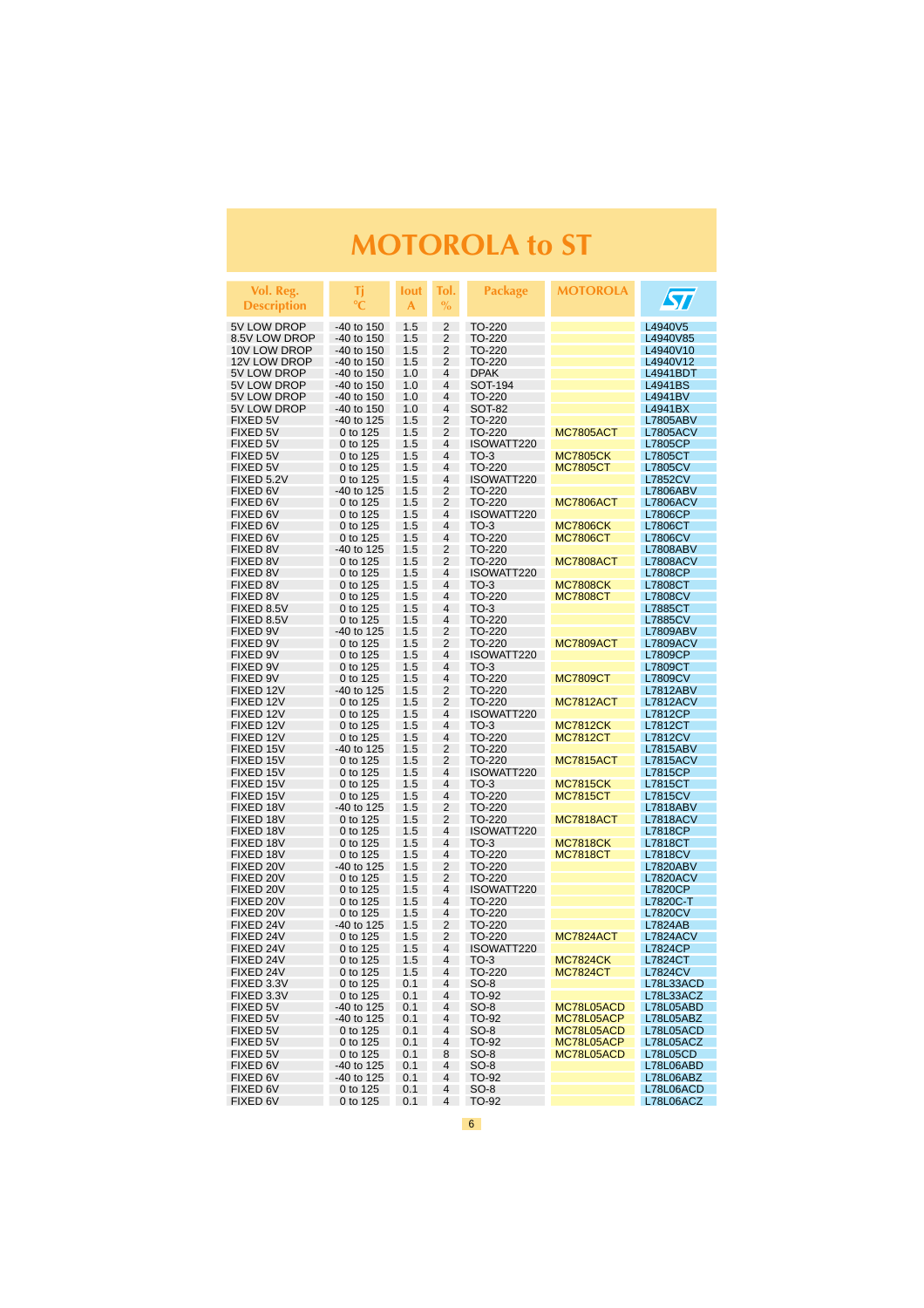# MOTOROLA to ST

| Vol. Reg. Description | Tj °C | Iout A | Tol. % | Package | MOTOROLA | ST |
|---|---|---|---|---|---|---|
| 5V LOW DROP | -40 to 150 | 1.5 | 2 | TO-220 | | L4940V5 |
| 8.5V LOW DROP | -40 to 150 | 1.5 | 2 | TO-220 | | L4940V85 |
| 10V LOW DROP | -40 to 150 | 1.5 | 2 | TO-220 | | L4940V10 |
| 12V LOW DROP | -40 to 150 | 1.5 | 2 | TO-220 | | L4940V12 |
| 5V LOW DROP | -40 to 150 | 1.0 | 4 | DPAK | | L4941BDT |
| 5V LOW DROP | -40 to 150 | 1.0 | 4 | SOT-194 | | L4941BS |
| 5V LOW DROP | -40 to 150 | 1.0 | 4 | TO-220 | | L4941BV |
| 5V LOW DROP | -40 to 150 | 1.0 | 4 | SOT-82 | | L4941BX |
| FIXED 5V | -40 to 125 | 1.5 | 2 | TO-220 | | L7805ABV |
| FIXED 5V | 0 to 125 | 1.5 | 2 | TO-220 | MC7805ACT | L7805ACV |
| FIXED 5V | 0 to 125 | 1.5 | 4 | ISOWATT220 | | L7805CP |
| FIXED 5V | 0 to 125 | 1.5 | 4 | TO-3 | MC7805CK | L7805CT |
| FIXED 5V | 0 to 125 | 1.5 | 4 | TO-220 | MC7805CT | L7805CV |
| FIXED 5.2V | 0 to 125 | 1.5 | 4 | ISOWATT220 | | L7852CV |
| FIXED 6V | -40 to 125 | 1.5 | 2 | TO-220 | | L7806ABV |
| FIXED 6V | 0 to 125 | 1.5 | 2 | TO-220 | MC7806ACT | L7806ACV |
| FIXED 6V | 0 to 125 | 1.5 | 4 | ISOWATT220 | | L7806CP |
| FIXED 6V | 0 to 125 | 1.5 | 4 | TO-3 | MC7806CK | L7806CT |
| FIXED 6V | 0 to 125 | 1.5 | 4 | TO-220 | MC7806CT | L7806CV |
| FIXED 8V | -40 to 125 | 1.5 | 2 | TO-220 | | L7808ABV |
| FIXED 8V | 0 to 125 | 1.5 | 2 | TO-220 | MC7808ACT | L7808ACV |
| FIXED 8V | 0 to 125 | 1.5 | 4 | ISOWATT220 | | L7808CP |
| FIXED 8V | 0 to 125 | 1.5 | 4 | TO-3 | MC7808CK | L7808CT |
| FIXED 8V | 0 to 125 | 1.5 | 4 | TO-220 | MC7808CT | L7808CV |
| FIXED 8.5V | 0 to 125 | 1.5 | 4 | TO-3 | | L7885CT |
| FIXED 8.5V | 0 to 125 | 1.5 | 4 | TO-220 | | L7885CV |
| FIXED 9V | -40 to 125 | 1.5 | 2 | TO-220 | | L7809ABV |
| FIXED 9V | 0 to 125 | 1.5 | 2 | TO-220 | MC7809ACT | L7809ACV |
| FIXED 9V | 0 to 125 | 1.5 | 4 | ISOWATT220 | | L7809CP |
| FIXED 9V | 0 to 125 | 1.5 | 4 | TO-3 | | L7809CT |
| FIXED 9V | 0 to 125 | 1.5 | 4 | TO-220 | MC7809CT | L7809CV |
| FIXED 12V | -40 to 125 | 1.5 | 2 | TO-220 | | L7812ABV |
| FIXED 12V | 0 to 125 | 1.5 | 2 | TO-220 | MC7812ACT | L7812ACV |
| FIXED 12V | 0 to 125 | 1.5 | 4 | ISOWATT220 | | L7812CP |
| FIXED 12V | 0 to 125 | 1.5 | 4 | TO-3 | MC7812CK | L7812CT |
| FIXED 12V | 0 to 125 | 1.5 | 4 | TO-220 | MC7812CT | L7812CV |
| FIXED 15V | -40 to 125 | 1.5 | 2 | TO-220 | | L7815ABV |
| FIXED 15V | 0 to 125 | 1.5 | 2 | TO-220 | MC7815ACT | L7815ACV |
| FIXED 15V | 0 to 125 | 1.5 | 4 | ISOWATT220 | | L7815CP |
| FIXED 15V | 0 to 125 | 1.5 | 4 | TO-3 | MC7815CK | L7815CT |
| FIXED 15V | 0 to 125 | 1.5 | 4 | TO-220 | MC7815CT | L7815CV |
| FIXED 18V | -40 to 125 | 1.5 | 2 | TO-220 | | L7818ABV |
| FIXED 18V | 0 to 125 | 1.5 | 2 | TO-220 | MC7818ACT | L7818ACV |
| FIXED 18V | 0 to 125 | 1.5 | 4 | ISOWATT220 | | L7818CP |
| FIXED 18V | 0 to 125 | 1.5 | 4 | TO-3 | MC7818CK | L7818CT |
| FIXED 18V | 0 to 125 | 1.5 | 4 | TO-220 | MC7818CT | L7818CV |
| FIXED 20V | -40 to 125 | 1.5 | 2 | TO-220 | | L7820ABV |
| FIXED 20V | 0 to 125 | 1.5 | 2 | TO-220 | | L7820ACV |
| FIXED 20V | 0 to 125 | 1.5 | 4 | ISOWATT220 | | L7820CP |
| FIXED 20V | 0 to 125 | 1.5 | 4 | TO-220 | | L7820C-T |
| FIXED 20V | 0 to 125 | 1.5 | 4 | TO-220 | | L7820CV |
| FIXED 24V | -40 to 125 | 1.5 | 2 | TO-220 | | L7824AB |
| FIXED 24V | 0 to 125 | 1.5 | 2 | TO-220 | MC7824ACT | L7824ACV |
| FIXED 24V | 0 to 125 | 1.5 | 4 | ISOWATT220 | | L7824CP |
| FIXED 24V | 0 to 125 | 1.5 | 4 | TO-3 | MC7824CK | L7824CT |
| FIXED 24V | 0 to 125 | 1.5 | 4 | TO-220 | MC7824CT | L7824CV |
| FIXED 3.3V | 0 to 125 | 0.1 | 4 | SO-8 | | L78L33ACD |
| FIXED 3.3V | 0 to 125 | 0.1 | 4 | TO-92 | | L78L33ACZ |
| FIXED 5V | -40 to 125 | 0.1 | 4 | SO-8 | MC78L05ACD | L78L05ABD |
| FIXED 5V | -40 to 125 | 0.1 | 4 | TO-92 | MC78L05ACP | L78L05ABZ |
| FIXED 5V | 0 to 125 | 0.1 | 4 | SO-8 | MC78L05ACD | L78L05ACD |
| FIXED 5V | 0 to 125 | 0.1 | 4 | TO-92 | MC78L05ACP | L78L05ACZ |
| FIXED 5V | 0 to 125 | 0.1 | 8 | SO-8 | MC78L05ACD | L78L05CD |
| FIXED 6V | -40 to 125 | 0.1 | 4 | SO-8 | | L78L06ABD |
| FIXED 6V | -40 to 125 | 0.1 | 4 | TO-92 | | L78L06ABZ |
| FIXED 6V | 0 to 125 | 0.1 | 4 | SO-8 | | L78L06ACD |
| FIXED 6V | 0 to 125 | 0.1 | 4 | TO-92 | | L78L06ACZ |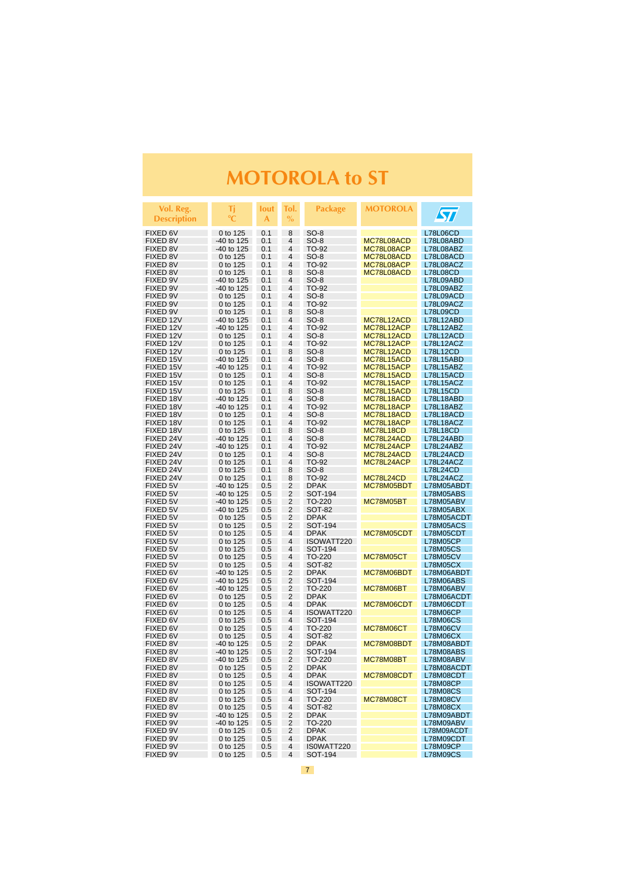# MOTOROLA to ST

| Vol. Reg. Description | Tj °C | Iout A | Tol. % | Package | MOTOROLA | ST |
|---|---|---|---|---|---|---|
| FIXED 6V | 0 to 125 | 0.1 | 8 | SO-8 | | L78L06CD |
| FIXED 8V | -40 to 125 | 0.1 | 4 | SO-8 | MC78L08ACD | L78L08ABD |
| FIXED 8V | -40 to 125 | 0.1 | 4 | TO-92 | MC78L08ACP | L78L08ABZ |
| FIXED 8V | 0 to 125 | 0.1 | 4 | SO-8 | MC78L08ACD | L78L08ACD |
| FIXED 8V | 0 to 125 | 0.1 | 4 | TO-92 | MC78L08ACP | L78L08ACZ |
| FIXED 8V | 0 to 125 | 0.1 | 8 | SO-8 | MC78L08ACD | L78L08CD |
| FIXED 9V | -40 to 125 | 0.1 | 4 | SO-8 | | L78L09ABD |
| FIXED 9V | -40 to 125 | 0.1 | 4 | TO-92 | | L78L09ABZ |
| FIXED 9V | 0 to 125 | 0.1 | 4 | SO-8 | | L78L09ACD |
| FIXED 9V | 0 to 125 | 0.1 | 4 | TO-92 | | L78L09ACZ |
| FIXED 9V | 0 to 125 | 0.1 | 8 | SO-8 | | L78L09CD |
| FIXED 12V | -40 to 125 | 0.1 | 4 | SO-8 | MC78L12ACD | L78L12ABD |
| FIXED 12V | -40 to 125 | 0.1 | 4 | TO-92 | MC78L12ACP | L78L12ABZ |
| FIXED 12V | 0 to 125 | 0.1 | 4 | SO-8 | MC78L12ACD | L78L12ACD |
| FIXED 12V | 0 to 125 | 0.1 | 4 | TO-92 | MC78L12ACP | L78L12ACZ |
| FIXED 12V | 0 to 125 | 0.1 | 8 | SO-8 | MC78L12ACD | L78L12CD |
| FIXED 15V | -40 to 125 | 0.1 | 4 | SO-8 | MC78L15ACD | L78L15ABD |
| FIXED 15V | -40 to 125 | 0.1 | 4 | TO-92 | MC78L15ACP | L78L15ABZ |
| FIXED 15V | 0 to 125 | 0.1 | 4 | SO-8 | MC78L15ACD | L78L15ACD |
| FIXED 15V | 0 to 125 | 0.1 | 4 | TO-92 | MC78L15ACP | L78L15ACZ |
| FIXED 15V | 0 to 125 | 0.1 | 8 | SO-8 | MC78L15ACD | L78L15CD |
| FIXED 18V | -40 to 125 | 0.1 | 4 | SO-8 | MC78L18ACD | L78L18ABD |
| FIXED 18V | -40 to 125 | 0.1 | 4 | TO-92 | MC78L18ACP | L78L18ABZ |
| FIXED 18V | 0 to 125 | 0.1 | 4 | SO-8 | MC78L18ACD | L78L18ACD |
| FIXED 18V | 0 to 125 | 0.1 | 4 | TO-92 | MC78L18ACP | L78L18ACZ |
| FIXED 18V | 0 to 125 | 0.1 | 8 | SO-8 | MC78L18CD | L78L18CD |
| FIXED 24V | -40 to 125 | 0.1 | 4 | SO-8 | MC78L24ACD | L78L24ABD |
| FIXED 24V | -40 to 125 | 0.1 | 4 | TO-92 | MC78L24ACP | L78L24ABZ |
| FIXED 24V | 0 to 125 | 0.1 | 4 | SO-8 | MC78L24ACD | L78L24ACD |
| FIXED 24V | 0 to 125 | 0.1 | 4 | TO-92 | MC78L24ACP | L78L24ACZ |
| FIXED 24V | 0 to 125 | 0.1 | 8 | SO-8 | | L78L24CD |
| FIXED 24V | 0 to 125 | 0.1 | 8 | TO-92 | MC78L24CD | L78L24ACZ |
| FIXED 5V | -40 to 125 | 0.5 | 2 | DPAK | MC78M05BDT | L78M05ABDT |
| FIXED 5V | -40 to 125 | 0.5 | 2 | SOT-194 | | L78M05ABS |
| FIXED 5V | -40 to 125 | 0.5 | 2 | TO-220 | MC78M05BT | L78M05ABV |
| FIXED 5V | -40 to 125 | 0.5 | 2 | SOT-82 | | L78M05ABX |
| FIXED 5V | 0 to 125 | 0.5 | 2 | DPAK | | L78M05ACDT |
| FIXED 5V | 0 to 125 | 0.5 | 2 | SOT-194 | | L78M05ACS |
| FIXED 5V | 0 to 125 | 0.5 | 4 | DPAK | MC78M05CDT | L78M05CDT |
| FIXED 5V | 0 to 125 | 0.5 | 4 | ISOWATT220 | | L78M05CP |
| FIXED 5V | 0 to 125 | 0.5 | 4 | SOT-194 | | L78M05CS |
| FIXED 5V | 0 to 125 | 0.5 | 4 | TO-220 | MC78M05CT | L78M05CV |
| FIXED 5V | 0 to 125 | 0.5 | 4 | SOT-82 | | L78M05CX |
| FIXED 6V | -40 to 125 | 0.5 | 2 | DPAK | MC78M06BDT | L78M06ABDT |
| FIXED 6V | -40 to 125 | 0.5 | 2 | SOT-194 | | L78M06ABS |
| FIXED 6V | -40 to 125 | 0.5 | 2 | TO-220 | MC78M06BT | L78M06ABV |
| FIXED 6V | 0 to 125 | 0.5 | 2 | DPAK | | L78M06ACDT |
| FIXED 6V | 0 to 125 | 0.5 | 4 | DPAK | MC78M06CDT | L78M06CDT |
| FIXED 6V | 0 to 125 | 0.5 | 4 | ISOWATT220 | | L78M06CP |
| FIXED 6V | 0 to 125 | 0.5 | 4 | SOT-194 | | L78M06CS |
| FIXED 6V | 0 to 125 | 0.5 | 4 | TO-220 | MC78M06CT | L78M06CV |
| FIXED 6V | 0 to 125 | 0.5 | 4 | SOT-82 | | L78M06CX |
| FIXED 8V | -40 to 125 | 0.5 | 2 | DPAK | MC78M08BDT | L78M08ABDT |
| FIXED 8V | -40 to 125 | 0.5 | 2 | SOT-194 | | L78M08ABS |
| FIXED 8V | -40 to 125 | 0.5 | 2 | TO-220 | MC78M08BT | L78M08ABV |
| FIXED 8V | 0 to 125 | 0.5 | 2 | DPAK | | L78M08ACDT |
| FIXED 8V | 0 to 125 | 0.5 | 4 | DPAK | MC78M08CDT | L78M08CDT |
| FIXED 8V | 0 to 125 | 0.5 | 4 | ISOWATT220 | | L78M08CP |
| FIXED 8V | 0 to 125 | 0.5 | 4 | SOT-194 | | L78M08CS |
| FIXED 8V | 0 to 125 | 0.5 | 4 | TO-220 | MC78M08CT | L78M08CV |
| FIXED 8V | 0 to 125 | 0.5 | 4 | SOT-82 | | L78M08CX |
| FIXED 9V | -40 to 125 | 0.5 | 2 | DPAK | | L78M09ABDT |
| FIXED 9V | -40 to 125 | 0.5 | 2 | TO-220 | | L78M09ABV |
| FIXED 9V | 0 to 125 | 0.5 | 2 | DPAK | | L78M09ACDT |
| FIXED 9V | 0 to 125 | 0.5 | 4 | DPAK | | L78M09CDT |
| FIXED 9V | 0 to 125 | 0.5 | 4 | ISOWATT220 | | L78M09CP |
| FIXED 9V | 0 to 125 | 0.5 | 4 | SOT-194 | | L78M09CS |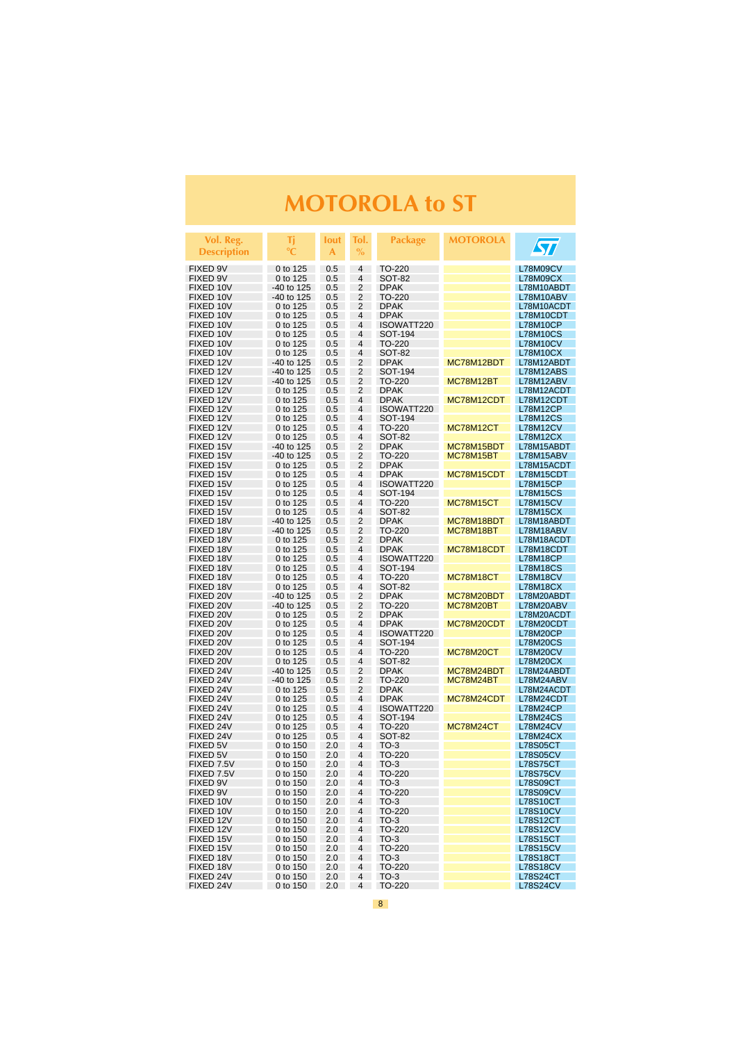# MOTOROLA to ST

| Vol. Reg. Description | Tj °C | Iout A | Tol. % | Package | MOTOROLA | ST |
|---|---|---|---|---|---|---|
| FIXED 9V | 0 to 125 | 0.5 | 4 | TO-220 | | L78M09CV |
| FIXED 9V | 0 to 125 | 0.5 | 4 | SOT-82 | | L78M09CX |
| FIXED 10V | -40 to 125 | 0.5 | 2 | DPAK | | L78M10ABDT |
| FIXED 10V | -40 to 125 | 0.5 | 2 | TO-220 | | L78M10ABV |
| FIXED 10V | 0 to 125 | 0.5 | 2 | DPAK | | L78M10ACDT |
| FIXED 10V | 0 to 125 | 0.5 | 4 | DPAK | | L78M10CDT |
| FIXED 10V | 0 to 125 | 0.5 | 4 | ISOWATT220 | | L78M10CP |
| FIXED 10V | 0 to 125 | 0.5 | 4 | SOT-194 | | L78M10CS |
| FIXED 10V | 0 to 125 | 0.5 | 4 | TO-220 | | L78M10CV |
| FIXED 10V | 0 to 125 | 0.5 | 4 | SOT-82 | | L78M10CX |
| FIXED 12V | -40 to 125 | 0.5 | 2 | DPAK | MC78M12BDT | L78M12ABDT |
| FIXED 12V | -40 to 125 | 0.5 | 2 | SOT-194 | | L78M12ABS |
| FIXED 12V | -40 to 125 | 0.5 | 2 | TO-220 | MC78M12BT | L78M12ABV |
| FIXED 12V | 0 to 125 | 0.5 | 2 | DPAK | | L78M12ACDT |
| FIXED 12V | 0 to 125 | 0.5 | 4 | DPAK | MC78M12CDT | L78M12CDT |
| FIXED 12V | 0 to 125 | 0.5 | 4 | ISOWATT220 | | L78M12CP |
| FIXED 12V | 0 to 125 | 0.5 | 4 | SOT-194 | | L78M12CS |
| FIXED 12V | 0 to 125 | 0.5 | 4 | TO-220 | MC78M12CT | L78M12CV |
| FIXED 12V | 0 to 125 | 0.5 | 4 | SOT-82 | | L78M12CX |
| FIXED 15V | -40 to 125 | 0.5 | 2 | DPAK | MC78M15BDT | L78M15ABDT |
| FIXED 15V | -40 to 125 | 0.5 | 2 | TO-220 | MC78M15BT | L78M15ABV |
| FIXED 15V | 0 to 125 | 0.5 | 2 | DPAK | | L78M15ACDT |
| FIXED 15V | 0 to 125 | 0.5 | 4 | DPAK | MC78M15CDT | L78M15CDT |
| FIXED 15V | 0 to 125 | 0.5 | 4 | ISOWATT220 | | L78M15CP |
| FIXED 15V | 0 to 125 | 0.5 | 4 | SOT-194 | | L78M15CS |
| FIXED 15V | 0 to 125 | 0.5 | 4 | TO-220 | MC78M15CT | L78M15CV |
| FIXED 15V | 0 to 125 | 0.5 | 4 | SOT-82 | | L78M15CX |
| FIXED 18V | -40 to 125 | 0.5 | 2 | DPAK | MC78M18BDT | L78M18ABDT |
| FIXED 18V | -40 to 125 | 0.5 | 2 | TO-220 | MC78M18BT | L78M18ABV |
| FIXED 18V | 0 to 125 | 0.5 | 2 | DPAK | | L78M18ACDT |
| FIXED 18V | 0 to 125 | 0.5 | 4 | DPAK | MC78M18CDT | L78M18CDT |
| FIXED 18V | 0 to 125 | 0.5 | 4 | ISOWATT220 | | L78M18CP |
| FIXED 18V | 0 to 125 | 0.5 | 4 | SOT-194 | | L78M18CS |
| FIXED 18V | 0 to 125 | 0.5 | 4 | TO-220 | MC78M18CT | L78M18CV |
| FIXED 18V | 0 to 125 | 0.5 | 4 | SOT-82 | | L78M18CX |
| FIXED 20V | -40 to 125 | 0.5 | 2 | DPAK | MC78M20BDT | L78M20ABDT |
| FIXED 20V | -40 to 125 | 0.5 | 2 | TO-220 | MC78M20BT | L78M20ABV |
| FIXED 20V | 0 to 125 | 0.5 | 2 | DPAK | | L78M20ACDT |
| FIXED 20V | 0 to 125 | 0.5 | 4 | DPAK | MC78M20CDT | L78M20CDT |
| FIXED 20V | 0 to 125 | 0.5 | 4 | ISOWATT220 | | L78M20CP |
| FIXED 20V | 0 to 125 | 0.5 | 4 | SOT-194 | | L78M20CS |
| FIXED 20V | 0 to 125 | 0.5 | 4 | TO-220 | MC78M20CT | L78M20CV |
| FIXED 20V | 0 to 125 | 0.5 | 4 | SOT-82 | | L78M20CX |
| FIXED 24V | -40 to 125 | 0.5 | 2 | DPAK | MC78M24BDT | L78M24ABDT |
| FIXED 24V | -40 to 125 | 0.5 | 2 | TO-220 | MC78M24BT | L78M24ABV |
| FIXED 24V | 0 to 125 | 0.5 | 2 | DPAK | | L78M24ACDT |
| FIXED 24V | 0 to 125 | 0.5 | 4 | DPAK | MC78M24CDT | L78M24CDT |
| FIXED 24V | 0 to 125 | 0.5 | 4 | ISOWATT220 | | L78M24CP |
| FIXED 24V | 0 to 125 | 0.5 | 4 | SOT-194 | | L78M24CS |
| FIXED 24V | 0 to 125 | 0.5 | 4 | TO-220 | MC78M24CT | L78M24CV |
| FIXED 24V | 0 to 125 | 0.5 | 4 | SOT-82 | | L78M24CX |
| FIXED 5V | 0 to 150 | 2.0 | 4 | TO-3 | | L78S05CT |
| FIXED 5V | 0 to 150 | 2.0 | 4 | TO-220 | | L78S05CV |
| FIXED 7.5V | 0 to 150 | 2.0 | 4 | TO-3 | | L78S75CT |
| FIXED 7.5V | 0 to 150 | 2.0 | 4 | TO-220 | | L78S75CV |
| FIXED 9V | 0 to 150 | 2.0 | 4 | TO-3 | | L78S09CT |
| FIXED 9V | 0 to 150 | 2.0 | 4 | TO-220 | | L78S09CV |
| FIXED 10V | 0 to 150 | 2.0 | 4 | TO-3 | | L78S10CT |
| FIXED 10V | 0 to 150 | 2.0 | 4 | TO-220 | | L78S10CV |
| FIXED 12V | 0 to 150 | 2.0 | 4 | TO-3 | | L78S12CT |
| FIXED 12V | 0 to 150 | 2.0 | 4 | TO-220 | | L78S12CV |
| FIXED 15V | 0 to 150 | 2.0 | 4 | TO-3 | | L78S15CT |
| FIXED 15V | 0 to 150 | 2.0 | 4 | TO-220 | | L78S15CV |
| FIXED 18V | 0 to 150 | 2.0 | 4 | TO-3 | | L78S18CT |
| FIXED 18V | 0 to 150 | 2.0 | 4 | TO-220 | | L78S18CV |
| FIXED 24V | 0 to 150 | 2.0 | 4 | TO-3 | | L78S24CT |
| FIXED 24V | 0 to 150 | 2.0 | 4 | TO-220 | | L78S24CV |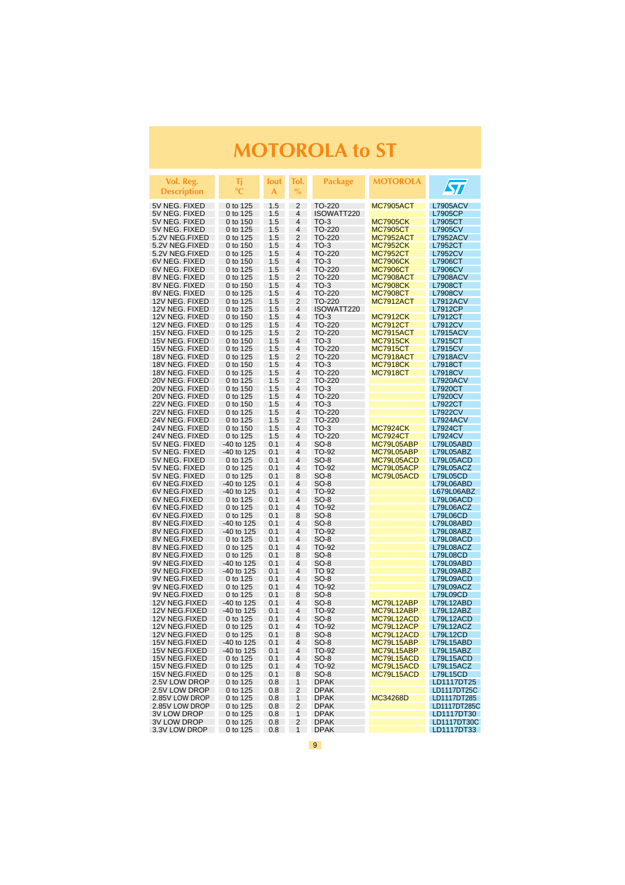# MOTOROLA to ST

| Vol. Reg. Description | Tj °C | Iout A | Tol. % | Package | MOTOROLA | ST |
|---|---|---|---|---|---|---|
| 5V NEG. FIXED | 0 to 125 | 1.5 | 2 | TO-220 | MC7905ACT | L7905ACV |
| 5V NEG. FIXED | 0 to 125 | 1.5 | 4 | ISOWATT220 | | L7905CP |
| 5V NEG. FIXED | 0 to 150 | 1.5 | 4 | TO-3 | MC7905CK | L7905CT |
| 5V NEG. FIXED | 0 to 125 | 1.5 | 4 | TO-220 | MC7905CT | L7905CV |
| 5.2V NEG.FIXED | 0 to 125 | 1.5 | 2 | TO-220 | MC7952ACT | L7952ACV |
| 5.2V NEG.FIXED | 0 to 150 | 1.5 | 4 | TO-3 | MC7952CK | L7952CT |
| 5.2V NEG.FIXED | 0 to 125 | 1.5 | 4 | TO-220 | MC7952CT | L7952CV |
| 6V NEG. FIXED | 0 to 150 | 1.5 | 4 | TO-3 | MC7906CK | L7906CT |
| 6V NEG. FIXED | 0 to 125 | 1.5 | 4 | TO-220 | MC7906CT | L7906CV |
| 8V NEG. FIXED | 0 to 125 | 1.5 | 2 | TO-220 | MC7908ACT | L7908ACV |
| 8V NEG. FIXED | 0 to 150 | 1.5 | 4 | TO-3 | MC7908CK | L7908CT |
| 8V NEG. FIXED | 0 to 125 | 1.5 | 4 | TO-220 | MC7908CT | L7908CV |
| 12V NEG. FIXED | 0 to 125 | 1.5 | 2 | TO-220 | MC7912ACT | L7912ACV |
| 12V NEG. FIXED | 0 to 125 | 1.5 | 4 | ISOWATT220 | | L7912CP |
| 12V NEG. FIXED | 0 to 150 | 1.5 | 4 | TO-3 | MC7912CK | L7912CT |
| 12V NEG. FIXED | 0 to 125 | 1.5 | 4 | TO-220 | MC7912CT | L7912CV |
| 15V NEG. FIXED | 0 to 125 | 1.5 | 2 | TO-220 | MC7915ACT | L7915ACV |
| 15V NEG. FIXED | 0 to 150 | 1.5 | 4 | TO-3 | MC7915CK | L7915CT |
| 15V NEG. FIXED | 0 to 125 | 1.5 | 4 | TO-220 | MC7915CT | L7915CV |
| 18V NEG. FIXED | 0 to 125 | 1.5 | 2 | TO-220 | MC7918ACT | L7918ACV |
| 18V NEG. FIXED | 0 to 150 | 1.5 | 4 | TO-3 | MC7918CK | L7918CT |
| 18V NEG. FIXED | 0 to 125 | 1.5 | 4 | TO-220 | MC7918CT | L7918CV |
| 20V NEG. FIXED | 0 to 125 | 1.5 | 2 | TO-220 | | L7920ACV |
| 20V NEG. FIXED | 0 to 150 | 1.5 | 4 | TO-3 | | L7920CT |
| 20V NEG. FIXED | 0 to 125 | 1.5 | 4 | TO-220 | | L7920CV |
| 22V NEG. FIXED | 0 to 150 | 1.5 | 4 | TO-3 | | L7922CT |
| 22V NEG. FIXED | 0 to 125 | 1.5 | 4 | TO-220 | | L7922CV |
| 24V NEG. FIXED | 0 to 125 | 1.5 | 2 | TO-220 | | L7924ACV |
| 24V NEG. FIXED | 0 to 150 | 1.5 | 4 | TO-3 | MC7924CK | L7924CT |
| 24V NEG. FIXED | 0 to 125 | 1.5 | 4 | TO-220 | MC7924CT | L7924CV |
| 5V NEG. FIXED | -40 to 125 | 0.1 | 4 | SO-8 | MC79L05ABP | L79L05ABD |
| 5V NEG. FIXED | -40 to 125 | 0.1 | 4 | TO-92 | MC79L05ABP | L79L05ABZ |
| 5V NEG. FIXED | 0 to 125 | 0.1 | 4 | SO-8 | MC79L05ACD | L79L05ACD |
| 5V NEG. FIXED | 0 to 125 | 0.1 | 4 | TO-92 | MC79L05ACP | L79L05ACZ |
| 5V NEG. FIXED | 0 to 125 | 0.1 | 8 | SO-8 | MC79L05ACD | L79L05CD |
| 6V NEG.FIXED | -40 to 125 | 0.1 | 4 | SO-8 | | L79L06ABD |
| 6V NEG.FIXED | -40 to 125 | 0.1 | 4 | TO-92 | | L679L06ABZ |
| 6V NEG.FIXED | 0 to 125 | 0.1 | 4 | SO-8 | | L79L06ACD |
| 6V NEG.FIXED | 0 to 125 | 0.1 | 4 | TO-92 | | L79L06ACZ |
| 6V NEG.FIXED | 0 to 125 | 0.1 | 8 | SO-8 | | L79L06CD |
| 8V NEG.FIXED | -40 to 125 | 0.1 | 4 | SO-8 | | L79L08ABD |
| 8V NEG.FIXED | -40 to 125 | 0.1 | 4 | TO-92 | | L79L08ABZ |
| 8V NEG.FIXED | 0 to 125 | 0.1 | 4 | SO-8 | | L79L08ACD |
| 8V NEG.FIXED | 0 to 125 | 0.1 | 4 | TO-92 | | L79L08ACZ |
| 8V NEG.FIXED | 0 to 125 | 0.1 | 8 | SO-8 | | L79L08CD |
| 9V NEG.FIXED | -40 to 125 | 0.1 | 4 | SO-8 | | L79L09ABD |
| 9V NEG.FIXED | -40 to 125 | 0.1 | 4 | TO 92 | | L79L09ABZ |
| 9V NEG.FIXED | 0 to 125 | 0.1 | 4 | SO-8 | | L79L09ACD |
| 9V NEG.FIXED | 0 to 125 | 0.1 | 4 | TO-92 | | L79L09ACZ |
| 9V NEG.FIXED | 0 to 125 | 0.1 | 8 | SO-8 | | L79L09CD |
| 12V NEG.FIXED | -40 to 125 | 0.1 | 4 | SO-8 | MC79L12ABP | L79L12ABD |
| 12V NEG.FIXED | -40 to 125 | 0.1 | 4 | TO-92 | MC79L12ABP | L79L12ABZ |
| 12V NEG.FIXED | 0 to 125 | 0.1 | 4 | SO-8 | MC79L12ACD | L79L12ACD |
| 12V NEG.FIXED | 0 to 125 | 0.1 | 4 | TO-92 | MC79L12ACP | L79L12ACZ |
| 12V NEG.FIXED | 0 to 125 | 0.1 | 8 | SO-8 | MC79L12ACD | L79L12CD |
| 15V NEG.FIXED | -40 to 125 | 0.1 | 4 | SO-8 | MC79L15ABP | L79L15ABD |
| 15V NEG.FIXED | -40 to 125 | 0.1 | 4 | TO-92 | MC79L15ABP | L79L15ABZ |
| 15V NEG.FIXED | 0 to 125 | 0.1 | 4 | SO-8 | MC79L15ACD | L79L15ACD |
| 15V NEG.FIXED | 0 to 125 | 0.1 | 4 | TO-92 | MC79L15ACD | L79L15ACZ |
| 15V NEG.FIXED | 0 to 125 | 0.1 | 8 | SO-8 | MC79L15ACD | L79L15CD |
| 2.5V LOW DROP | 0 to 125 | 0.8 | 1 | DPAK | | LD1117DT25 |
| 2.5V LOW DROP | 0 to 125 | 0.8 | 2 | DPAK | | LD1117DT25C |
| 2.85V LOW DROP | 0 to 125 | 0.8 | 1 | DPAK | MC34268D | LD1117DT285 |
| 2.85V LOW DROP | 0 to 125 | 0.8 | 2 | DPAK | | LD1117DT285C |
| 3V LOW DROP | 0 to 125 | 0.8 | 1 | DPAK | | LD1117DT30 |
| 3V LOW DROP | 0 to 125 | 0.8 | 2 | DPAK | | LD1117DT30C |
| 3.3V LOW DROP | 0 to 125 | 0.8 | 1 | DPAK | | LD1117DT33 |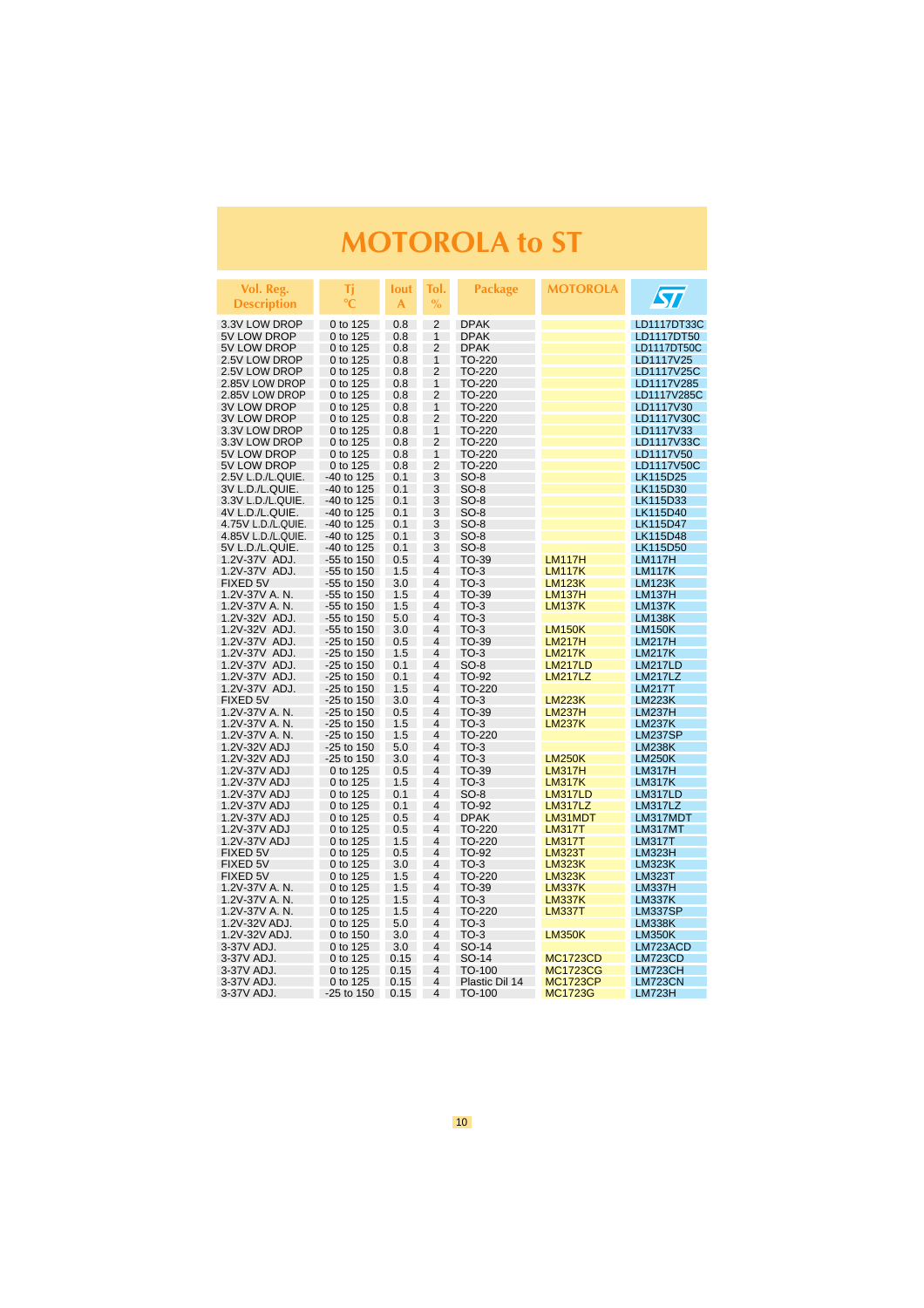# MOTOROLA to ST

| Vol. Reg. Description | Tj °C | Iout A | Tol. % | Package | MOTOROLA | ST |
|---|---|---|---|---|---|---|
| 3.3V LOW DROP | 0 to 125 | 0.8 | 2 | DPAK | | LD1117DT33C |
| 5V LOW DROP | 0 to 125 | 0.8 | 1 | DPAK | | LD1117DT50 |
| 5V LOW DROP | 0 to 125 | 0.8 | 2 | DPAK | | LD1117DT50C |
| 2.5V LOW DROP | 0 to 125 | 0.8 | 1 | TO-220 | | LD1117V25 |
| 2.5V LOW DROP | 0 to 125 | 0.8 | 2 | TO-220 | | LD1117V25C |
| 2.85V LOW DROP | 0 to 125 | 0.8 | 1 | TO-220 | | LD1117V285 |
| 2.85V LOW DROP | 0 to 125 | 0.8 | 2 | TO-220 | | LD1117V285C |
| 3V LOW DROP | 0 to 125 | 0.8 | 1 | TO-220 | | LD1117V30 |
| 3V LOW DROP | 0 to 125 | 0.8 | 2 | TO-220 | | LD1117V30C |
| 3.3V LOW DROP | 0 to 125 | 0.8 | 1 | TO-220 | | LD1117V33 |
| 3.3V LOW DROP | 0 to 125 | 0.8 | 2 | TO-220 | | LD1117V33C |
| 5V LOW DROP | 0 to 125 | 0.8 | 1 | TO-220 | | LD1117V50 |
| 5V LOW DROP | 0 to 125 | 0.8 | 2 | TO-220 | | LD1117V50C |
| 2.5V L.D./L.QUIE. | -40 to 125 | 0.1 | 3 | SO-8 | | LK115D25 |
| 3V L.D./L.QUIE. | -40 to 125 | 0.1 | 3 | SO-8 | | LK115D30 |
| 3.3V L.D./L.QUIE. | -40 to 125 | 0.1 | 3 | SO-8 | | LK115D33 |
| 4V L.D./L.QUIE. | -40 to 125 | 0.1 | 3 | SO-8 | | LK115D40 |
| 4.75V L.D./L.QUIE. | -40 to 125 | 0.1 | 3 | SO-8 | | LK115D47 |
| 4.85V L.D./L.QUIE. | -40 to 125 | 0.1 | 3 | SO-8 | | LK115D48 |
| 5V L.D./L.QUIE. | -40 to 125 | 0.1 | 3 | SO-8 | | LK115D50 |
| 1.2V-37V ADJ. | -55 to 150 | 0.5 | 4 | TO-39 | LM117H | LM117H |
| 1.2V-37V ADJ. | -55 to 150 | 1.5 | 4 | TO-3 | LM117K | LM117K |
| FIXED 5V | -55 to 150 | 3.0 | 4 | TO-3 | LM123K | LM123K |
| 1.2V-37V A. N. | -55 to 150 | 1.5 | 4 | TO-39 | LM137H | LM137H |
| 1.2V-37V A. N. | -55 to 150 | 1.5 | 4 | TO-3 | LM137K | LM137K |
| 1.2V-32V ADJ. | -55 to 150 | 5.0 | 4 | TO-3 | | LM138K |
| 1.2V-32V ADJ. | -55 to 150 | 3.0 | 4 | TO-3 | LM150K | LM150K |
| 1.2V-37V ADJ. | -25 to 150 | 0.5 | 4 | TO-39 | LM217H | LM217H |
| 1.2V-37V ADJ. | -25 to 150 | 1.5 | 4 | TO-3 | LM217K | LM217K |
| 1.2V-37V ADJ. | -25 to 150 | 0.1 | 4 | SO-8 | LM217LD | LM217LD |
| 1.2V-37V ADJ. | -25 to 150 | 0.1 | 4 | TO-92 | LM217LZ | LM217LZ |
| 1.2V-37V ADJ. | -25 to 150 | 1.5 | 4 | TO-220 | | LM217T |
| FIXED 5V | -25 to 150 | 3.0 | 4 | TO-3 | LM223K | LM223K |
| 1.2V-37V A. N. | -25 to 150 | 0.5 | 4 | TO-39 | LM237H | LM237H |
| 1.2V-37V A. N. | -25 to 150 | 1.5 | 4 | TO-3 | LM237K | LM237K |
| 1.2V-37V A. N. | -25 to 150 | 1.5 | 4 | TO-220 | | LM237SP |
| 1.2V-32V ADJ | -25 to 150 | 5.0 | 4 | TO-3 | | LM238K |
| 1.2V-32V ADJ | -25 to 150 | 3.0 | 4 | TO-3 | LM250K | LM250K |
| 1.2V-37V ADJ | 0 to 125 | 0.5 | 4 | TO-39 | LM317H | LM317H |
| 1.2V-37V ADJ | 0 to 125 | 1.5 | 4 | TO-3 | LM317K | LM317K |
| 1.2V-37V ADJ | 0 to 125 | 0.1 | 4 | SO-8 | LM317LD | LM317LD |
| 1.2V-37V ADJ | 0 to 125 | 0.1 | 4 | TO-92 | LM317LZ | LM317LZ |
| 1.2V-37V ADJ | 0 to 125 | 0.5 | 4 | DPAK | LM31MDT | LM317MDT |
| 1.2V-37V ADJ | 0 to 125 | 0.5 | 4 | TO-220 | LM317T | LM317MT |
| 1.2V-37V ADJ | 0 to 125 | 1.5 | 4 | TO-220 | LM317T | LM317T |
| FIXED 5V | 0 to 125 | 0.5 | 4 | TO-92 | LM323T | LM323H |
| FIXED 5V | 0 to 125 | 3.0 | 4 | TO-3 | LM323K | LM323K |
| FIXED 5V | 0 to 125 | 1.5 | 4 | TO-220 | LM323K | LM323T |
| 1.2V-37V A. N. | 0 to 125 | 1.5 | 4 | TO-39 | LM337K | LM337H |
| 1.2V-37V A. N. | 0 to 125 | 1.5 | 4 | TO-3 | LM337K | LM337K |
| 1.2V-37V A. N. | 0 to 125 | 1.5 | 4 | TO-220 | LM337T | LM337SP |
| 1.2V-32V ADJ. | 0 to 125 | 5.0 | 4 | TO-3 | | LM338K |
| 1.2V-32V ADJ. | 0 to 150 | 3.0 | 4 | TO-3 | LM350K | LM350K |
| 3-37V ADJ. | 0 to 125 | 3.0 | 4 | SO-14 | | LM723ACD |
| 3-37V ADJ. | 0 to 125 | 0.15 | 4 | SO-14 | MC1723CD | LM723CD |
| 3-37V ADJ. | 0 to 125 | 0.15 | 4 | TO-100 | MC1723CG | LM723CH |
| 3-37V ADJ. | 0 to 125 | 0.15 | 4 | Plastic Dil 14 | MC1723CP | LM723CN |
| 3-37V ADJ. | -25 to 150 | 0.15 | 4 | TO-100 | MC1723G | LM723H |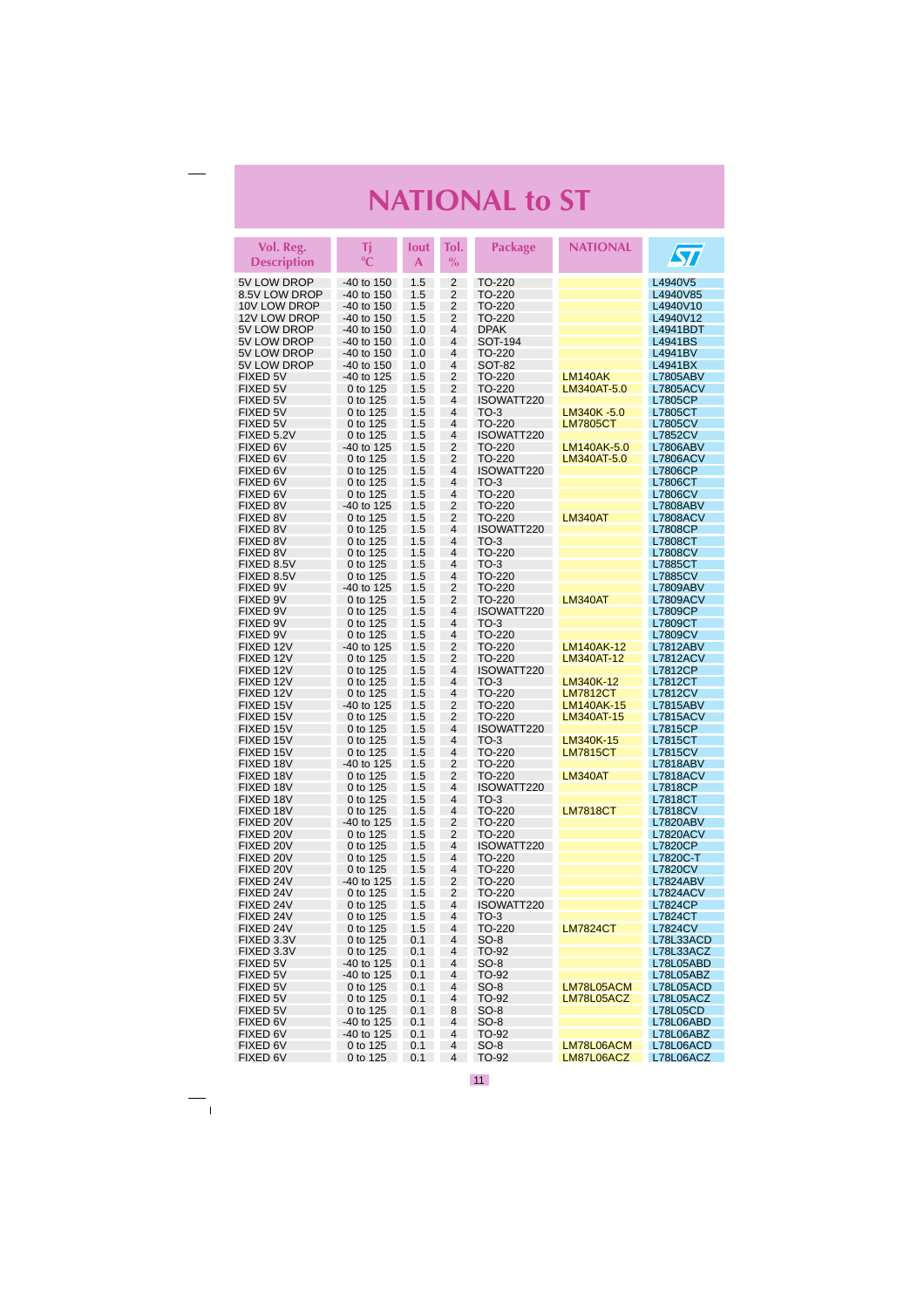# NATIONAL to ST

| Vol. Reg. Description | Tj °C | Iout A | Tol. % | Package | NATIONAL | ST |
|---|---|---|---|---|---|---|
| 5V LOW DROP | -40 to 150 | 1.5 | 2 | TO-220 | | L4940V5 |
| 8.5V LOW DROP | -40 to 150 | 1.5 | 2 | TO-220 | | L4940V85 |
| 10V LOW DROP | -40 to 150 | 1.5 | 2 | TO-220 | | L4940V10 |
| 12V LOW DROP | -40 to 150 | 1.5 | 2 | TO-220 | | L4940V12 |
| 5V LOW DROP | -40 to 150 | 1.0 | 4 | DPAK | | L4941BDT |
| 5V LOW DROP | -40 to 150 | 1.0 | 4 | SOT-194 | | L4941BS |
| 5V LOW DROP | -40 to 150 | 1.0 | 4 | TO-220 | | L4941BV |
| 5V LOW DROP | -40 to 150 | 1.0 | 4 | SOT-82 | | L4941BX |
| FIXED 5V | -40 to 125 | 1.5 | 2 | TO-220 | LM140AK | L7805ABV |
| FIXED 5V | 0 to 125 | 1.5 | 2 | TO-220 | LM340AT-5.0 | L7805ACV |
| FIXED 5V | 0 to 125 | 1.5 | 4 | ISOWATT220 | | L7805CP |
| FIXED 5V | 0 to 125 | 1.5 | 4 | TO-3 | LM340K -5.0 | L7805CT |
| FIXED 5V | 0 to 125 | 1.5 | 4 | TO-220 | LM7805CT | L7805CV |
| FIXED 5.2V | 0 to 125 | 1.5 | 4 | ISOWATT220 | | L7852CV |
| FIXED 6V | -40 to 125 | 1.5 | 2 | TO-220 | LM140AK-5.0 | L7806ABV |
| FIXED 6V | 0 to 125 | 1.5 | 2 | TO-220 | LM340AT-5.0 | L7806ACV |
| FIXED 6V | 0 to 125 | 1.5 | 4 | ISOWATT220 | | L7806CP |
| FIXED 6V | 0 to 125 | 1.5 | 4 | TO-3 | | L7806CT |
| FIXED 6V | 0 to 125 | 1.5 | 4 | TO-220 | | L7806CV |
| FIXED 8V | -40 to 125 | 1.5 | 2 | TO-220 | | L7808ABV |
| FIXED 8V | 0 to 125 | 1.5 | 2 | TO-220 | LM340AT | L7808ACV |
| FIXED 8V | 0 to 125 | 1.5 | 4 | ISOWATT220 | | L7808CP |
| FIXED 8V | 0 to 125 | 1.5 | 4 | TO-3 | | L7808CT |
| FIXED 8V | 0 to 125 | 1.5 | 4 | TO-220 | | L7808CV |
| FIXED 8.5V | 0 to 125 | 1.5 | 4 | TO-3 | | L7885CT |
| FIXED 8.5V | 0 to 125 | 1.5 | 4 | TO-220 | | L7885CV |
| FIXED 9V | -40 to 125 | 1.5 | 2 | TO-220 | | L7809ABV |
| FIXED 9V | 0 to 125 | 1.5 | 2 | TO-220 | LM340AT | L7809ACV |
| FIXED 9V | 0 to 125 | 1.5 | 4 | ISOWATT220 | | L7809CP |
| FIXED 9V | 0 to 125 | 1.5 | 4 | TO-3 | | L7809CT |
| FIXED 9V | 0 to 125 | 1.5 | 4 | TO-220 | | L7809CV |
| FIXED 12V | -40 to 125 | 1.5 | 2 | TO-220 | LM140AK-12 | L7812ABV |
| FIXED 12V | 0 to 125 | 1.5 | 2 | TO-220 | LM340AT-12 | L7812ACV |
| FIXED 12V | 0 to 125 | 1.5 | 4 | ISOWATT220 | | L7812CP |
| FIXED 12V | 0 to 125 | 1.5 | 4 | TO-3 | LM340K-12 | L7812CT |
| FIXED 12V | 0 to 125 | 1.5 | 4 | TO-220 | LM7812CT | L7812CV |
| FIXED 15V | -40 to 125 | 1.5 | 2 | TO-220 | LM140AK-15 | L7815ABV |
| FIXED 15V | 0 to 125 | 1.5 | 2 | TO-220 | LM340AT-15 | L7815ACV |
| FIXED 15V | 0 to 125 | 1.5 | 4 | ISOWATT220 | | L7815CP |
| FIXED 15V | 0 to 125 | 1.5 | 4 | TO-3 | LM340K-15 | L7815CT |
| FIXED 15V | 0 to 125 | 1.5 | 4 | TO-220 | LM7815CT | L7815CV |
| FIXED 18V | -40 to 125 | 1.5 | 2 | TO-220 | | L7818ABV |
| FIXED 18V | 0 to 125 | 1.5 | 2 | TO-220 | LM340AT | L7818ACV |
| FIXED 18V | 0 to 125 | 1.5 | 4 | ISOWATT220 | | L7818CP |
| FIXED 18V | 0 to 125 | 1.5 | 4 | TO-3 | | L7818CT |
| FIXED 18V | 0 to 125 | 1.5 | 4 | TO-220 | LM7818CT | L7818CV |
| FIXED 20V | -40 to 125 | 1.5 | 2 | TO-220 | | L7820ABV |
| FIXED 20V | 0 to 125 | 1.5 | 2 | TO-220 | | L7820ACV |
| FIXED 20V | 0 to 125 | 1.5 | 4 | ISOWATT220 | | L7820CP |
| FIXED 20V | 0 to 125 | 1.5 | 4 | TO-220 | | L7820C-T |
| FIXED 20V | 0 to 125 | 1.5 | 4 | TO-220 | | L7820CV |
| FIXED 24V | -40 to 125 | 1.5 | 2 | TO-220 | | L7824ABV |
| FIXED 24V | 0 to 125 | 1.5 | 2 | TO-220 | | L7824ACV |
| FIXED 24V | 0 to 125 | 1.5 | 4 | ISOWATT220 | | L7824CP |
| FIXED 24V | 0 to 125 | 1.5 | 4 | TO-3 | | L7824CT |
| FIXED 24V | 0 to 125 | 1.5 | 4 | TO-220 | LM7824CT | L7824CV |
| FIXED 3.3V | 0 to 125 | 0.1 | 4 | SO-8 | | L78L33ACD |
| FIXED 3.3V | 0 to 125 | 0.1 | 4 | TO-92 | | L78L33ACZ |
| FIXED 5V | -40 to 125 | 0.1 | 4 | SO-8 | | L78L05ABD |
| FIXED 5V | -40 to 125 | 0.1 | 4 | TO-92 | | L78L05ABZ |
| FIXED 5V | 0 to 125 | 0.1 | 4 | SO-8 | LM78L05ACM | L78L05ACD |
| FIXED 5V | 0 to 125 | 0.1 | 4 | TO-92 | LM78L05ACZ | L78L05ACZ |
| FIXED 5V | 0 to 125 | 0.1 | 8 | SO-8 | | L78L05CD |
| FIXED 6V | -40 to 125 | 0.1 | 4 | SO-8 | | L78L06ABD |
| FIXED 6V | -40 to 125 | 0.1 | 4 | TO-92 | | L78L06ABZ |
| FIXED 6V | 0 to 125 | 0.1 | 4 | SO-8 | LM78L06ACM | L78L06ACD |
| FIXED 6V | 0 to 125 | 0.1 | 4 | TO-92 | LM87L06ACZ | L78L06ACZ |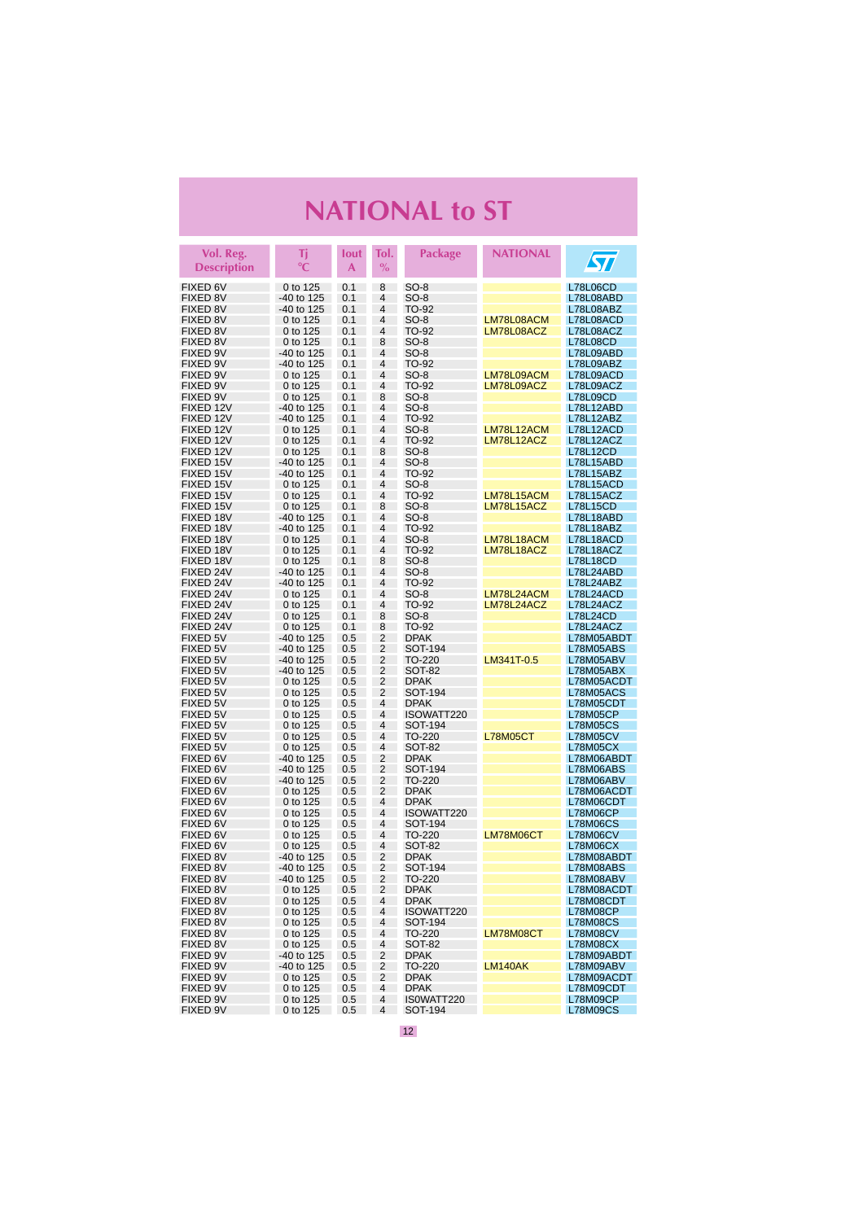# NATIONAL to ST

| Vol. Reg. Description | Tj °C | Iout A | Tol. % | Package | NATIONAL | ST |
|---|---|---|---|---|---|---|
| FIXED 6V | 0 to 125 | 0.1 | 8 | SO-8 | | L78L06CD |
| FIXED 8V | -40 to 125 | 0.1 | 4 | SO-8 | | L78L08ABD |
| FIXED 8V | -40 to 125 | 0.1 | 4 | TO-92 | | L78L08ABZ |
| FIXED 8V | 0 to 125 | 0.1 | 4 | SO-8 | LM78L08ACM | L78L08ACD |
| FIXED 8V | 0 to 125 | 0.1 | 4 | TO-92 | LM78L08ACZ | L78L08ACZ |
| FIXED 8V | 0 to 125 | 0.1 | 8 | SO-8 | | L78L08CD |
| FIXED 9V | -40 to 125 | 0.1 | 4 | SO-8 | | L78L09ABD |
| FIXED 9V | -40 to 125 | 0.1 | 4 | TO-92 | | L78L09ABZ |
| FIXED 9V | 0 to 125 | 0.1 | 4 | SO-8 | LM78L09ACM | L78L09ACD |
| FIXED 9V | 0 to 125 | 0.1 | 4 | TO-92 | LM78L09ACZ | L78L09ACZ |
| FIXED 9V | 0 to 125 | 0.1 | 8 | SO-8 | | L78L09CD |
| FIXED 12V | -40 to 125 | 0.1 | 4 | SO-8 | | L78L12ABD |
| FIXED 12V | -40 to 125 | 0.1 | 4 | TO-92 | | L78L12ABZ |
| FIXED 12V | 0 to 125 | 0.1 | 4 | SO-8 | LM78L12ACM | L78L12ACD |
| FIXED 12V | 0 to 125 | 0.1 | 4 | TO-92 | LM78L12ACZ | L78L12ACZ |
| FIXED 12V | 0 to 125 | 0.1 | 8 | SO-8 | | L78L12CD |
| FIXED 15V | -40 to 125 | 0.1 | 4 | SO-8 | | L78L15ABD |
| FIXED 15V | -40 to 125 | 0.1 | 4 | TO-92 | | L78L15ABZ |
| FIXED 15V | 0 to 125 | 0.1 | 4 | SO-8 | | L78L15ACD |
| FIXED 15V | 0 to 125 | 0.1 | 4 | TO-92 | LM78L15ACM | L78L15ACZ |
| FIXED 15V | 0 to 125 | 0.1 | 8 | SO-8 | LM78L15ACZ | L78L15CD |
| FIXED 18V | -40 to 125 | 0.1 | 4 | SO-8 | | L78L18ABD |
| FIXED 18V | -40 to 125 | 0.1 | 4 | TO-92 | | L78L18ABZ |
| FIXED 18V | 0 to 125 | 0.1 | 4 | SO-8 | LM78L18ACM | L78L18ACD |
| FIXED 18V | 0 to 125 | 0.1 | 4 | TO-92 | LM78L18ACZ | L78L18ACZ |
| FIXED 18V | 0 to 125 | 0.1 | 8 | SO-8 | | L78L18CD |
| FIXED 24V | -40 to 125 | 0.1 | 4 | SO-8 | | L78L24ABD |
| FIXED 24V | -40 to 125 | 0.1 | 4 | TO-92 | | L78L24ABZ |
| FIXED 24V | 0 to 125 | 0.1 | 4 | SO-8 | LM78L24ACM | L78L24ACD |
| FIXED 24V | 0 to 125 | 0.1 | 4 | TO-92 | LM78L24ACZ | L78L24ACZ |
| FIXED 24V | 0 to 125 | 0.1 | 8 | SO-8 | | L78L24CD |
| FIXED 24V | 0 to 125 | 0.1 | 8 | TO-92 | | L78L24ACZ |
| FIXED 5V | -40 to 125 | 0.5 | 2 | DPAK | | L78M05ABDT |
| FIXED 5V | -40 to 125 | 0.5 | 2 | SOT-194 | | L78M05ABS |
| FIXED 5V | -40 to 125 | 0.5 | 2 | TO-220 | LM341T-0.5 | L78M05ABV |
| FIXED 5V | -40 to 125 | 0.5 | 2 | SOT-82 | | L78M05ABX |
| FIXED 5V | 0 to 125 | 0.5 | 2 | DPAK | | L78M05ACDT |
| FIXED 5V | 0 to 125 | 0.5 | 2 | SOT-194 | | L78M05ACS |
| FIXED 5V | 0 to 125 | 0.5 | 4 | DPAK | | L78M05CDT |
| FIXED 5V | 0 to 125 | 0.5 | 4 | ISOWATT220 | | L78M05CP |
| FIXED 5V | 0 to 125 | 0.5 | 4 | SOT-194 | | L78M05CS |
| FIXED 5V | 0 to 125 | 0.5 | 4 | TO-220 | L78M05CT | L78M05CV |
| FIXED 5V | 0 to 125 | 0.5 | 4 | SOT-82 | | L78M05CX |
| FIXED 6V | -40 to 125 | 0.5 | 2 | DPAK | | L78M06ABDT |
| FIXED 6V | -40 to 125 | 0.5 | 2 | SOT-194 | | L78M06ABS |
| FIXED 6V | -40 to 125 | 0.5 | 2 | TO-220 | | L78M06ABV |
| FIXED 6V | 0 to 125 | 0.5 | 2 | DPAK | | L78M06ACDT |
| FIXED 6V | 0 to 125 | 0.5 | 4 | DPAK | | L78M06CDT |
| FIXED 6V | 0 to 125 | 0.5 | 4 | ISOWATT220 | | L78M06CP |
| FIXED 6V | 0 to 125 | 0.5 | 4 | SOT-194 | | L78M06CS |
| FIXED 6V | 0 to 125 | 0.5 | 4 | TO-220 | LM78M06CT | L78M06CV |
| FIXED 6V | 0 to 125 | 0.5 | 4 | SOT-82 | | L78M06CX |
| FIXED 8V | -40 to 125 | 0.5 | 2 | DPAK | | L78M08ABDT |
| FIXED 8V | -40 to 125 | 0.5 | 2 | SOT-194 | | L78M08ABS |
| FIXED 8V | -40 to 125 | 0.5 | 2 | TO-220 | | L78M08ABV |
| FIXED 8V | 0 to 125 | 0.5 | 2 | DPAK | | L78M08ACDT |
| FIXED 8V | 0 to 125 | 0.5 | 4 | DPAK | | L78M08CDT |
| FIXED 8V | 0 to 125 | 0.5 | 4 | ISOWATT220 | | L78M08CP |
| FIXED 8V | 0 to 125 | 0.5 | 4 | SOT-194 | | L78M08CS |
| FIXED 8V | 0 to 125 | 0.5 | 4 | TO-220 | LM78M08CT | L78M08CV |
| FIXED 8V | 0 to 125 | 0.5 | 4 | SOT-82 | | L78M08CX |
| FIXED 9V | -40 to 125 | 0.5 | 2 | DPAK | | L78M09ABDT |
| FIXED 9V | -40 to 125 | 0.5 | 2 | TO-220 | LM140AK | L78M09ABV |
| FIXED 9V | 0 to 125 | 0.5 | 2 | DPAK | | L78M09ACDT |
| FIXED 9V | 0 to 125 | 0.5 | 4 | DPAK | | L78M09CDT |
| FIXED 9V | 0 to 125 | 0.5 | 4 | ISOWATT220 | | L78M09CP |
| FIXED 9V | 0 to 125 | 0.5 | 4 | SOT-194 | | L78M09CS |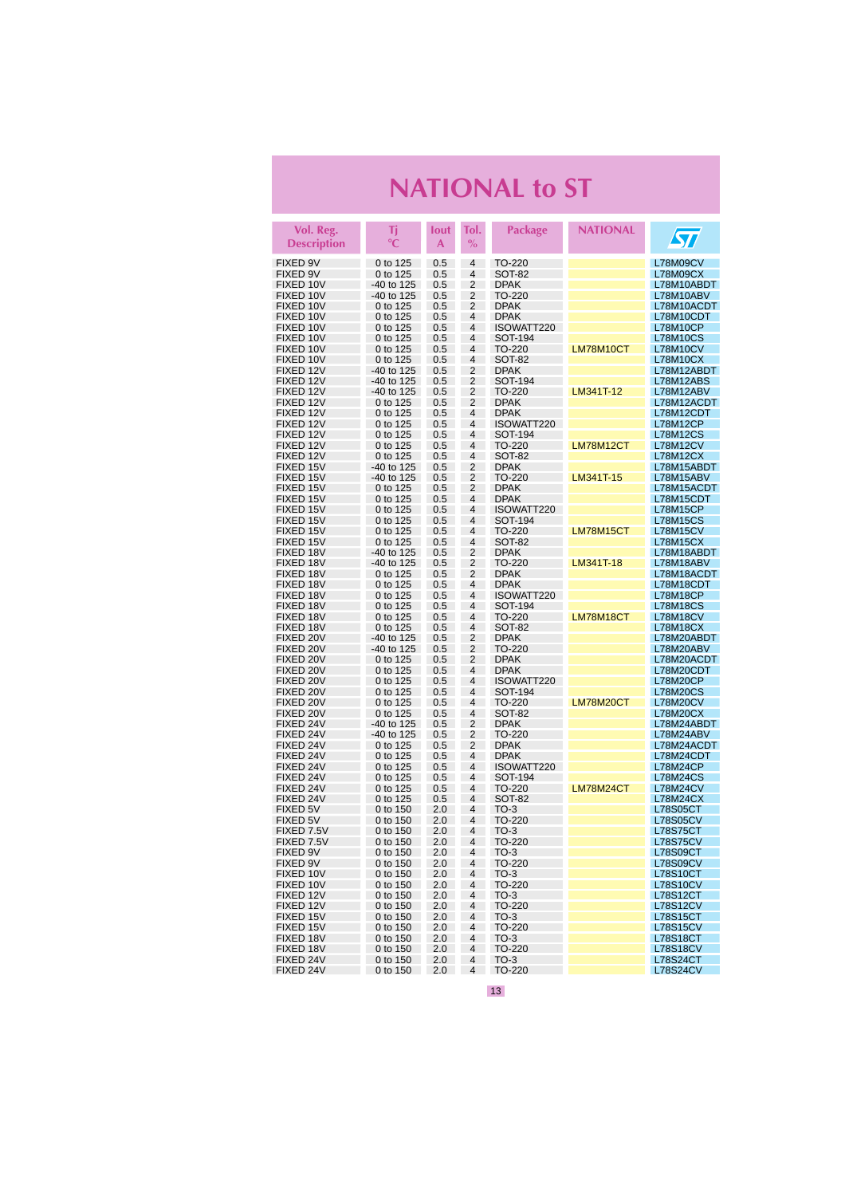# NATIONAL to ST

| Vol. Reg. Description | Tj °C | Iout A | Tol. % | Package | NATIONAL | ST |
|---|---|---|---|---|---|---|
| FIXED 9V | 0 to 125 | 0.5 | 4 | TO-220 | | L78M09CV |
| FIXED 9V | 0 to 125 | 0.5 | 4 | SOT-82 | | L78M09CX |
| FIXED 10V | -40 to 125 | 0.5 | 2 | DPAK | | L78M10ABDT |
| FIXED 10V | -40 to 125 | 0.5 | 2 | TO-220 | | L78M10ABV |
| FIXED 10V | 0 to 125 | 0.5 | 2 | DPAK | | L78M10ACDT |
| FIXED 10V | 0 to 125 | 0.5 | 4 | DPAK | | L78M10CDT |
| FIXED 10V | 0 to 125 | 0.5 | 4 | ISOWATT220 | | L78M10CP |
| FIXED 10V | 0 to 125 | 0.5 | 4 | SOT-194 | | L78M10CS |
| FIXED 10V | 0 to 125 | 0.5 | 4 | TO-220 | LM78M10CT | L78M10CV |
| FIXED 10V | 0 to 125 | 0.5 | 4 | SOT-82 | | L78M10CX |
| FIXED 12V | -40 to 125 | 0.5 | 2 | DPAK | | L78M12ABDT |
| FIXED 12V | -40 to 125 | 0.5 | 2 | SOT-194 | | L78M12ABS |
| FIXED 12V | -40 to 125 | 0.5 | 2 | TO-220 | LM341T-12 | L78M12ABV |
| FIXED 12V | 0 to 125 | 0.5 | 2 | DPAK | | L78M12ACDT |
| FIXED 12V | 0 to 125 | 0.5 | 4 | DPAK | | L78M12CDT |
| FIXED 12V | 0 to 125 | 0.5 | 4 | ISOWATT220 | | L78M12CP |
| FIXED 12V | 0 to 125 | 0.5 | 4 | SOT-194 | | L78M12CS |
| FIXED 12V | 0 to 125 | 0.5 | 4 | TO-220 | LM78M12CT | L78M12CV |
| FIXED 12V | 0 to 125 | 0.5 | 4 | SOT-82 | | L78M12CX |
| FIXED 15V | -40 to 125 | 0.5 | 2 | DPAK | | L78M15ABDT |
| FIXED 15V | -40 to 125 | 0.5 | 2 | TO-220 | LM341T-15 | L78M15ABV |
| FIXED 15V | 0 to 125 | 0.5 | 2 | DPAK | | L78M15ACDT |
| FIXED 15V | 0 to 125 | 0.5 | 4 | DPAK | | L78M15CDT |
| FIXED 15V | 0 to 125 | 0.5 | 4 | ISOWATT220 | | L78M15CP |
| FIXED 15V | 0 to 125 | 0.5 | 4 | SOT-194 | | L78M15CS |
| FIXED 15V | 0 to 125 | 0.5 | 4 | TO-220 | LM78M15CT | L78M15CV |
| FIXED 15V | 0 to 125 | 0.5 | 4 | SOT-82 | | L78M15CX |
| FIXED 18V | -40 to 125 | 0.5 | 2 | DPAK | | L78M18ABDT |
| FIXED 18V | -40 to 125 | 0.5 | 2 | TO-220 | LM341T-18 | L78M18ABV |
| FIXED 18V | 0 to 125 | 0.5 | 2 | DPAK | | L78M18ACDT |
| FIXED 18V | 0 to 125 | 0.5 | 4 | DPAK | | L78M18CDT |
| FIXED 18V | 0 to 125 | 0.5 | 4 | ISOWATT220 | | L78M18CP |
| FIXED 18V | 0 to 125 | 0.5 | 4 | SOT-194 | | L78M18CS |
| FIXED 18V | 0 to 125 | 0.5 | 4 | TO-220 | LM78M18CT | L78M18CV |
| FIXED 18V | 0 to 125 | 0.5 | 4 | SOT-82 | | L78M18CX |
| FIXED 20V | -40 to 125 | 0.5 | 2 | DPAK | | L78M20ABDT |
| FIXED 20V | -40 to 125 | 0.5 | 2 | TO-220 | | L78M20ABV |
| FIXED 20V | 0 to 125 | 0.5 | 2 | DPAK | | L78M20ACDT |
| FIXED 20V | 0 to 125 | 0.5 | 4 | DPAK | | L78M20CDT |
| FIXED 20V | 0 to 125 | 0.5 | 4 | ISOWATT220 | | L78M20CP |
| FIXED 20V | 0 to 125 | 0.5 | 4 | SOT-194 | | L78M20CS |
| FIXED 20V | 0 to 125 | 0.5 | 4 | TO-220 | LM78M20CT | L78M20CV |
| FIXED 20V | 0 to 125 | 0.5 | 4 | SOT-82 | | L78M20CX |
| FIXED 24V | -40 to 125 | 0.5 | 2 | DPAK | | L78M24ABDT |
| FIXED 24V | -40 to 125 | 0.5 | 2 | TO-220 | | L78M24ABV |
| FIXED 24V | 0 to 125 | 0.5 | 2 | DPAK | | L78M24ACDT |
| FIXED 24V | 0 to 125 | 0.5 | 4 | DPAK | | L78M24CDT |
| FIXED 24V | 0 to 125 | 0.5 | 4 | ISOWATT220 | | L78M24CP |
| FIXED 24V | 0 to 125 | 0.5 | 4 | SOT-194 | | L78M24CS |
| FIXED 24V | 0 to 125 | 0.5 | 4 | TO-220 | LM78M24CT | L78M24CV |
| FIXED 24V | 0 to 125 | 0.5 | 4 | SOT-82 | | L78M24CX |
| FIXED 5V | 0 to 150 | 2.0 | 4 | TO-3 | | L78S05CT |
| FIXED 5V | 0 to 150 | 2.0 | 4 | TO-220 | | L78S05CV |
| FIXED 7.5V | 0 to 150 | 2.0 | 4 | TO-3 | | L78S75CT |
| FIXED 7.5V | 0 to 150 | 2.0 | 4 | TO-220 | | L78S75CV |
| FIXED 9V | 0 to 150 | 2.0 | 4 | TO-3 | | L78S09CT |
| FIXED 9V | 0 to 150 | 2.0 | 4 | TO-220 | | L78S09CV |
| FIXED 10V | 0 to 150 | 2.0 | 4 | TO-3 | | L78S10CT |
| FIXED 10V | 0 to 150 | 2.0 | 4 | TO-220 | | L78S10CV |
| FIXED 12V | 0 to 150 | 2.0 | 4 | TO-3 | | L78S12CT |
| FIXED 12V | 0 to 150 | 2.0 | 4 | TO-220 | | L78S12CV |
| FIXED 15V | 0 to 150 | 2.0 | 4 | TO-3 | | L78S15CT |
| FIXED 15V | 0 to 150 | 2.0 | 4 | TO-220 | | L78S15CV |
| FIXED 18V | 0 to 150 | 2.0 | 4 | TO-3 | | L78S18CT |
| FIXED 18V | 0 to 150 | 2.0 | 4 | TO-220 | | L78S18CV |
| FIXED 24V | 0 to 150 | 2.0 | 4 | TO-3 | | L78S24CT |
| FIXED 24V | 0 to 150 | 2.0 | 4 | TO-220 | | L78S24CV |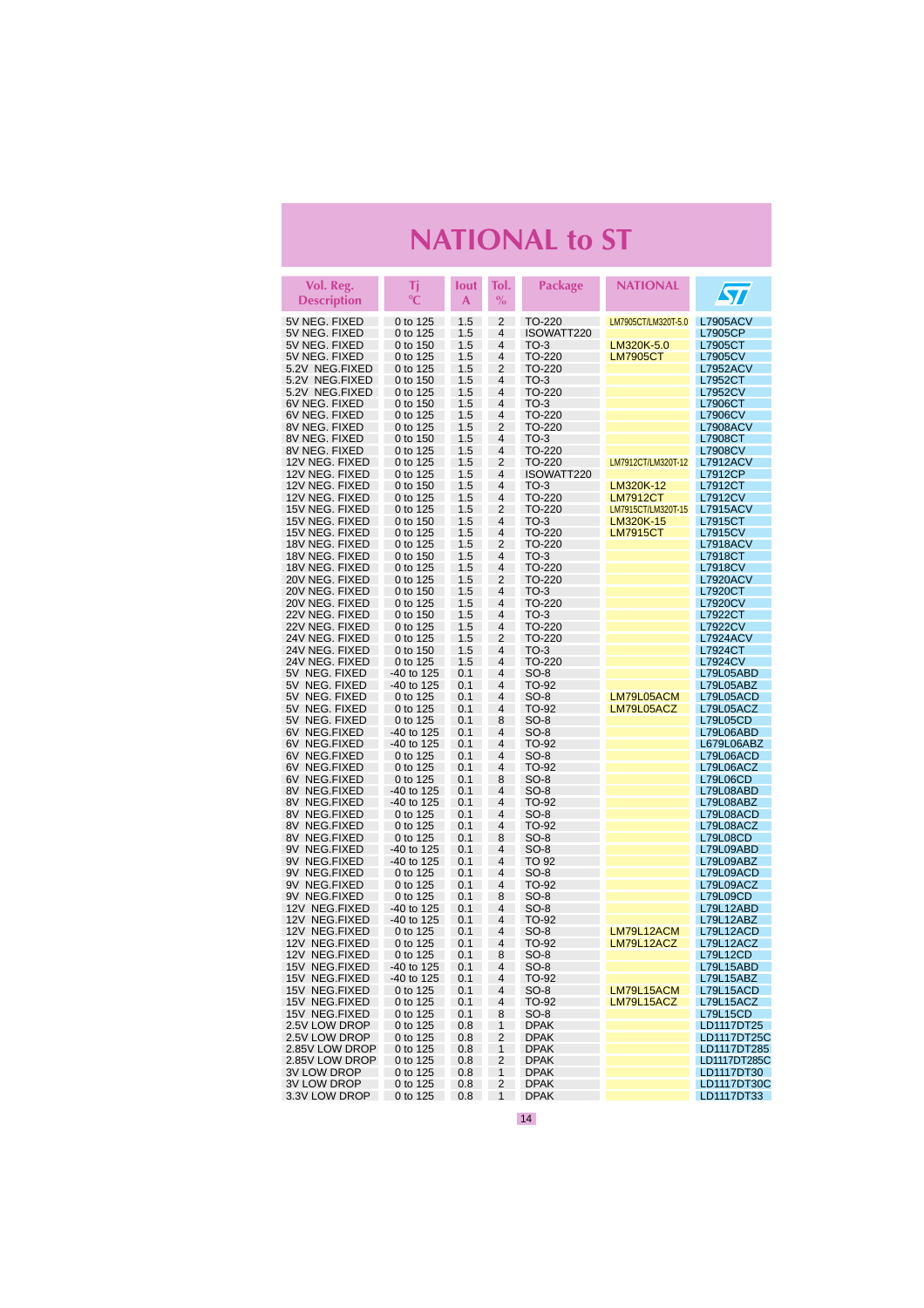# NATIONAL to ST

| Vol. Reg. Description | Tj °C | Iout A | Tol. % | Package | NATIONAL | ST |
|---|---|---|---|---|---|---|
| 5V NEG. FIXED | 0 to 125 | 1.5 | 2 | TO-220 | LM7905CT/LM320T-5.0 | L7905ACV |
| 5V NEG. FIXED | 0 to 125 | 1.5 | 4 | ISOWATT220 | | L7905CP |
| 5V NEG. FIXED | 0 to 150 | 1.5 | 4 | TO-3 | LM320K-5.0 | L7905CT |
| 5V NEG. FIXED | 0 to 125 | 1.5 | 4 | TO-220 | LM7905CT | L7905CV |
| 5.2V NEG.FIXED | 0 to 125 | 1.5 | 2 | TO-220 | | L7952ACV |
| 5.2V NEG.FIXED | 0 to 150 | 1.5 | 4 | TO-3 | | L7952CT |
| 5.2V NEG.FIXED | 0 to 125 | 1.5 | 4 | TO-220 | | L7952CV |
| 6V NEG. FIXED | 0 to 150 | 1.5 | 4 | TO-3 | | L7906CT |
| 6V NEG. FIXED | 0 to 125 | 1.5 | 4 | TO-220 | | L7906CV |
| 8V NEG. FIXED | 0 to 125 | 1.5 | 2 | TO-220 | | L7908ACV |
| 8V NEG. FIXED | 0 to 150 | 1.5 | 4 | TO-3 | | L7908CT |
| 8V NEG. FIXED | 0 to 125 | 1.5 | 4 | TO-220 | | L7908CV |
| 12V NEG. FIXED | 0 to 125 | 1.5 | 2 | TO-220 | LM7912CT/LM320T-12 | L7912ACV |
| 12V NEG. FIXED | 0 to 125 | 1.5 | 4 | ISOWATT220 | | L7912CP |
| 12V NEG. FIXED | 0 to 150 | 1.5 | 4 | TO-3 | LM320K-12 | L7912CT |
| 12V NEG. FIXED | 0 to 125 | 1.5 | 4 | TO-220 | LM7912CT | L7912CV |
| 15V NEG. FIXED | 0 to 125 | 1.5 | 2 | TO-220 | LM7915CT/LM320T-15 | L7915ACV |
| 15V NEG. FIXED | 0 to 150 | 1.5 | 4 | TO-3 | LM320K-15 | L7915CT |
| 15V NEG. FIXED | 0 to 125 | 1.5 | 4 | TO-220 | LM7915CT | L7915CV |
| 18V NEG. FIXED | 0 to 125 | 1.5 | 2 | TO-220 | | L7918ACV |
| 18V NEG. FIXED | 0 to 150 | 1.5 | 4 | TO-3 | | L7918CT |
| 18V NEG. FIXED | 0 to 125 | 1.5 | 4 | TO-220 | | L7918CV |
| 20V NEG. FIXED | 0 to 125 | 1.5 | 2 | TO-220 | | L7920ACV |
| 20V NEG. FIXED | 0 to 150 | 1.5 | 4 | TO-3 | | L7920CT |
| 20V NEG. FIXED | 0 to 125 | 1.5 | 4 | TO-220 | | L7920CV |
| 22V NEG. FIXED | 0 to 150 | 1.5 | 4 | TO-3 | | L7922CT |
| 22V NEG. FIXED | 0 to 125 | 1.5 | 4 | TO-220 | | L7922CV |
| 24V NEG. FIXED | 0 to 125 | 1.5 | 2 | TO-220 | | L7924ACV |
| 24V NEG. FIXED | 0 to 150 | 1.5 | 4 | TO-3 | | L7924CT |
| 24V NEG. FIXED | 0 to 125 | 1.5 | 4 | TO-220 | | L7924CV |
| 5V NEG. FIXED | -40 to 125 | 0.1 | 4 | SO-8 | | L79L05ABD |
| 5V NEG. FIXED | -40 to 125 | 0.1 | 4 | TO-92 | | L79L05ABZ |
| 5V NEG. FIXED | 0 to 125 | 0.1 | 4 | SO-8 | LM79L05ACM | L79L05ACD |
| 5V NEG. FIXED | 0 to 125 | 0.1 | 4 | TO-92 | LM79L05ACZ | L79L05ACZ |
| 5V NEG. FIXED | 0 to 125 | 0.1 | 8 | SO-8 | | L79L05CD |
| 6V NEG.FIXED | -40 to 125 | 0.1 | 4 | SO-8 | | L79L06ABD |
| 6V NEG.FIXED | -40 to 125 | 0.1 | 4 | TO-92 | | L679L06ABZ |
| 6V NEG.FIXED | 0 to 125 | 0.1 | 4 | SO-8 | | L79L06ACD |
| 6V NEG.FIXED | 0 to 125 | 0.1 | 4 | TO-92 | | L79L06ACZ |
| 6V NEG.FIXED | 0 to 125 | 0.1 | 8 | SO-8 | | L79L06CD |
| 8V NEG.FIXED | -40 to 125 | 0.1 | 4 | SO-8 | | L79L08ABD |
| 8V NEG.FIXED | -40 to 125 | 0.1 | 4 | TO-92 | | L79L08ABZ |
| 8V NEG.FIXED | 0 to 125 | 0.1 | 4 | SO-8 | | L79L08ACD |
| 8V NEG.FIXED | 0 to 125 | 0.1 | 4 | TO-92 | | L79L08ACZ |
| 8V NEG.FIXED | 0 to 125 | 0.1 | 8 | SO-8 | | L79L08CD |
| 9V NEG.FIXED | -40 to 125 | 0.1 | 4 | SO-8 | | L79L09ABD |
| 9V NEG.FIXED | -40 to 125 | 0.1 | 4 | TO 92 | | L79L09ABZ |
| 9V NEG.FIXED | 0 to 125 | 0.1 | 4 | SO-8 | | L79L09ACD |
| 9V NEG.FIXED | 0 to 125 | 0.1 | 4 | TO-92 | | L79L09ACZ |
| 9V NEG.FIXED | 0 to 125 | 0.1 | 8 | SO-8 | | L79L09CD |
| 12V NEG.FIXED | -40 to 125 | 0.1 | 4 | SO-8 | | L79L12ABD |
| 12V NEG.FIXED | -40 to 125 | 0.1 | 4 | TO-92 | | L79L12ABZ |
| 12V NEG.FIXED | 0 to 125 | 0.1 | 4 | SO-8 | LM79L12ACM | L79L12ACD |
| 12V NEG.FIXED | 0 to 125 | 0.1 | 4 | TO-92 | LM79L12ACZ | L79L12ACZ |
| 12V NEG.FIXED | 0 to 125 | 0.1 | 8 | SO-8 | | L79L12CD |
| 15V NEG.FIXED | -40 to 125 | 0.1 | 4 | SO-8 | | L79L15ABD |
| 15V NEG.FIXED | -40 to 125 | 0.1 | 4 | TO-92 | | L79L15ABZ |
| 15V NEG.FIXED | 0 to 125 | 0.1 | 4 | SO-8 | LM79L15ACM | L79L15ACD |
| 15V NEG.FIXED | 0 to 125 | 0.1 | 4 | TO-92 | LM79L15ACZ | L79L15ACZ |
| 15V NEG.FIXED | 0 to 125 | 0.1 | 8 | SO-8 | | L79L15CD |
| 2.5V LOW DROP | 0 to 125 | 0.8 | 1 | DPAK | | LD1117DT25 |
| 2.5V LOW DROP | 0 to 125 | 0.8 | 2 | DPAK | | LD1117DT25C |
| 2.85V LOW DROP | 0 to 125 | 0.8 | 1 | DPAK | | LD1117DT285 |
| 2.85V LOW DROP | 0 to 125 | 0.8 | 2 | DPAK | | LD1117DT285C |
| 3V LOW DROP | 0 to 125 | 0.8 | 1 | DPAK | | LD1117DT30 |
| 3V LOW DROP | 0 to 125 | 0.8 | 2 | DPAK | | LD1117DT30C |
| 3.3V LOW DROP | 0 to 125 | 0.8 | 1 | DPAK | | LD1117DT33 |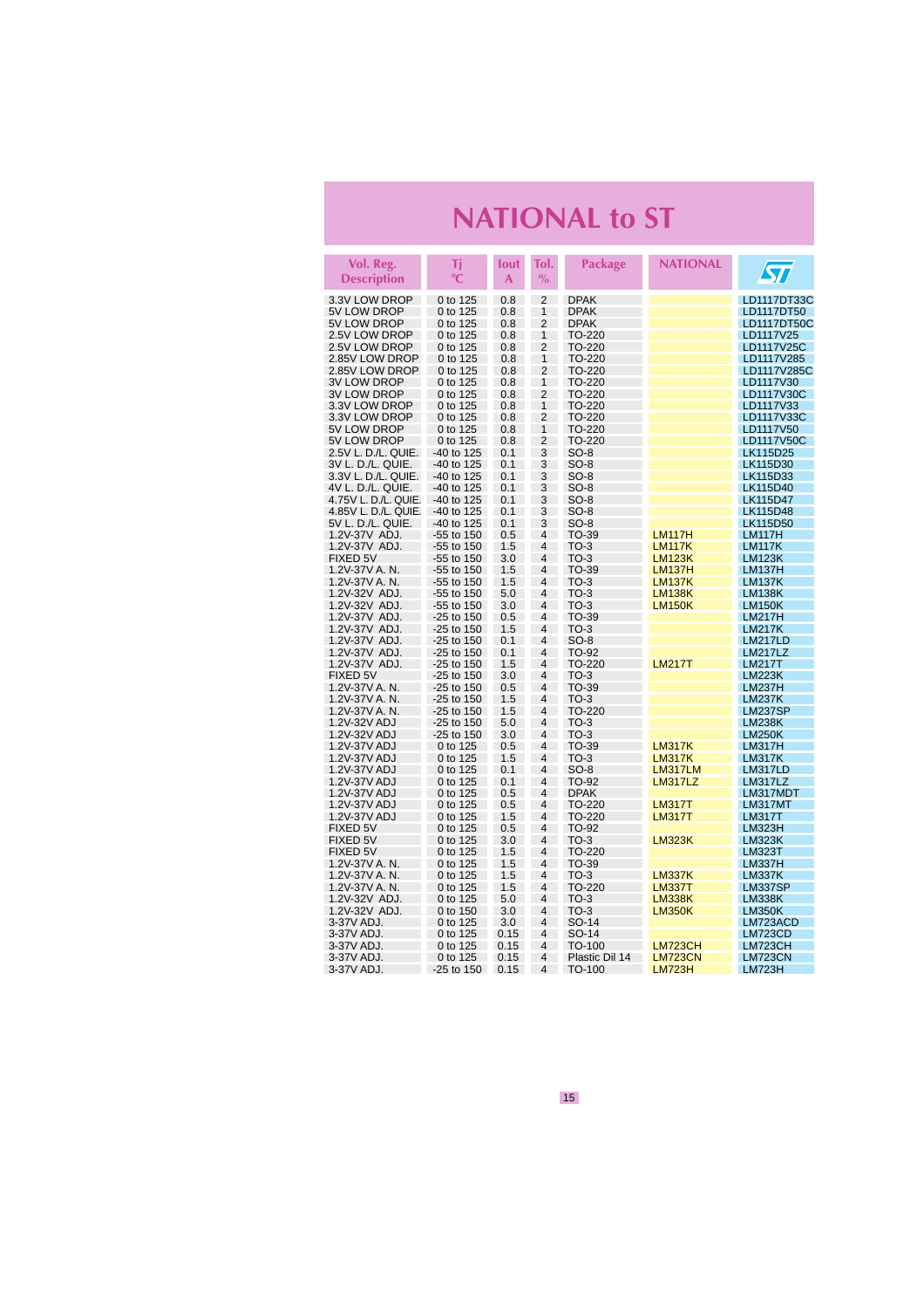# NATIONAL to ST

| Vol. Reg. Description | Tj °C | Iout A | Tol. % | Package | NATIONAL | ST |
|---|---|---|---|---|---|---|
| 3.3V LOW DROP | 0 to 125 | 0.8 | 2 | DPAK | | LD1117DT33C |
| 5V LOW DROP | 0 to 125 | 0.8 | 1 | DPAK | | LD1117DT50 |
| 5V LOW DROP | 0 to 125 | 0.8 | 2 | DPAK | | LD1117DT50C |
| 2.5V LOW DROP | 0 to 125 | 0.8 | 1 | TO-220 | | LD1117V25 |
| 2.5V LOW DROP | 0 to 125 | 0.8 | 2 | TO-220 | | LD1117V25C |
| 2.85V LOW DROP | 0 to 125 | 0.8 | 1 | TO-220 | | LD1117V285 |
| 2.85V LOW DROP | 0 to 125 | 0.8 | 2 | TO-220 | | LD1117V285C |
| 3V LOW DROP | 0 to 125 | 0.8 | 1 | TO-220 | | LD1117V30 |
| 3V LOW DROP | 0 to 125 | 0.8 | 2 | TO-220 | | LD1117V30C |
| 3.3V LOW DROP | 0 to 125 | 0.8 | 1 | TO-220 | | LD1117V33 |
| 3.3V LOW DROP | 0 to 125 | 0.8 | 2 | TO-220 | | LD1117V33C |
| 5V LOW DROP | 0 to 125 | 0.8 | 1 | TO-220 | | LD1117V50 |
| 5V LOW DROP | 0 to 125 | 0.8 | 2 | TO-220 | | LD1117V50C |
| 2.5V L. D./L. QUIE. | -40 to 125 | 0.1 | 3 | SO-8 | | LK115D25 |
| 3V L. D./L. QUIE. | -40 to 125 | 0.1 | 3 | SO-8 | | LK115D30 |
| 3.3V L. D./L. QUIE. | -40 to 125 | 0.1 | 3 | SO-8 | | LK115D33 |
| 4V L. D./L. QUIE. | -40 to 125 | 0.1 | 3 | SO-8 | | LK115D40 |
| 4.75V L. D./L. QUIE. | -40 to 125 | 0.1 | 3 | SO-8 | | LK115D47 |
| 4.85V L. D./L. QUIE. | -40 to 125 | 0.1 | 3 | SO-8 | | LK115D48 |
| 5V L. D./L. QUIE. | -40 to 125 | 0.1 | 3 | SO-8 | | LK115D50 |
| 1.2V-37V ADJ. | -55 to 150 | 0.5 | 4 | TO-39 | LM117H | LM117H |
| 1.2V-37V ADJ. | -55 to 150 | 1.5 | 4 | TO-3 | LM117K | LM117K |
| FIXED 5V | -55 to 150 | 3.0 | 4 | TO-3 | LM123K | LM123K |
| 1.2V-37V A. N. | -55 to 150 | 1.5 | 4 | TO-39 | LM137H | LM137H |
| 1.2V-37V A. N. | -55 to 150 | 1.5 | 4 | TO-3 | LM137K | LM137K |
| 1.2V-32V ADJ. | -55 to 150 | 5.0 | 4 | TO-3 | LM138K | LM138K |
| 1.2V-32V ADJ. | -55 to 150 | 3.0 | 4 | TO-3 | LM150K | LM150K |
| 1.2V-37V ADJ. | -25 to 150 | 0.5 | 4 | TO-39 | | LM217H |
| 1.2V-37V ADJ. | -25 to 150 | 1.5 | 4 | TO-3 | | LM217K |
| 1.2V-37V ADJ. | -25 to 150 | 0.1 | 4 | SO-8 | | LM217LD |
| 1.2V-37V ADJ. | -25 to 150 | 0.1 | 4 | TO-92 | | LM217LZ |
| 1.2V-37V ADJ. | -25 to 150 | 1.5 | 4 | TO-220 | LM217T | LM217T |
| FIXED 5V | -25 to 150 | 3.0 | 4 | TO-3 | | LM223K |
| 1.2V-37V A. N. | -25 to 150 | 0.5 | 4 | TO-39 | | LM237H |
| 1.2V-37V A. N. | -25 to 150 | 1.5 | 4 | TO-3 | | LM237K |
| 1.2V-37V A. N. | -25 to 150 | 1.5 | 4 | TO-220 | | LM237SP |
| 1.2V-32V ADJ | -25 to 150 | 5.0 | 4 | TO-3 | | LM238K |
| 1.2V-32V ADJ | -25 to 150 | 3.0 | 4 | TO-3 | | LM250K |
| 1.2V-37V ADJ | 0 to 125 | 0.5 | 4 | TO-39 | LM317K | LM317H |
| 1.2V-37V ADJ | 0 to 125 | 1.5 | 4 | TO-3 | LM317K | LM317K |
| 1.2V-37V ADJ | 0 to 125 | 0.1 | 4 | SO-8 | LM317LM | LM317LD |
| 1.2V-37V ADJ | 0 to 125 | 0.1 | 4 | TO-92 | LM317LZ | LM317LZ |
| 1.2V-37V ADJ | 0 to 125 | 0.5 | 4 | DPAK | | LM317MDT |
| 1.2V-37V ADJ | 0 to 125 | 0.5 | 4 | TO-220 | LM317T | LM317MT |
| 1.2V-37V ADJ | 0 to 125 | 1.5 | 4 | TO-220 | LM317T | LM317T |
| FIXED 5V | 0 to 125 | 0.5 | 4 | TO-92 | | LM323H |
| FIXED 5V | 0 to 125 | 3.0 | 4 | TO-3 | LM323K | LM323K |
| FIXED 5V | 0 to 125 | 1.5 | 4 | TO-220 | | LM323T |
| 1.2V-37V A. N. | 0 to 125 | 1.5 | 4 | TO-39 | | LM337H |
| 1.2V-37V A. N. | 0 to 125 | 1.5 | 4 | TO-3 | LM337K | LM337K |
| 1.2V-37V A. N. | 0 to 125 | 1.5 | 4 | TO-220 | LM337T | LM337SP |
| 1.2V-32V ADJ. | 0 to 125 | 5.0 | 4 | TO-3 | LM338K | LM338K |
| 1.2V-32V ADJ. | 0 to 150 | 3.0 | 4 | TO-3 | LM350K | LM350K |
| 3-37V ADJ. | 0 to 125 | 3.0 | 4 | SO-14 | | LM723ACD |
| 3-37V ADJ. | 0 to 125 | 0.15 | 4 | SO-14 | | LM723CD |
| 3-37V ADJ. | 0 to 125 | 0.15 | 4 | TO-100 | LM723CH | LM723CH |
| 3-37V ADJ. | 0 to 125 | 0.15 | 4 | Plastic Dil 14 | LM723CN | LM723CN |
| 3-37V ADJ. | -25 to 150 | 0.15 | 4 | TO-100 | LM723H | LM723H |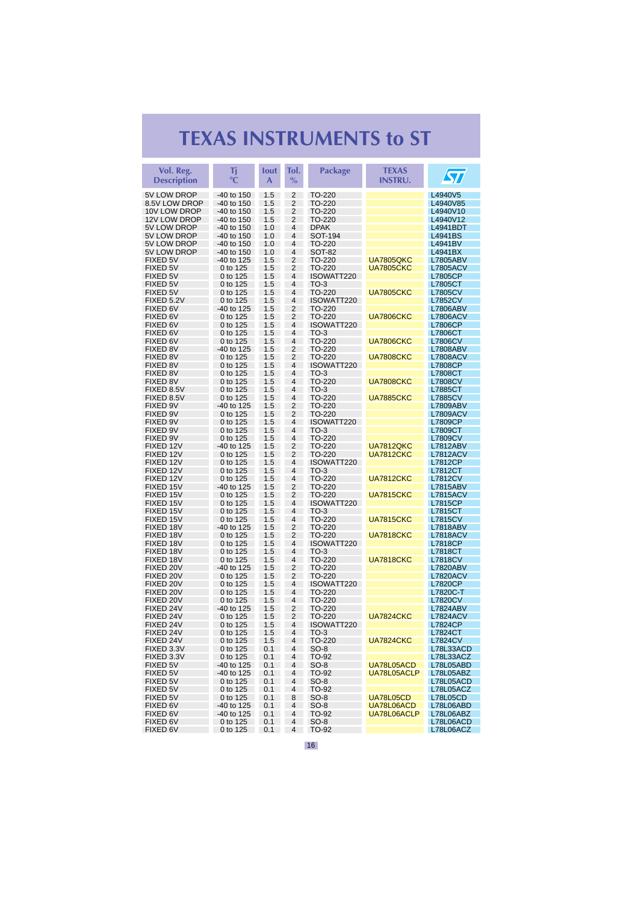# TEXAS INSTRUMENTS to ST

| Vol. Reg. Description | Tj °C | Iout A | Tol. % | Package | TEXAS INSTRU. | ST |
|---|---|---|---|---|---|---|
| 5V LOW DROP | -40 to 150 | 1.5 | 2 | TO-220 | | L4940V5 |
| 8.5V LOW DROP | -40 to 150 | 1.5 | 2 | TO-220 | | L4940V85 |
| 10V LOW DROP | -40 to 150 | 1.5 | 2 | TO-220 | | L4940V10 |
| 12V LOW DROP | -40 to 150 | 1.5 | 2 | TO-220 | | L4940V12 |
| 5V LOW DROP | -40 to 150 | 1.0 | 4 | DPAK | | L4941BDT |
| 5V LOW DROP | -40 to 150 | 1.0 | 4 | SOT-194 | | L4941BS |
| 5V LOW DROP | -40 to 150 | 1.0 | 4 | TO-220 | | L4941BV |
| 5V LOW DROP | -40 to 150 | 1.0 | 4 | SOT-82 | | L4941BX |
| FIXED 5V | -40 to 125 | 1.5 | 2 | TO-220 | UA7805QKC | L7805ABV |
| FIXED 5V | 0 to 125 | 1.5 | 2 | TO-220 | UA7805CKC | L7805ACV |
| FIXED 5V | 0 to 125 | 1.5 | 4 | ISOWATT220 | | L7805CP |
| FIXED 5V | 0 to 125 | 1.5 | 4 | TO-3 | | L7805CT |
| FIXED 5V | 0 to 125 | 1.5 | 4 | TO-220 | UA7805CKC | L7805CV |
| FIXED 5.2V | 0 to 125 | 1.5 | 4 | ISOWATT220 | | L7852CV |
| FIXED 6V | -40 to 125 | 1.5 | 2 | TO-220 | | L7806ABV |
| FIXED 6V | 0 to 125 | 1.5 | 2 | TO-220 | UA7806CKC | L7806ACV |
| FIXED 6V | 0 to 125 | 1.5 | 4 | ISOWATT220 | | L7806CP |
| FIXED 6V | 0 to 125 | 1.5 | 4 | TO-3 | | L7806CT |
| FIXED 6V | 0 to 125 | 1.5 | 4 | TO-220 | UA7806CKC | L7806CV |
| FIXED 8V | -40 to 125 | 1.5 | 2 | TO-220 | | L7808ABV |
| FIXED 8V | 0 to 125 | 1.5 | 2 | TO-220 | UA7808CKC | L7808ACV |
| FIXED 8V | 0 to 125 | 1.5 | 4 | ISOWATT220 | | L7808CP |
| FIXED 8V | 0 to 125 | 1.5 | 4 | TO-3 | | L7808CT |
| FIXED 8V | 0 to 125 | 1.5 | 4 | TO-220 | UA7808CKC | L7808CV |
| FIXED 8.5V | 0 to 125 | 1.5 | 4 | TO-3 | | L7885CT |
| FIXED 8.5V | 0 to 125 | 1.5 | 4 | TO-220 | UA7885CKC | L7885CV |
| FIXED 9V | -40 to 125 | 1.5 | 2 | TO-220 | | L7809ABV |
| FIXED 9V | 0 to 125 | 1.5 | 2 | TO-220 | | L7809ACV |
| FIXED 9V | 0 to 125 | 1.5 | 4 | ISOWATT220 | | L7809CP |
| FIXED 9V | 0 to 125 | 1.5 | 4 | TO-3 | | L7809CT |
| FIXED 9V | 0 to 125 | 1.5 | 4 | TO-220 | | L7809CV |
| FIXED 12V | -40 to 125 | 1.5 | 2 | TO-220 | UA7812QKC | L7812ABV |
| FIXED 12V | 0 to 125 | 1.5 | 2 | TO-220 | UA7812CKC | L7812ACV |
| FIXED 12V | 0 to 125 | 1.5 | 4 | ISOWATT220 | | L7812CP |
| FIXED 12V | 0 to 125 | 1.5 | 4 | TO-3 | | L7812CT |
| FIXED 12V | 0 to 125 | 1.5 | 4 | TO-220 | UA7812CKC | L7812CV |
| FIXED 15V | -40 to 125 | 1.5 | 2 | TO-220 | | L7815ABV |
| FIXED 15V | 0 to 125 | 1.5 | 2 | TO-220 | UA7815CKC | L7815ACV |
| FIXED 15V | 0 to 125 | 1.5 | 4 | ISOWATT220 | | L7815CP |
| FIXED 15V | 0 to 125 | 1.5 | 4 | TO-3 | | L7815CT |
| FIXED 15V | 0 to 125 | 1.5 | 4 | TO-220 | UA7815CKC | L7815CV |
| FIXED 18V | -40 to 125 | 1.5 | 2 | TO-220 | | L7818ABV |
| FIXED 18V | 0 to 125 | 1.5 | 2 | TO-220 | UA7818CKC | L7818ACV |
| FIXED 18V | 0 to 125 | 1.5 | 4 | ISOWATT220 | | L7818CP |
| FIXED 18V | 0 to 125 | 1.5 | 4 | TO-3 | | L7818CT |
| FIXED 18V | 0 to 125 | 1.5 | 4 | TO-220 | UA7818CKC | L7818CV |
| FIXED 20V | -40 to 125 | 1.5 | 2 | TO-220 | | L7820ABV |
| FIXED 20V | 0 to 125 | 1.5 | 2 | TO-220 | | L7820ACV |
| FIXED 20V | 0 to 125 | 1.5 | 4 | ISOWATT220 | | L7820CP |
| FIXED 20V | 0 to 125 | 1.5 | 4 | TO-220 | | L7820C-T |
| FIXED 20V | 0 to 125 | 1.5 | 4 | TO-220 | | L7820CV |
| FIXED 24V | -40 to 125 | 1.5 | 2 | TO-220 | | L7824ABV |
| FIXED 24V | 0 to 125 | 1.5 | 2 | TO-220 | UA7824CKC | L7824ACV |
| FIXED 24V | 0 to 125 | 1.5 | 4 | ISOWATT220 | | L7824CP |
| FIXED 24V | 0 to 125 | 1.5 | 4 | TO-3 | | L7824CT |
| FIXED 24V | 0 to 125 | 1.5 | 4 | TO-220 | UA7824CKC | L7824CV |
| FIXED 3.3V | 0 to 125 | 0.1 | 4 | SO-8 | | L78L33ACD |
| FIXED 3.3V | 0 to 125 | 0.1 | 4 | TO-92 | | L78L33ACZ |
| FIXED 5V | -40 to 125 | 0.1 | 4 | SO-8 | UA78L05ACD | L78L05ABD |
| FIXED 5V | -40 to 125 | 0.1 | 4 | TO-92 | UA78L05ACLP | L78L05ABZ |
| FIXED 5V | 0 to 125 | 0.1 | 4 | SO-8 | | L78L05ACD |
| FIXED 5V | 0 to 125 | 0.1 | 4 | TO-92 | | L78L05ACZ |
| FIXED 5V | 0 to 125 | 0.1 | 8 | SO-8 | UA78L05CD | L78L05CD |
| FIXED 6V | -40 to 125 | 0.1 | 4 | SO-8 | UA78L06ACD | L78L06ABD |
| FIXED 6V | -40 to 125 | 0.1 | 4 | TO-92 | UA78L06ACLP | L78L06ABZ |
| FIXED 6V | 0 to 125 | 0.1 | 4 | SO-8 | | L78L06ACD |
| FIXED 6V | 0 to 125 | 0.1 | 4 | TO-92 | | L78L06ACZ |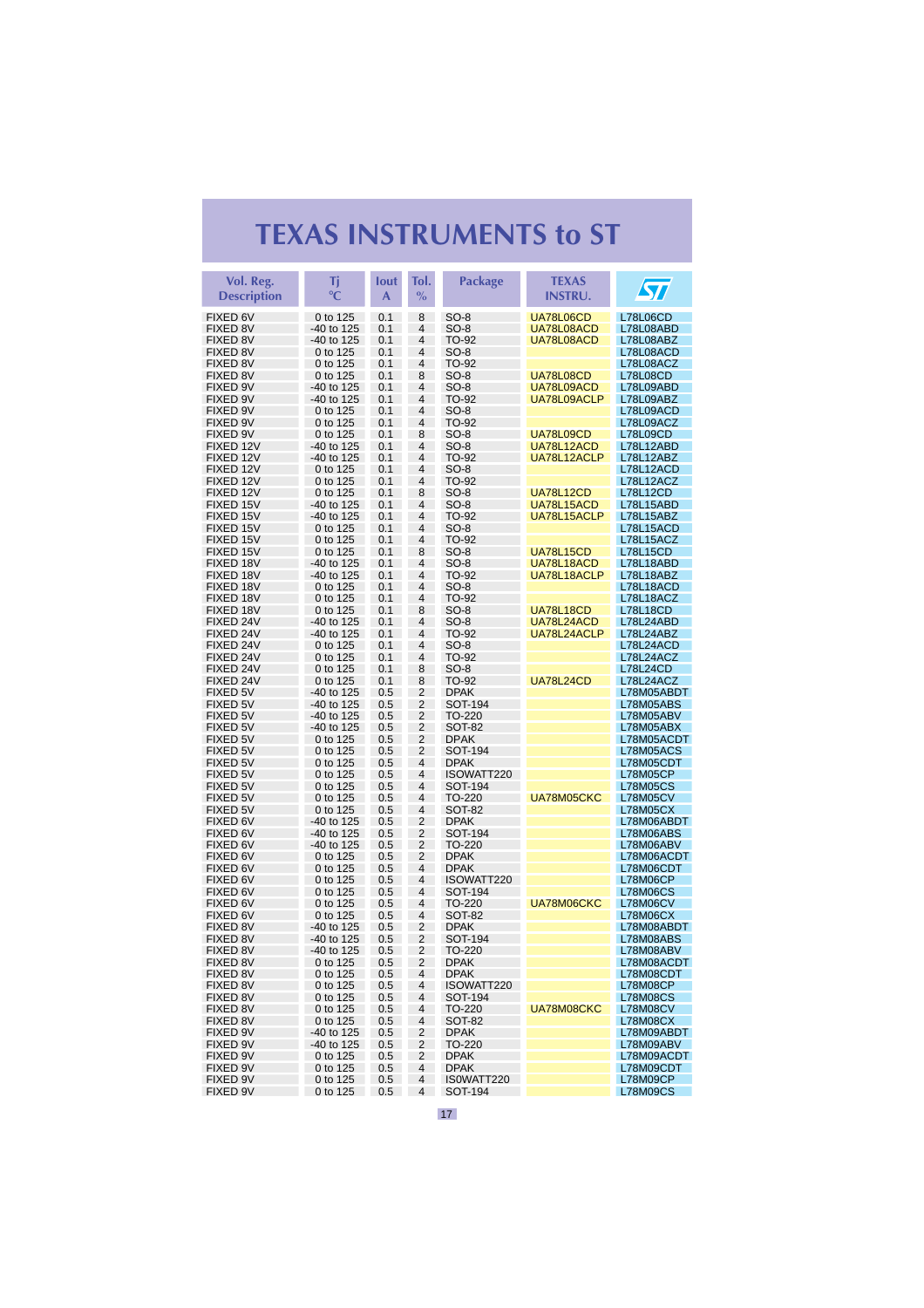# TEXAS INSTRUMENTS to ST

| Vol. Reg. Description | Tj °C | Iout A | Tol. % | Package | TEXAS INSTRU. | ST |
|---|---|---|---|---|---|---|
| FIXED 6V | 0 to 125 | 0.1 | 8 | SO-8 | UA78L06CD | L78L06CD |
| FIXED 8V | -40 to 125 | 0.1 | 4 | SO-8 | UA78L08ACD | L78L08ABD |
| FIXED 8V | -40 to 125 | 0.1 | 4 | TO-92 | UA78L08ACD | L78L08ABZ |
| FIXED 8V | 0 to 125 | 0.1 | 4 | SO-8 | | L78L08ACD |
| FIXED 8V | 0 to 125 | 0.1 | 4 | TO-92 | | L78L08ACZ |
| FIXED 8V | 0 to 125 | 0.1 | 8 | SO-8 | UA78L08CD | L78L08CD |
| FIXED 9V | -40 to 125 | 0.1 | 4 | SO-8 | UA78L09ACD | L78L09ABD |
| FIXED 9V | -40 to 125 | 0.1 | 4 | TO-92 | UA78L09ACLP | L78L09ABZ |
| FIXED 9V | 0 to 125 | 0.1 | 4 | SO-8 | | L78L09ACD |
| FIXED 9V | 0 to 125 | 0.1 | 4 | TO-92 | | L78L09ACZ |
| FIXED 9V | 0 to 125 | 0.1 | 8 | SO-8 | UA78L09CD | L78L09CD |
| FIXED 12V | -40 to 125 | 0.1 | 4 | SO-8 | UA78L12ACD | L78L12ABD |
| FIXED 12V | -40 to 125 | 0.1 | 4 | TO-92 | UA78L12ACLP | L78L12ABZ |
| FIXED 12V | 0 to 125 | 0.1 | 4 | SO-8 | | L78L12ACD |
| FIXED 12V | 0 to 125 | 0.1 | 4 | TO-92 | | L78L12ACZ |
| FIXED 12V | 0 to 125 | 0.1 | 8 | SO-8 | UA78L12CD | L78L12CD |
| FIXED 15V | -40 to 125 | 0.1 | 4 | SO-8 | UA78L15ACD | L78L15ABD |
| FIXED 15V | -40 to 125 | 0.1 | 4 | TO-92 | UA78L15ACLP | L78L15ABZ |
| FIXED 15V | 0 to 125 | 0.1 | 4 | SO-8 | | L78L15ACD |
| FIXED 15V | 0 to 125 | 0.1 | 4 | TO-92 | | L78L15ACZ |
| FIXED 15V | 0 to 125 | 0.1 | 8 | SO-8 | UA78L15CD | L78L15CD |
| FIXED 18V | -40 to 125 | 0.1 | 4 | SO-8 | UA78L18ACD | L78L18ABD |
| FIXED 18V | -40 to 125 | 0.1 | 4 | TO-92 | UA78L18ACLP | L78L18ABZ |
| FIXED 18V | 0 to 125 | 0.1 | 4 | SO-8 | | L78L18ACD |
| FIXED 18V | 0 to 125 | 0.1 | 4 | TO-92 | | L78L18ACZ |
| FIXED 18V | 0 to 125 | 0.1 | 8 | SO-8 | UA78L18CD | L78L18CD |
| FIXED 24V | -40 to 125 | 0.1 | 4 | SO-8 | UA78L24ACD | L78L24ABD |
| FIXED 24V | -40 to 125 | 0.1 | 4 | TO-92 | UA78L24ACLP | L78L24ABZ |
| FIXED 24V | 0 to 125 | 0.1 | 4 | SO-8 | | L78L24ACD |
| FIXED 24V | 0 to 125 | 0.1 | 4 | TO-92 | | L78L24ACZ |
| FIXED 24V | 0 to 125 | 0.1 | 8 | SO-8 | | L78L24CD |
| FIXED 24V | 0 to 125 | 0.1 | 8 | TO-92 | UA78L24CD | L78L24ACZ |
| FIXED 5V | -40 to 125 | 0.5 | 2 | DPAK | | L78M05ABDT |
| FIXED 5V | -40 to 125 | 0.5 | 2 | SOT-194 | | L78M05ABS |
| FIXED 5V | -40 to 125 | 0.5 | 2 | TO-220 | | L78M05ABV |
| FIXED 5V | -40 to 125 | 0.5 | 2 | SOT-82 | | L78M05ABX |
| FIXED 5V | 0 to 125 | 0.5 | 2 | DPAK | | L78M05ACDT |
| FIXED 5V | 0 to 125 | 0.5 | 2 | SOT-194 | | L78M05ACS |
| FIXED 5V | 0 to 125 | 0.5 | 4 | DPAK | | L78M05CDT |
| FIXED 5V | 0 to 125 | 0.5 | 4 | ISOWATT220 | | L78M05CP |
| FIXED 5V | 0 to 125 | 0.5 | 4 | SOT-194 | | L78M05CS |
| FIXED 5V | 0 to 125 | 0.5 | 4 | TO-220 | UA78M05CKC | L78M05CV |
| FIXED 5V | 0 to 125 | 0.5 | 4 | SOT-82 | | L78M05CX |
| FIXED 6V | -40 to 125 | 0.5 | 2 | DPAK | | L78M06ABDT |
| FIXED 6V | -40 to 125 | 0.5 | 2 | SOT-194 | | L78M06ABS |
| FIXED 6V | -40 to 125 | 0.5 | 2 | TO-220 | | L78M06ABV |
| FIXED 6V | 0 to 125 | 0.5 | 2 | DPAK | | L78M06ACDT |
| FIXED 6V | 0 to 125 | 0.5 | 4 | DPAK | | L78M06CDT |
| FIXED 6V | 0 to 125 | 0.5 | 4 | ISOWATT220 | | L78M06CP |
| FIXED 6V | 0 to 125 | 0.5 | 4 | SOT-194 | | L78M06CS |
| FIXED 6V | 0 to 125 | 0.5 | 4 | TO-220 | UA78M06CKC | L78M06CV |
| FIXED 6V | 0 to 125 | 0.5 | 4 | SOT-82 | | L78M06CX |
| FIXED 8V | -40 to 125 | 0.5 | 2 | DPAK | | L78M08ABDT |
| FIXED 8V | -40 to 125 | 0.5 | 2 | SOT-194 | | L78M08ABS |
| FIXED 8V | -40 to 125 | 0.5 | 2 | TO-220 | | L78M08ABV |
| FIXED 8V | 0 to 125 | 0.5 | 2 | DPAK | | L78M08ACDT |
| FIXED 8V | 0 to 125 | 0.5 | 4 | DPAK | | L78M08CDT |
| FIXED 8V | 0 to 125 | 0.5 | 4 | ISOWATT220 | | L78M08CP |
| FIXED 8V | 0 to 125 | 0.5 | 4 | SOT-194 | | L78M08CS |
| FIXED 8V | 0 to 125 | 0.5 | 4 | TO-220 | UA78M08CKC | L78M08CV |
| FIXED 8V | 0 to 125 | 0.5 | 4 | SOT-82 | | L78M08CX |
| FIXED 9V | -40 to 125 | 0.5 | 2 | DPAK | | L78M09ABDT |
| FIXED 9V | -40 to 125 | 0.5 | 2 | TO-220 | | L78M09ABV |
| FIXED 9V | 0 to 125 | 0.5 | 2 | DPAK | | L78M09ACDT |
| FIXED 9V | 0 to 125 | 0.5 | 4 | DPAK | | L78M09CDT |
| FIXED 9V | 0 to 125 | 0.5 | 4 | ISOWATT220 | | L78M09CP |
| FIXED 9V | 0 to 125 | 0.5 | 4 | SOT-194 | | L78M09CS |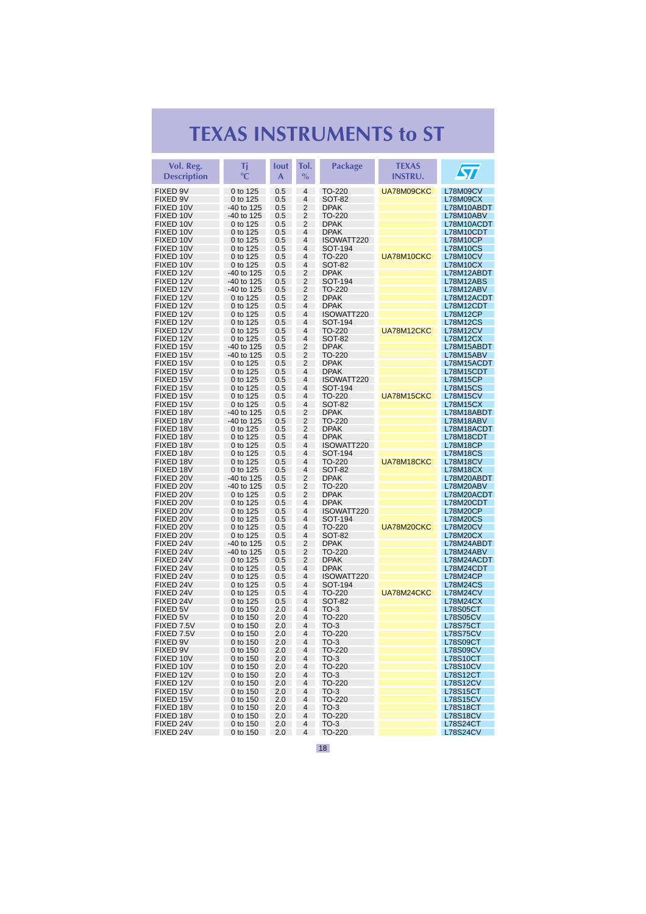# TEXAS INSTRUMENTS to ST

| Vol. Reg. Description | Tj °C | Iout A | Tol. % | Package | TEXAS INSTRU. | ST |
|---|---|---|---|---|---|---|
| FIXED 9V | 0 to 125 | 0.5 | 4 | TO-220 | UA78M09CKC | L78M09CV |
| FIXED 9V | 0 to 125 | 0.5 | 4 | SOT-82 | | L78M09CX |
| FIXED 10V | -40 to 125 | 0.5 | 2 | DPAK | | L78M10ABDT |
| FIXED 10V | -40 to 125 | 0.5 | 2 | TO-220 | | L78M10ABV |
| FIXED 10V | 0 to 125 | 0.5 | 2 | DPAK | | L78M10ACDT |
| FIXED 10V | 0 to 125 | 0.5 | 4 | DPAK | | L78M10CDT |
| FIXED 10V | 0 to 125 | 0.5 | 4 | ISOWATT220 | | L78M10CP |
| FIXED 10V | 0 to 125 | 0.5 | 4 | SOT-194 | | L78M10CS |
| FIXED 10V | 0 to 125 | 0.5 | 4 | TO-220 | UA78M10CKC | L78M10CV |
| FIXED 10V | 0 to 125 | 0.5 | 4 | SOT-82 | | L78M10CX |
| FIXED 12V | -40 to 125 | 0.5 | 2 | DPAK | | L78M12ABDT |
| FIXED 12V | -40 to 125 | 0.5 | 2 | SOT-194 | | L78M12ABS |
| FIXED 12V | -40 to 125 | 0.5 | 2 | TO-220 | | L78M12ABV |
| FIXED 12V | 0 to 125 | 0.5 | 2 | DPAK | | L78M12ACDT |
| FIXED 12V | 0 to 125 | 0.5 | 4 | DPAK | | L78M12CDT |
| FIXED 12V | 0 to 125 | 0.5 | 4 | ISOWATT220 | | L78M12CP |
| FIXED 12V | 0 to 125 | 0.5 | 4 | SOT-194 | | L78M12CS |
| FIXED 12V | 0 to 125 | 0.5 | 4 | TO-220 | UA78M12CKC | L78M12CV |
| FIXED 12V | 0 to 125 | 0.5 | 4 | SOT-82 | | L78M12CX |
| FIXED 15V | -40 to 125 | 0.5 | 2 | DPAK | | L78M15ABDT |
| FIXED 15V | -40 to 125 | 0.5 | 2 | TO-220 | | L78M15ABV |
| FIXED 15V | 0 to 125 | 0.5 | 2 | DPAK | | L78M15ACDT |
| FIXED 15V | 0 to 125 | 0.5 | 4 | DPAK | | L78M15CDT |
| FIXED 15V | 0 to 125 | 0.5 | 4 | ISOWATT220 | | L78M15CP |
| FIXED 15V | 0 to 125 | 0.5 | 4 | SOT-194 | | L78M15CS |
| FIXED 15V | 0 to 125 | 0.5 | 4 | TO-220 | UA78M15CKC | L78M15CV |
| FIXED 15V | 0 to 125 | 0.5 | 4 | SOT-82 | | L78M15CX |
| FIXED 18V | -40 to 125 | 0.5 | 2 | DPAK | | L78M18ABDT |
| FIXED 18V | -40 to 125 | 0.5 | 2 | TO-220 | | L78M18ABV |
| FIXED 18V | 0 to 125 | 0.5 | 2 | DPAK | | L78M18ACDT |
| FIXED 18V | 0 to 125 | 0.5 | 4 | DPAK | | L78M18CDT |
| FIXED 18V | 0 to 125 | 0.5 | 4 | ISOWATT220 | | L78M18CP |
| FIXED 18V | 0 to 125 | 0.5 | 4 | SOT-194 | | L78M18CS |
| FIXED 18V | 0 to 125 | 0.5 | 4 | TO-220 | UA78M18CKC | L78M18CV |
| FIXED 18V | 0 to 125 | 0.5 | 4 | SOT-82 | | L78M18CX |
| FIXED 20V | -40 to 125 | 0.5 | 2 | DPAK | | L78M20ABDT |
| FIXED 20V | -40 to 125 | 0.5 | 2 | TO-220 | | L78M20ABV |
| FIXED 20V | 0 to 125 | 0.5 | 2 | DPAK | | L78M20ACDT |
| FIXED 20V | 0 to 125 | 0.5 | 4 | DPAK | | L78M20CDT |
| FIXED 20V | 0 to 125 | 0.5 | 4 | ISOWATT220 | | L78M20CP |
| FIXED 20V | 0 to 125 | 0.5 | 4 | SOT-194 | | L78M20CS |
| FIXED 20V | 0 to 125 | 0.5 | 4 | TO-220 | UA78M20CKC | L78M20CV |
| FIXED 20V | 0 to 125 | 0.5 | 4 | SOT-82 | | L78M20CX |
| FIXED 24V | -40 to 125 | 0.5 | 2 | DPAK | | L78M24ABDT |
| FIXED 24V | -40 to 125 | 0.5 | 2 | TO-220 | | L78M24ABV |
| FIXED 24V | 0 to 125 | 0.5 | 2 | DPAK | | L78M24ACDT |
| FIXED 24V | 0 to 125 | 0.5 | 4 | DPAK | | L78M24CDT |
| FIXED 24V | 0 to 125 | 0.5 | 4 | ISOWATT220 | | L78M24CP |
| FIXED 24V | 0 to 125 | 0.5 | 4 | SOT-194 | | L78M24CS |
| FIXED 24V | 0 to 125 | 0.5 | 4 | TO-220 | UA78M24CKC | L78M24CV |
| FIXED 24V | 0 to 125 | 0.5 | 4 | SOT-82 | | L78M24CX |
| FIXED 5V | 0 to 150 | 2.0 | 4 | TO-3 | | L78S05CT |
| FIXED 5V | 0 to 150 | 2.0 | 4 | TO-220 | | L78S05CV |
| FIXED 7.5V | 0 to 150 | 2.0 | 4 | TO-3 | | L78S75CT |
| FIXED 7.5V | 0 to 150 | 2.0 | 4 | TO-220 | | L78S75CV |
| FIXED 9V | 0 to 150 | 2.0 | 4 | TO-3 | | L78S09CT |
| FIXED 9V | 0 to 150 | 2.0 | 4 | TO-220 | | L78S09CV |
| FIXED 10V | 0 to 150 | 2.0 | 4 | TO-3 | | L78S10CT |
| FIXED 10V | 0 to 150 | 2.0 | 4 | TO-220 | | L78S10CV |
| FIXED 12V | 0 to 150 | 2.0 | 4 | TO-3 | | L78S12CT |
| FIXED 12V | 0 to 150 | 2.0 | 4 | TO-220 | | L78S12CV |
| FIXED 15V | 0 to 150 | 2.0 | 4 | TO-3 | | L78S15CT |
| FIXED 15V | 0 to 150 | 2.0 | 4 | TO-220 | | L78S15CV |
| FIXED 18V | 0 to 150 | 2.0 | 4 | TO-3 | | L78S18CT |
| FIXED 18V | 0 to 150 | 2.0 | 4 | TO-220 | | L78S18CV |
| FIXED 24V | 0 to 150 | 2.0 | 4 | TO-3 | | L78S24CT |
| FIXED 24V | 0 to 150 | 2.0 | 4 | TO-220 | | L78S24CV |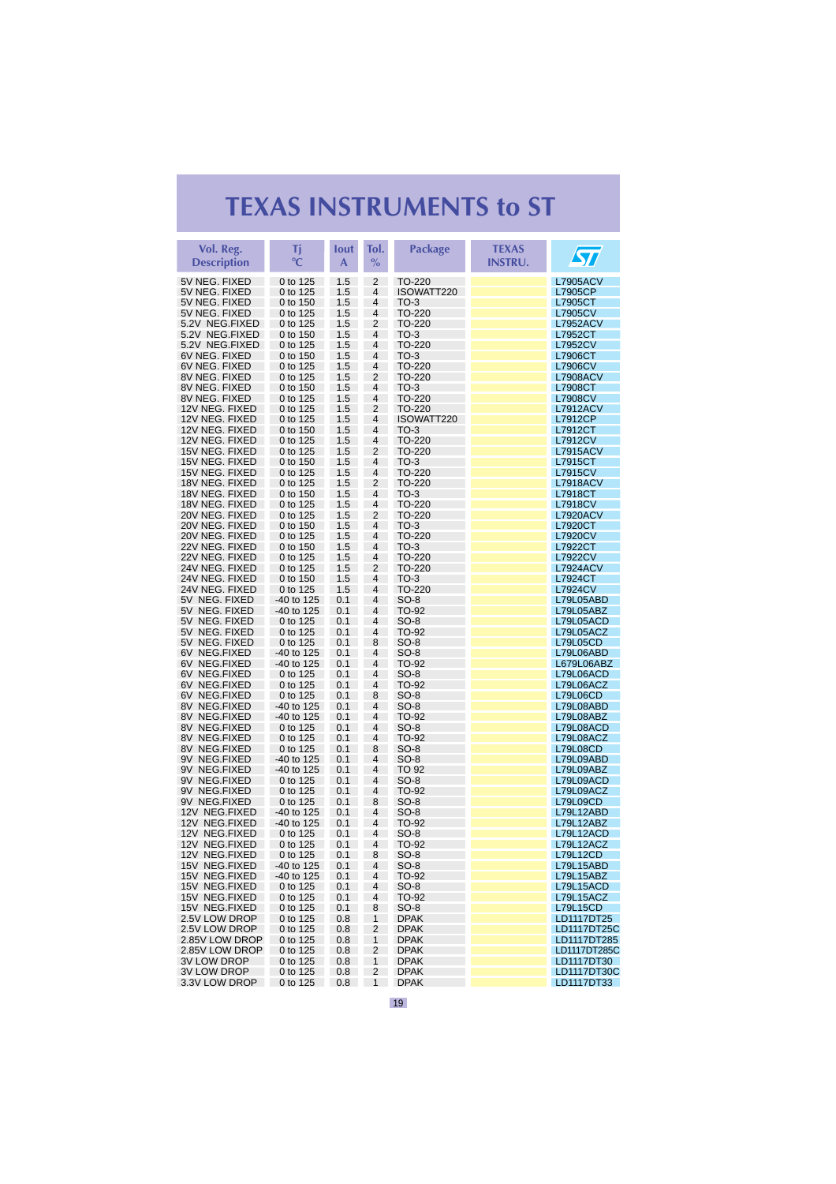# TEXAS INSTRUMENTS to ST

| Vol. Reg. Description | Tj °C | Iout A | Tol. % | Package | TEXAS INSTRU. | ST |
|---|---|---|---|---|---|---|
| 5V NEG. FIXED | 0 to 125 | 1.5 | 2 | TO-220 | | L7905ACV |
| 5V NEG. FIXED | 0 to 125 | 1.5 | 4 | ISOWATT220 | | L7905CP |
| 5V NEG. FIXED | 0 to 150 | 1.5 | 4 | TO-3 | | L7905CT |
| 5V NEG. FIXED | 0 to 125 | 1.5 | 4 | TO-220 | | L7905CV |
| 5.2V NEG.FIXED | 0 to 125 | 1.5 | 2 | TO-220 | | L7952ACV |
| 5.2V NEG.FIXED | 0 to 150 | 1.5 | 4 | TO-3 | | L7952CT |
| 5.2V NEG.FIXED | 0 to 125 | 1.5 | 4 | TO-220 | | L7952CV |
| 6V NEG. FIXED | 0 to 150 | 1.5 | 4 | TO-3 | | L7906CT |
| 6V NEG. FIXED | 0 to 125 | 1.5 | 4 | TO-220 | | L7906CV |
| 8V NEG. FIXED | 0 to 125 | 1.5 | 2 | TO-220 | | L7908ACV |
| 8V NEG. FIXED | 0 to 150 | 1.5 | 4 | TO-3 | | L7908CT |
| 8V NEG. FIXED | 0 to 125 | 1.5 | 4 | TO-220 | | L7908CV |
| 12V NEG. FIXED | 0 to 125 | 1.5 | 2 | TO-220 | | L7912ACV |
| 12V NEG. FIXED | 0 to 125 | 1.5 | 4 | ISOWATT220 | | L7912CP |
| 12V NEG. FIXED | 0 to 150 | 1.5 | 4 | TO-3 | | L7912CT |
| 12V NEG. FIXED | 0 to 125 | 1.5 | 4 | TO-220 | | L7912CV |
| 15V NEG. FIXED | 0 to 125 | 1.5 | 2 | TO-220 | | L7915ACV |
| 15V NEG. FIXED | 0 to 150 | 1.5 | 4 | TO-3 | | L7915CT |
| 15V NEG. FIXED | 0 to 125 | 1.5 | 4 | TO-220 | | L7915CV |
| 18V NEG. FIXED | 0 to 125 | 1.5 | 2 | TO-220 | | L7918ACV |
| 18V NEG. FIXED | 0 to 150 | 1.5 | 4 | TO-3 | | L7918CT |
| 18V NEG. FIXED | 0 to 125 | 1.5 | 4 | TO-220 | | L7918CV |
| 20V NEG. FIXED | 0 to 125 | 1.5 | 2 | TO-220 | | L7920ACV |
| 20V NEG. FIXED | 0 to 150 | 1.5 | 4 | TO-3 | | L7920CT |
| 20V NEG. FIXED | 0 to 125 | 1.5 | 4 | TO-220 | | L7920CV |
| 22V NEG. FIXED | 0 to 150 | 1.5 | 4 | TO-3 | | L7922CT |
| 22V NEG. FIXED | 0 to 125 | 1.5 | 4 | TO-220 | | L7922CV |
| 24V NEG. FIXED | 0 to 125 | 1.5 | 2 | TO-220 | | L7924ACV |
| 24V NEG. FIXED | 0 to 150 | 1.5 | 4 | TO-3 | | L7924CT |
| 24V NEG. FIXED | 0 to 125 | 1.5 | 4 | TO-220 | | L7924CV |
| 5V NEG. FIXED | -40 to 125 | 0.1 | 4 | SO-8 | | L79L05ABD |
| 5V NEG. FIXED | -40 to 125 | 0.1 | 4 | TO-92 | | L79L05ABZ |
| 5V NEG. FIXED | 0 to 125 | 0.1 | 4 | SO-8 | | L79L05ACD |
| 5V NEG. FIXED | 0 to 125 | 0.1 | 4 | TO-92 | | L79L05ACZ |
| 5V NEG. FIXED | 0 to 125 | 0.1 | 8 | SO-8 | | L79L05CD |
| 6V NEG.FIXED | -40 to 125 | 0.1 | 4 | SO-8 | | L79L06ABD |
| 6V NEG.FIXED | -40 to 125 | 0.1 | 4 | TO-92 | | L679L06ABZ |
| 6V NEG.FIXED | 0 to 125 | 0.1 | 4 | SO-8 | | L79L06ACD |
| 6V NEG.FIXED | 0 to 125 | 0.1 | 4 | TO-92 | | L79L06ACZ |
| 6V NEG.FIXED | 0 to 125 | 0.1 | 8 | SO-8 | | L79L06CD |
| 8V NEG.FIXED | -40 to 125 | 0.1 | 4 | SO-8 | | L79L08ABD |
| 8V NEG.FIXED | -40 to 125 | 0.1 | 4 | TO-92 | | L79L08ABZ |
| 8V NEG.FIXED | 0 to 125 | 0.1 | 4 | SO-8 | | L79L08ACD |
| 8V NEG.FIXED | 0 to 125 | 0.1 | 4 | TO-92 | | L79L08ACZ |
| 8V NEG.FIXED | 0 to 125 | 0.1 | 8 | SO-8 | | L79L08CD |
| 9V NEG.FIXED | -40 to 125 | 0.1 | 4 | SO-8 | | L79L09ABD |
| 9V NEG.FIXED | -40 to 125 | 0.1 | 4 | TO 92 | | L79L09ABZ |
| 9V NEG.FIXED | 0 to 125 | 0.1 | 4 | SO-8 | | L79L09ACD |
| 9V NEG.FIXED | 0 to 125 | 0.1 | 4 | TO-92 | | L79L09ACZ |
| 9V NEG.FIXED | 0 to 125 | 0.1 | 8 | SO-8 | | L79L09CD |
| 12V NEG.FIXED | -40 to 125 | 0.1 | 4 | SO-8 | | L79L12ABD |
| 12V NEG.FIXED | -40 to 125 | 0.1 | 4 | TO-92 | | L79L12ABZ |
| 12V NEG.FIXED | 0 to 125 | 0.1 | 4 | SO-8 | | L79L12ACD |
| 12V NEG.FIXED | 0 to 125 | 0.1 | 4 | TO-92 | | L79L12ACZ |
| 12V NEG.FIXED | 0 to 125 | 0.1 | 8 | SO-8 | | L79L12CD |
| 15V NEG.FIXED | -40 to 125 | 0.1 | 4 | SO-8 | | L79L15ABD |
| 15V NEG.FIXED | -40 to 125 | 0.1 | 4 | TO-92 | | L79L15ABZ |
| 15V NEG.FIXED | 0 to 125 | 0.1 | 4 | SO-8 | | L79L15ACD |
| 15V NEG.FIXED | 0 to 125 | 0.1 | 4 | TO-92 | | L79L15ACZ |
| 15V NEG.FIXED | 0 to 125 | 0.1 | 8 | SO-8 | | L79L15CD |
| 2.5V LOW DROP | 0 to 125 | 0.8 | 1 | DPAK | | LD1117DT25 |
| 2.5V LOW DROP | 0 to 125 | 0.8 | 2 | DPAK | | LD1117DT25C |
| 2.85V LOW DROP | 0 to 125 | 0.8 | 1 | DPAK | | LD1117DT285 |
| 2.85V LOW DROP | 0 to 125 | 0.8 | 2 | DPAK | | LD1117DT285C |
| 3V LOW DROP | 0 to 125 | 0.8 | 1 | DPAK | | LD1117DT30 |
| 3V LOW DROP | 0 to 125 | 0.8 | 2 | DPAK | | LD1117DT30C |
| 3.3V LOW DROP | 0 to 125 | 0.8 | 1 | DPAK | | LD1117DT33 |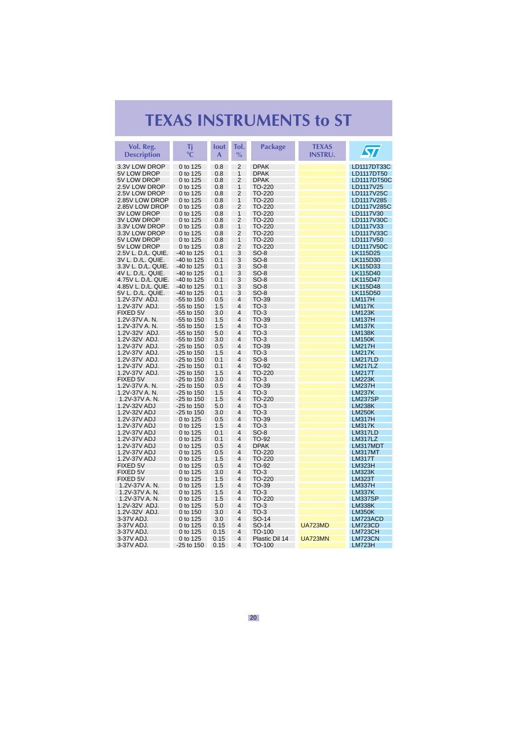# TEXAS INSTRUMENTS to ST

| Vol. Reg. Description | Tj °C | Iout A | Tol. % | Package | TEXAS INSTRU. | ST |
|---|---|---|---|---|---|---|
| 3.3V LOW DROP | 0 to 125 | 0.8 | 2 | DPAK | | LD1117DT33C |
| 5V LOW DROP | 0 to 125 | 0.8 | 1 | DPAK | | LD1117DT50 |
| 5V LOW DROP | 0 to 125 | 0.8 | 2 | DPAK | | LD1117DT50C |
| 2.5V LOW DROP | 0 to 125 | 0.8 | 1 | TO-220 | | LD1117V25 |
| 2.5V LOW DROP | 0 to 125 | 0.8 | 2 | TO-220 | | LD1117V25C |
| 2.85V LOW DROP | 0 to 125 | 0.8 | 1 | TO-220 | | LD1117V285 |
| 2.85V LOW DROP | 0 to 125 | 0.8 | 2 | TO-220 | | LD1117V285C |
| 3V LOW DROP | 0 to 125 | 0.8 | 1 | TO-220 | | LD1117V30 |
| 3V LOW DROP | 0 to 125 | 0.8 | 2 | TO-220 | | LD1117V30C |
| 3.3V LOW DROP | 0 to 125 | 0.8 | 1 | TO-220 | | LD1117V33 |
| 3.3V LOW DROP | 0 to 125 | 0.8 | 2 | TO-220 | | LD1117V33C |
| 5V LOW DROP | 0 to 125 | 0.8 | 1 | TO-220 | | LD1117V50 |
| 5V LOW DROP | 0 to 125 | 0.8 | 2 | TO-220 | | LD1117V50C |
| 2.5V L. D./L. QUIE. | -40 to 125 | 0.1 | 3 | SO-8 | | LK115D25 |
| 3V L. D./L. QUIE. | -40 to 125 | 0.1 | 3 | SO-8 | | LK115D30 |
| 3.3V L. D./L. QUIE. | -40 to 125 | 0.1 | 3 | SO-8 | | LK115D33 |
| 4V L. D./L. QUIE. | -40 to 125 | 0.1 | 3 | SO-8 | | LK115D40 |
| 4.75V L. D./L. QUIE. | -40 to 125 | 0.1 | 3 | SO-8 | | LK115D47 |
| 4.85V L. D./L. QUIE. | -40 to 125 | 0.1 | 3 | SO-8 | | LK115D48 |
| 5V L. D./L. QUIE. | -40 to 125 | 0.1 | 3 | SO-8 | | LK115D50 |
| 1.2V-37V ADJ. | -55 to 150 | 0.5 | 4 | TO-39 | | LM117H |
| 1.2V-37V ADJ. | -55 to 150 | 1.5 | 4 | TO-3 | | LM117K |
| FIXED 5V | -55 to 150 | 3.0 | 4 | TO-3 | | LM123K |
| 1.2V-37V A. N. | -55 to 150 | 1.5 | 4 | TO-39 | | LM137H |
| 1.2V-37V A. N. | -55 to 150 | 1.5 | 4 | TO-3 | | LM137K |
| 1.2V-32V ADJ. | -55 to 150 | 5.0 | 4 | TO-3 | | LM138K |
| 1.2V-32V ADJ. | -55 to 150 | 3.0 | 4 | TO-3 | | LM150K |
| 1.2V-37V ADJ. | -25 to 150 | 0.5 | 4 | TO-39 | | LM217H |
| 1.2V-37V ADJ. | -25 to 150 | 1.5 | 4 | TO-3 | | LM217K |
| 1.2V-37V ADJ. | -25 to 150 | 0.1 | 4 | SO-8 | | LM217LD |
| 1.2V-37V ADJ. | -25 to 150 | 0.1 | 4 | TO-92 | | LM217LZ |
| 1.2V-37V ADJ. | -25 to 150 | 1.5 | 4 | TO-220 | | LM217T |
| FIXED 5V | -25 to 150 | 3.0 | 4 | TO-3 | | LM223K |
| 1.2V-37V A. N. | -25 to 150 | 0.5 | 4 | TO-39 | | LM237H |
| 1.2V-37V A. N. | -25 to 150 | 1.5 | 4 | TO-3 | | LM237K |
| 1.2V-37V A. N. | -25 to 150 | 1.5 | 4 | TO-220 | | LM237SP |
| 1.2V-32V ADJ | -25 to 150 | 5.0 | 4 | TO-3 | | LM238K |
| 1.2V-32V ADJ | -25 to 150 | 3.0 | 4 | TO-3 | | LM250K |
| 1.2V-37V ADJ | 0 to 125 | 0.5 | 4 | TO-39 | | LM317H |
| 1.2V-37V ADJ | 0 to 125 | 1.5 | 4 | TO-3 | | LM317K |
| 1.2V-37V ADJ | 0 to 125 | 0.1 | 4 | SO-8 | | LM317LD |
| 1.2V-37V ADJ | 0 to 125 | 0.1 | 4 | TO-92 | | LM317LZ |
| 1.2V-37V ADJ | 0 to 125 | 0.5 | 4 | DPAK | | LM317MDT |
| 1.2V-37V ADJ | 0 to 125 | 0.5 | 4 | TO-220 | | LM317MT |
| 1.2V-37V ADJ | 0 to 125 | 1.5 | 4 | TO-220 | | LM317T |
| FIXED 5V | 0 to 125 | 0.5 | 4 | TO-92 | | LM323H |
| FIXED 5V | 0 to 125 | 3.0 | 4 | TO-3 | | LM323K |
| FIXED 5V | 0 to 125 | 1.5 | 4 | TO-220 | | LM323T |
| 1.2V-37V A. N. | 0 to 125 | 1.5 | 4 | TO-39 | | LM337H |
| 1.2V-37V A. N. | 0 to 125 | 1.5 | 4 | TO-3 | | LM337K |
| 1.2V-37V A. N. | 0 to 125 | 1.5 | 4 | TO-220 | | LM337SP |
| 1.2V-32V ADJ. | 0 to 125 | 5.0 | 4 | TO-3 | | LM338K |
| 1.2V-32V ADJ. | 0 to 150 | 3.0 | 4 | TO-3 | | LM350K |
| 3-37V ADJ. | 0 to 125 | 3.0 | 4 | SO-14 | | LM723ACD |
| 3-37V ADJ. | 0 to 125 | 0.15 | 4 | SO-14 | UA723MD | LM723CD |
| 3-37V ADJ. | 0 to 125 | 0.15 | 4 | TO-100 | | LM723CH |
| 3-37V ADJ. | 0 to 125 | 0.15 | 4 | Plastic Dil 14 | UA723MN | LM723CN |
| 3-37V ADJ. | -25 to 150 | 0.15 | 4 | TO-100 | | LM723H |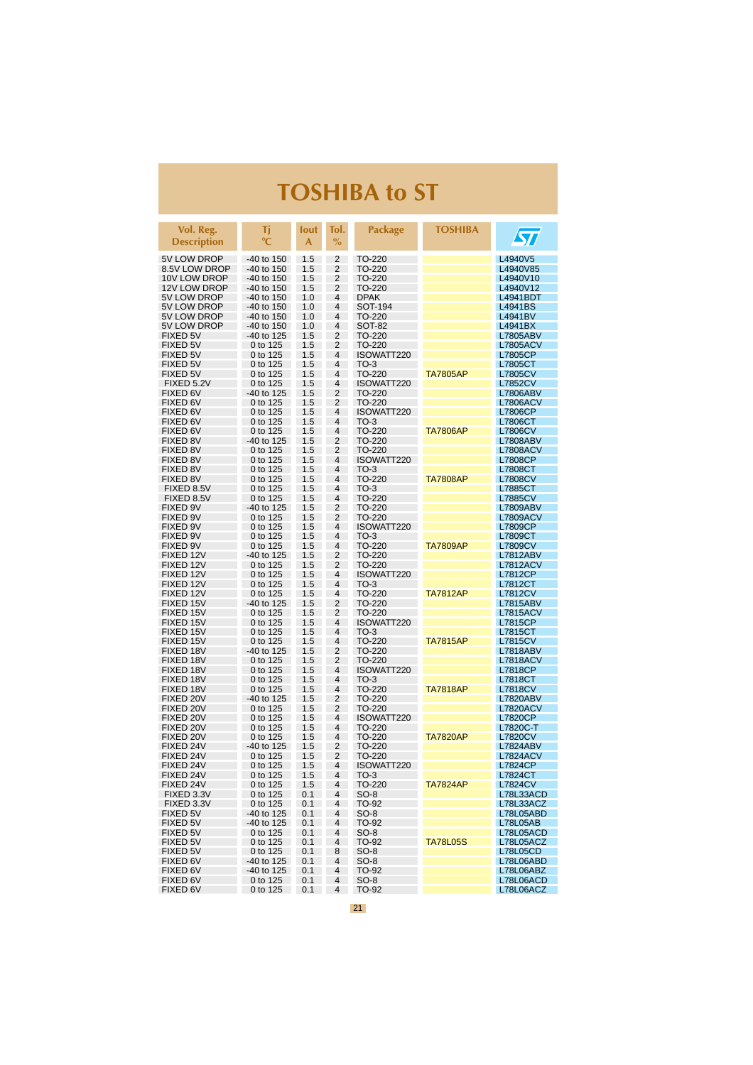# TOSHIBA to ST

| Vol. Reg. Description | Tj °C | Iout A | Tol. % | Package | TOSHIBA | ST |
|---|---|---|---|---|---|---|
| 5V LOW DROP | -40 to 150 | 1.5 | 2 | TO-220 | | L4940V5 |
| 8.5V LOW DROP | -40 to 150 | 1.5 | 2 | TO-220 | | L4940V85 |
| 10V LOW DROP | -40 to 150 | 1.5 | 2 | TO-220 | | L4940V10 |
| 12V LOW DROP | -40 to 150 | 1.5 | 2 | TO-220 | | L4940V12 |
| 5V LOW DROP | -40 to 150 | 1.0 | 4 | DPAK | | L4941BDT |
| 5V LOW DROP | -40 to 150 | 1.0 | 4 | SOT-194 | | L4941BS |
| 5V LOW DROP | -40 to 150 | 1.0 | 4 | TO-220 | | L4941BV |
| 5V LOW DROP | -40 to 150 | 1.0 | 4 | SOT-82 | | L4941BX |
| FIXED 5V | -40 to 125 | 1.5 | 2 | TO-220 | | L7805ABV |
| FIXED 5V | 0 to 125 | 1.5 | 2 | TO-220 | | L7805ACV |
| FIXED 5V | 0 to 125 | 1.5 | 4 | ISOWATT220 | | L7805CP |
| FIXED 5V | 0 to 125 | 1.5 | 4 | TO-3 | | L7805CT |
| FIXED 5V | 0 to 125 | 1.5 | 4 | TO-220 | TA7805AP | L7805CV |
| FIXED 5.2V | 0 to 125 | 1.5 | 4 | ISOWATT220 | | L7852CV |
| FIXED 6V | -40 to 125 | 1.5 | 2 | TO-220 | | L7806ABV |
| FIXED 6V | 0 to 125 | 1.5 | 2 | TO-220 | | L7806ACV |
| FIXED 6V | 0 to 125 | 1.5 | 4 | ISOWATT220 | | L7806CP |
| FIXED 6V | 0 to 125 | 1.5 | 4 | TO-3 | | L7806CT |
| FIXED 6V | 0 to 125 | 1.5 | 4 | TO-220 | TA7806AP | L7806CV |
| FIXED 8V | -40 to 125 | 1.5 | 2 | TO-220 | | L7808ABV |
| FIXED 8V | 0 to 125 | 1.5 | 2 | TO-220 | | L7808ACV |
| FIXED 8V | 0 to 125 | 1.5 | 4 | ISOWATT220 | | L7808CP |
| FIXED 8V | 0 to 125 | 1.5 | 4 | TO-3 | | L7808CT |
| FIXED 8V | 0 to 125 | 1.5 | 4 | TO-220 | TA7808AP | L7808CV |
| FIXED 8.5V | 0 to 125 | 1.5 | 4 | TO-3 | | L7885CT |
| FIXED 8.5V | 0 to 125 | 1.5 | 4 | TO-220 | | L7885CV |
| FIXED 9V | -40 to 125 | 1.5 | 2 | TO-220 | | L7809ABV |
| FIXED 9V | 0 to 125 | 1.5 | 2 | TO-220 | | L7809ACV |
| FIXED 9V | 0 to 125 | 1.5 | 4 | ISOWATT220 | | L7809CP |
| FIXED 9V | 0 to 125 | 1.5 | 4 | TO-3 | | L7809CT |
| FIXED 9V | 0 to 125 | 1.5 | 4 | TO-220 | TA7809AP | L7809CV |
| FIXED 12V | -40 to 125 | 1.5 | 2 | TO-220 | | L7812ABV |
| FIXED 12V | 0 to 125 | 1.5 | 2 | TO-220 | | L7812ACV |
| FIXED 12V | 0 to 125 | 1.5 | 4 | ISOWATT220 | | L7812CP |
| FIXED 12V | 0 to 125 | 1.5 | 4 | TO-3 | | L7812CT |
| FIXED 12V | 0 to 125 | 1.5 | 4 | TO-220 | TA7812AP | L7812CV |
| FIXED 15V | -40 to 125 | 1.5 | 2 | TO-220 | | L7815ABV |
| FIXED 15V | 0 to 125 | 1.5 | 2 | TO-220 | | L7815ACV |
| FIXED 15V | 0 to 125 | 1.5 | 4 | ISOWATT220 | | L7815CP |
| FIXED 15V | 0 to 125 | 1.5 | 4 | TO-3 | | L7815CT |
| FIXED 15V | 0 to 125 | 1.5 | 4 | TO-220 | TA7815AP | L7815CV |
| FIXED 18V | -40 to 125 | 1.5 | 2 | TO-220 | | L7818ABV |
| FIXED 18V | 0 to 125 | 1.5 | 2 | TO-220 | | L7818ACV |
| FIXED 18V | 0 to 125 | 1.5 | 4 | ISOWATT220 | | L7818CP |
| FIXED 18V | 0 to 125 | 1.5 | 4 | TO-3 | | L7818CT |
| FIXED 18V | 0 to 125 | 1.5 | 4 | TO-220 | TA7818AP | L7818CV |
| FIXED 20V | -40 to 125 | 1.5 | 2 | TO-220 | | L7820ABV |
| FIXED 20V | 0 to 125 | 1.5 | 2 | TO-220 | | L7820ACV |
| FIXED 20V | 0 to 125 | 1.5 | 4 | ISOWATT220 | | L7820CP |
| FIXED 20V | 0 to 125 | 1.5 | 4 | TO-220 | | L7820C-T |
| FIXED 20V | 0 to 125 | 1.5 | 4 | TO-220 | TA7820AP | L7820CV |
| FIXED 24V | -40 to 125 | 1.5 | 2 | TO-220 | | L7824ABV |
| FIXED 24V | 0 to 125 | 1.5 | 2 | TO-220 | | L7824ACV |
| FIXED 24V | 0 to 125 | 1.5 | 4 | ISOWATT220 | | L7824CP |
| FIXED 24V | 0 to 125 | 1.5 | 4 | TO-3 | | L7824CT |
| FIXED 24V | 0 to 125 | 1.5 | 4 | TO-220 | TA7824AP | L7824CV |
| FIXED 3.3V | 0 to 125 | 0.1 | 4 | SO-8 | | L78L33ACD |
| FIXED 3.3V | 0 to 125 | 0.1 | 4 | TO-92 | | L78L33ACZ |
| FIXED 5V | -40 to 125 | 0.1 | 4 | SO-8 | | L78L05ABD |
| FIXED 5V | -40 to 125 | 0.1 | 4 | TO-92 | | L78L05AB |
| FIXED 5V | 0 to 125 | 0.1 | 4 | SO-8 | | L78L05ACD |
| FIXED 5V | 0 to 125 | 0.1 | 4 | TO-92 | TA78L05S | L78L05ACZ |
| FIXED 5V | 0 to 125 | 0.1 | 8 | SO-8 | | L78L05CD |
| FIXED 6V | -40 to 125 | 0.1 | 4 | SO-8 | | L78L06ABD |
| FIXED 6V | -40 to 125 | 0.1 | 4 | TO-92 | | L78L06ABZ |
| FIXED 6V | 0 to 125 | 0.1 | 4 | SO-8 | | L78L06ACD |
| FIXED 6V | 0 to 125 | 0.1 | 4 | TO-92 | | L78L06ACZ |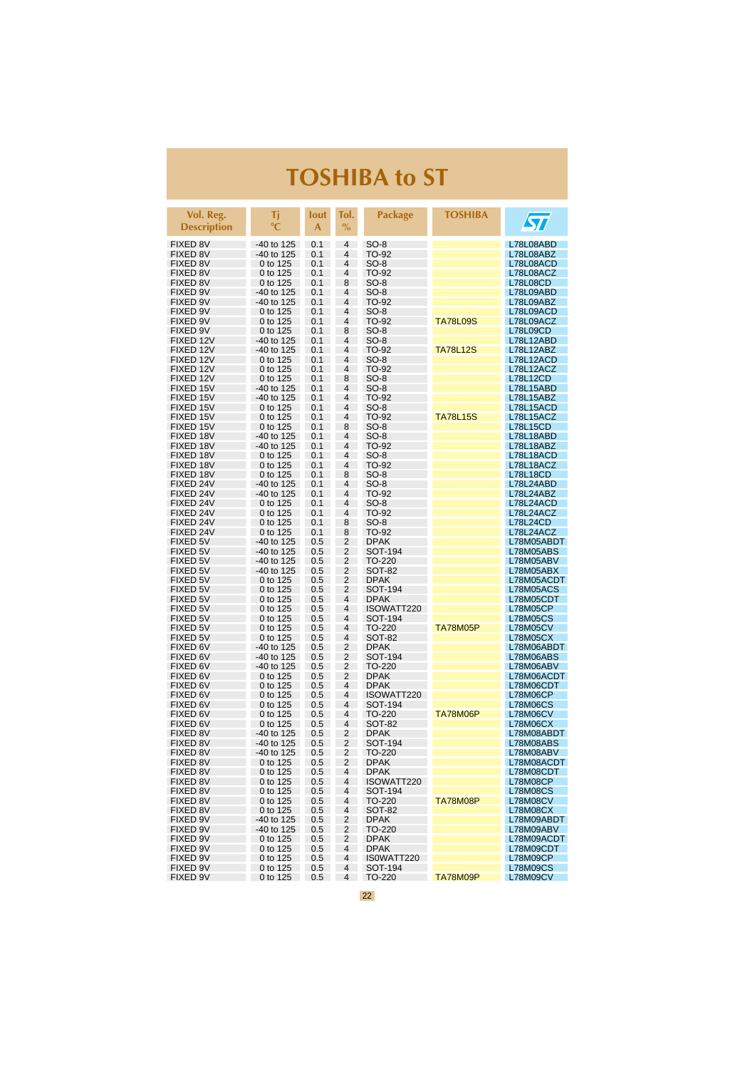# TOSHIBA to ST

| Vol. Reg. Description | Tj °C | Iout A | Tol. % | Package | TOSHIBA | ST |
|---|---|---|---|---|---|---|
| FIXED 8V | -40 to 125 | 0.1 | 4 | SO-8 | | L78L08ABD |
| FIXED 8V | -40 to 125 | 0.1 | 4 | TO-92 | | L78L08ABZ |
| FIXED 8V | 0 to 125 | 0.1 | 4 | SO-8 | | L78L08ACD |
| FIXED 8V | 0 to 125 | 0.1 | 4 | TO-92 | | L78L08ACZ |
| FIXED 8V | 0 to 125 | 0.1 | 8 | SO-8 | | L78L08CD |
| FIXED 9V | -40 to 125 | 0.1 | 4 | SO-8 | | L78L09ABD |
| FIXED 9V | -40 to 125 | 0.1 | 4 | TO-92 | | L78L09ABZ |
| FIXED 9V | 0 to 125 | 0.1 | 4 | SO-8 | | L78L09ACD |
| FIXED 9V | 0 to 125 | 0.1 | 4 | TO-92 | TA78L09S | L78L09ACZ |
| FIXED 9V | 0 to 125 | 0.1 | 8 | SO-8 | | L78L09CD |
| FIXED 12V | -40 to 125 | 0.1 | 4 | SO-8 | | L78L12ABD |
| FIXED 12V | -40 to 125 | 0.1 | 4 | TO-92 | TA78L12S | L78L12ABZ |
| FIXED 12V | 0 to 125 | 0.1 | 4 | SO-8 | | L78L12ACD |
| FIXED 12V | 0 to 125 | 0.1 | 4 | TO-92 | | L78L12ACZ |
| FIXED 12V | 0 to 125 | 0.1 | 8 | SO-8 | | L78L12CD |
| FIXED 15V | -40 to 125 | 0.1 | 4 | SO-8 | | L78L15ABD |
| FIXED 15V | -40 to 125 | 0.1 | 4 | TO-92 | | L78L15ABZ |
| FIXED 15V | 0 to 125 | 0.1 | 4 | SO-8 | | L78L15ACD |
| FIXED 15V | 0 to 125 | 0.1 | 4 | TO-92 | TA78L15S | L78L15ACZ |
| FIXED 15V | 0 to 125 | 0.1 | 8 | SO-8 | | L78L15CD |
| FIXED 18V | -40 to 125 | 0.1 | 4 | SO-8 | | L78L18ABD |
| FIXED 18V | -40 to 125 | 0.1 | 4 | TO-92 | | L78L18ABZ |
| FIXED 18V | 0 to 125 | 0.1 | 4 | SO-8 | | L78L18ACD |
| FIXED 18V | 0 to 125 | 0.1 | 4 | TO-92 | | L78L18ACZ |
| FIXED 18V | 0 to 125 | 0.1 | 8 | SO-8 | | L78L18CD |
| FIXED 24V | -40 to 125 | 0.1 | 4 | SO-8 | | L78L24ABD |
| FIXED 24V | -40 to 125 | 0.1 | 4 | TO-92 | | L78L24ABZ |
| FIXED 24V | 0 to 125 | 0.1 | 4 | SO-8 | | L78L24ACD |
| FIXED 24V | 0 to 125 | 0.1 | 4 | TO-92 | | L78L24ACZ |
| FIXED 24V | 0 to 125 | 0.1 | 8 | SO-8 | | L78L24CD |
| FIXED 24V | 0 to 125 | 0.1 | 8 | TO-92 | | L78L24ACZ |
| FIXED 5V | -40 to 125 | 0.5 | 2 | DPAK | | L78M05ABDT |
| FIXED 5V | -40 to 125 | 0.5 | 2 | SOT-194 | | L78M05ABS |
| FIXED 5V | -40 to 125 | 0.5 | 2 | TO-220 | | L78M05ABV |
| FIXED 5V | -40 to 125 | 0.5 | 2 | SOT-82 | | L78M05ABX |
| FIXED 5V | 0 to 125 | 0.5 | 2 | DPAK | | L78M05ACDT |
| FIXED 5V | 0 to 125 | 0.5 | 2 | SOT-194 | | L78M05ACS |
| FIXED 5V | 0 to 125 | 0.5 | 4 | DPAK | | L78M05CDT |
| FIXED 5V | 0 to 125 | 0.5 | 4 | ISOWATT220 | | L78M05CP |
| FIXED 5V | 0 to 125 | 0.5 | 4 | SOT-194 | | L78M05CS |
| FIXED 5V | 0 to 125 | 0.5 | 4 | TO-220 | TA78M05P | L78M05CV |
| FIXED 5V | 0 to 125 | 0.5 | 4 | SOT-82 | | L78M05CX |
| FIXED 6V | -40 to 125 | 0.5 | 2 | DPAK | | L78M06ABDT |
| FIXED 6V | -40 to 125 | 0.5 | 2 | SOT-194 | | L78M06ABS |
| FIXED 6V | -40 to 125 | 0.5 | 2 | TO-220 | | L78M06ABV |
| FIXED 6V | 0 to 125 | 0.5 | 2 | DPAK | | L78M06ACDT |
| FIXED 6V | 0 to 125 | 0.5 | 4 | DPAK | | L78M06CDT |
| FIXED 6V | 0 to 125 | 0.5 | 4 | ISOWATT220 | | L78M06CP |
| FIXED 6V | 0 to 125 | 0.5 | 4 | SOT-194 | | L78M06CS |
| FIXED 6V | 0 to 125 | 0.5 | 4 | TO-220 | TA78M06P | L78M06CV |
| FIXED 6V | 0 to 125 | 0.5 | 4 | SOT-82 | | L78M06CX |
| FIXED 8V | -40 to 125 | 0.5 | 2 | DPAK | | L78M08ABDT |
| FIXED 8V | -40 to 125 | 0.5 | 2 | SOT-194 | | L78M08ABS |
| FIXED 8V | -40 to 125 | 0.5 | 2 | TO-220 | | L78M08ABV |
| FIXED 8V | 0 to 125 | 0.5 | 2 | DPAK | | L78M08ACDT |
| FIXED 8V | 0 to 125 | 0.5 | 4 | DPAK | | L78M08CDT |
| FIXED 8V | 0 to 125 | 0.5 | 4 | ISOWATT220 | | L78M08CP |
| FIXED 8V | 0 to 125 | 0.5 | 4 | SOT-194 | | L78M08CS |
| FIXED 8V | 0 to 125 | 0.5 | 4 | TO-220 | TA78M08P | L78M08CV |
| FIXED 8V | 0 to 125 | 0.5 | 4 | SOT-82 | | L78M08CX |
| FIXED 9V | -40 to 125 | 0.5 | 2 | DPAK | | L78M09ABDT |
| FIXED 9V | -40 to 125 | 0.5 | 2 | TO-220 | | L78M09ABV |
| FIXED 9V | 0 to 125 | 0.5 | 2 | DPAK | | L78M09ACDT |
| FIXED 9V | 0 to 125 | 0.5 | 4 | DPAK | | L78M09CDT |
| FIXED 9V | 0 to 125 | 0.5 | 4 | ISOWATT220 | | L78M09CP |
| FIXED 9V | 0 to 125 | 0.5 | 4 | SOT-194 | | L78M09CS |
| FIXED 9V | 0 to 125 | 0.5 | 4 | TO-220 | TA78M09P | L78M09CV |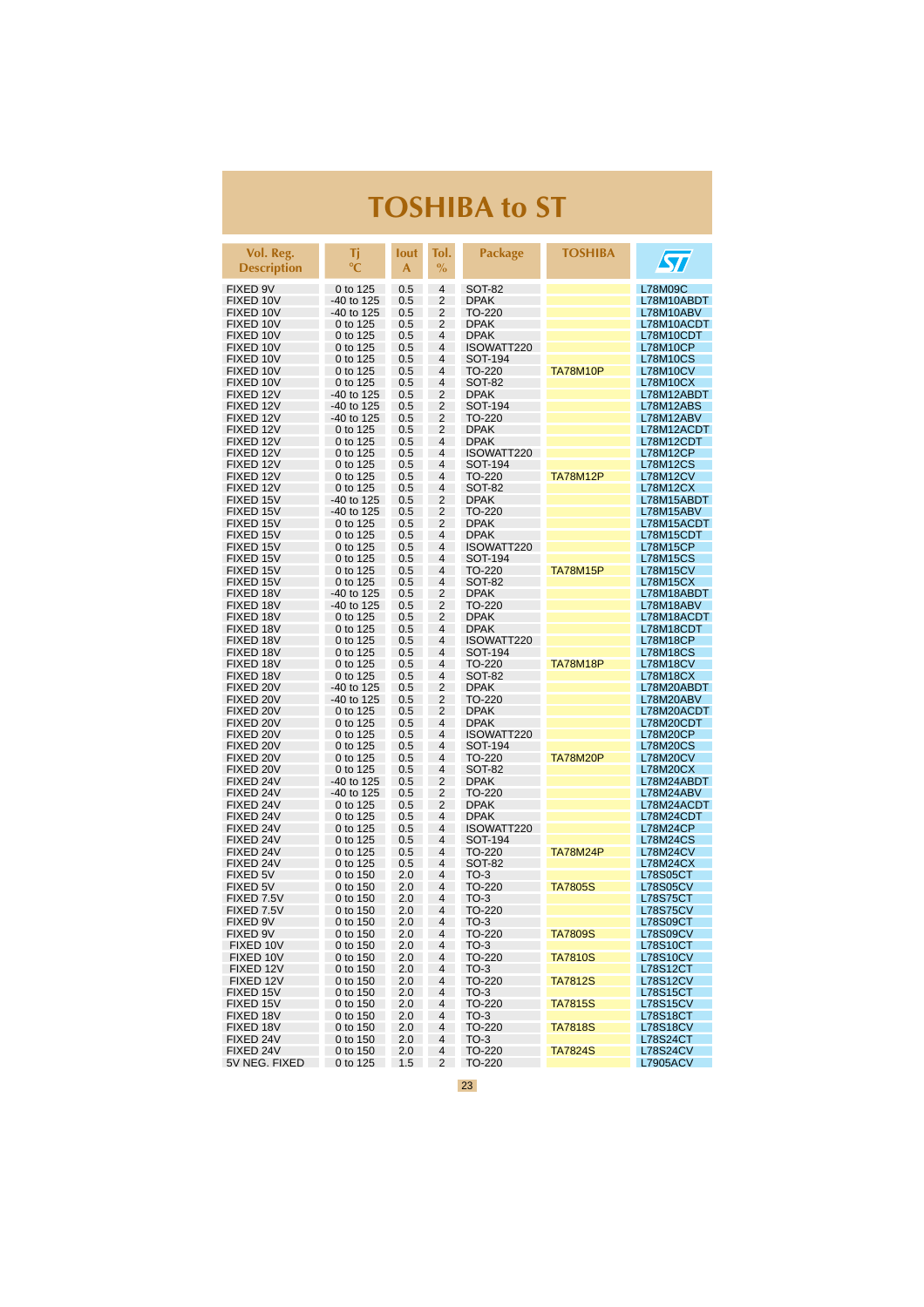# TOSHIBA to ST

| Vol. Reg. Description | Tj °C | Iout A | Tol. % | Package | TOSHIBA | ST |
|---|---|---|---|---|---|---|
| FIXED 9V | 0 to 125 | 0.5 | 4 | SOT-82 | | L78M09C |
| FIXED 10V | -40 to 125 | 0.5 | 2 | DPAK | | L78M10ABDT |
| FIXED 10V | -40 to 125 | 0.5 | 2 | TO-220 | | L78M10ABV |
| FIXED 10V | 0 to 125 | 0.5 | 2 | DPAK | | L78M10ACDT |
| FIXED 10V | 0 to 125 | 0.5 | 4 | DPAK | | L78M10CDT |
| FIXED 10V | 0 to 125 | 0.5 | 4 | ISOWATT220 | | L78M10CP |
| FIXED 10V | 0 to 125 | 0.5 | 4 | SOT-194 | | L78M10CS |
| FIXED 10V | 0 to 125 | 0.5 | 4 | TO-220 | TA78M10P | L78M10CV |
| FIXED 10V | 0 to 125 | 0.5 | 4 | SOT-82 | | L78M10CX |
| FIXED 12V | -40 to 125 | 0.5 | 2 | DPAK | | L78M12ABDT |
| FIXED 12V | -40 to 125 | 0.5 | 2 | SOT-194 | | L78M12ABS |
| FIXED 12V | -40 to 125 | 0.5 | 2 | TO-220 | | L78M12ABV |
| FIXED 12V | 0 to 125 | 0.5 | 2 | DPAK | | L78M12ACDT |
| FIXED 12V | 0 to 125 | 0.5 | 4 | DPAK | | L78M12CDT |
| FIXED 12V | 0 to 125 | 0.5 | 4 | ISOWATT220 | | L78M12CP |
| FIXED 12V | 0 to 125 | 0.5 | 4 | SOT-194 | | L78M12CS |
| FIXED 12V | 0 to 125 | 0.5 | 4 | TO-220 | TA78M12P | L78M12CV |
| FIXED 12V | 0 to 125 | 0.5 | 4 | SOT-82 | | L78M12CX |
| FIXED 15V | -40 to 125 | 0.5 | 2 | DPAK | | L78M15ABDT |
| FIXED 15V | -40 to 125 | 0.5 | 2 | TO-220 | | L78M15ABV |
| FIXED 15V | 0 to 125 | 0.5 | 2 | DPAK | | L78M15ACDT |
| FIXED 15V | 0 to 125 | 0.5 | 4 | DPAK | | L78M15CDT |
| FIXED 15V | 0 to 125 | 0.5 | 4 | ISOWATT220 | | L78M15CP |
| FIXED 15V | 0 to 125 | 0.5 | 4 | SOT-194 | | L78M15CS |
| FIXED 15V | 0 to 125 | 0.5 | 4 | TO-220 | TA78M15P | L78M15CV |
| FIXED 15V | 0 to 125 | 0.5 | 4 | SOT-82 | | L78M15CX |
| FIXED 18V | -40 to 125 | 0.5 | 2 | DPAK | | L78M18ABDT |
| FIXED 18V | -40 to 125 | 0.5 | 2 | TO-220 | | L78M18ABV |
| FIXED 18V | 0 to 125 | 0.5 | 2 | DPAK | | L78M18ACDT |
| FIXED 18V | 0 to 125 | 0.5 | 4 | DPAK | | L78M18CDT |
| FIXED 18V | 0 to 125 | 0.5 | 4 | ISOWATT220 | | L78M18CP |
| FIXED 18V | 0 to 125 | 0.5 | 4 | SOT-194 | | L78M18CS |
| FIXED 18V | 0 to 125 | 0.5 | 4 | TO-220 | TA78M18P | L78M18CV |
| FIXED 18V | 0 to 125 | 0.5 | 4 | SOT-82 | | L78M18CX |
| FIXED 20V | -40 to 125 | 0.5 | 2 | DPAK | | L78M20ABDT |
| FIXED 20V | -40 to 125 | 0.5 | 2 | TO-220 | | L78M20ABV |
| FIXED 20V | 0 to 125 | 0.5 | 2 | DPAK | | L78M20ACDT |
| FIXED 20V | 0 to 125 | 0.5 | 4 | DPAK | | L78M20CDT |
| FIXED 20V | 0 to 125 | 0.5 | 4 | ISOWATT220 | | L78M20CP |
| FIXED 20V | 0 to 125 | 0.5 | 4 | SOT-194 | | L78M20CS |
| FIXED 20V | 0 to 125 | 0.5 | 4 | TO-220 | TA78M20P | L78M20CV |
| FIXED 20V | 0 to 125 | 0.5 | 4 | SOT-82 | | L78M20CX |
| FIXED 24V | -40 to 125 | 0.5 | 2 | DPAK | | L78M24ABDT |
| FIXED 24V | -40 to 125 | 0.5 | 2 | TO-220 | | L78M24ABV |
| FIXED 24V | 0 to 125 | 0.5 | 2 | DPAK | | L78M24ACDT |
| FIXED 24V | 0 to 125 | 0.5 | 4 | DPAK | | L78M24CDT |
| FIXED 24V | 0 to 125 | 0.5 | 4 | ISOWATT220 | | L78M24CP |
| FIXED 24V | 0 to 125 | 0.5 | 4 | SOT-194 | | L78M24CS |
| FIXED 24V | 0 to 125 | 0.5 | 4 | TO-220 | TA78M24P | L78M24CV |
| FIXED 24V | 0 to 125 | 0.5 | 4 | SOT-82 | | L78M24CX |
| FIXED 5V | 0 to 150 | 2.0 | 4 | TO-3 | | L78S05CT |
| FIXED 5V | 0 to 150 | 2.0 | 4 | TO-220 | TA7805S | L78S05CV |
| FIXED 7.5V | 0 to 150 | 2.0 | 4 | TO-3 | | L78S75CT |
| FIXED 7.5V | 0 to 150 | 2.0 | 4 | TO-220 | | L78S75CV |
| FIXED 9V | 0 to 150 | 2.0 | 4 | TO-3 | | L78S09CT |
| FIXED 9V | 0 to 150 | 2.0 | 4 | TO-220 | TA7809S | L78S09CV |
| FIXED 10V | 0 to 150 | 2.0 | 4 | TO-3 | | L78S10CT |
| FIXED 10V | 0 to 150 | 2.0 | 4 | TO-220 | TA7810S | L78S10CV |
| FIXED 12V | 0 to 150 | 2.0 | 4 | TO-3 | | L78S12CT |
| FIXED 12V | 0 to 150 | 2.0 | 4 | TO-220 | TA7812S | L78S12CV |
| FIXED 15V | 0 to 150 | 2.0 | 4 | TO-3 | | L78S15CT |
| FIXED 15V | 0 to 150 | 2.0 | 4 | TO-220 | TA7815S | L78S15CV |
| FIXED 18V | 0 to 150 | 2.0 | 4 | TO-3 | | L78S18CT |
| FIXED 18V | 0 to 150 | 2.0 | 4 | TO-220 | TA7818S | L78S18CV |
| FIXED 24V | 0 to 150 | 2.0 | 4 | TO-3 | | L78S24CT |
| FIXED 24V | 0 to 150 | 2.0 | 4 | TO-220 | TA7824S | L78S24CV |
| 5V NEG. FIXED | 0 to 125 | 1.5 | 2 | TO-220 | | L7905ACV |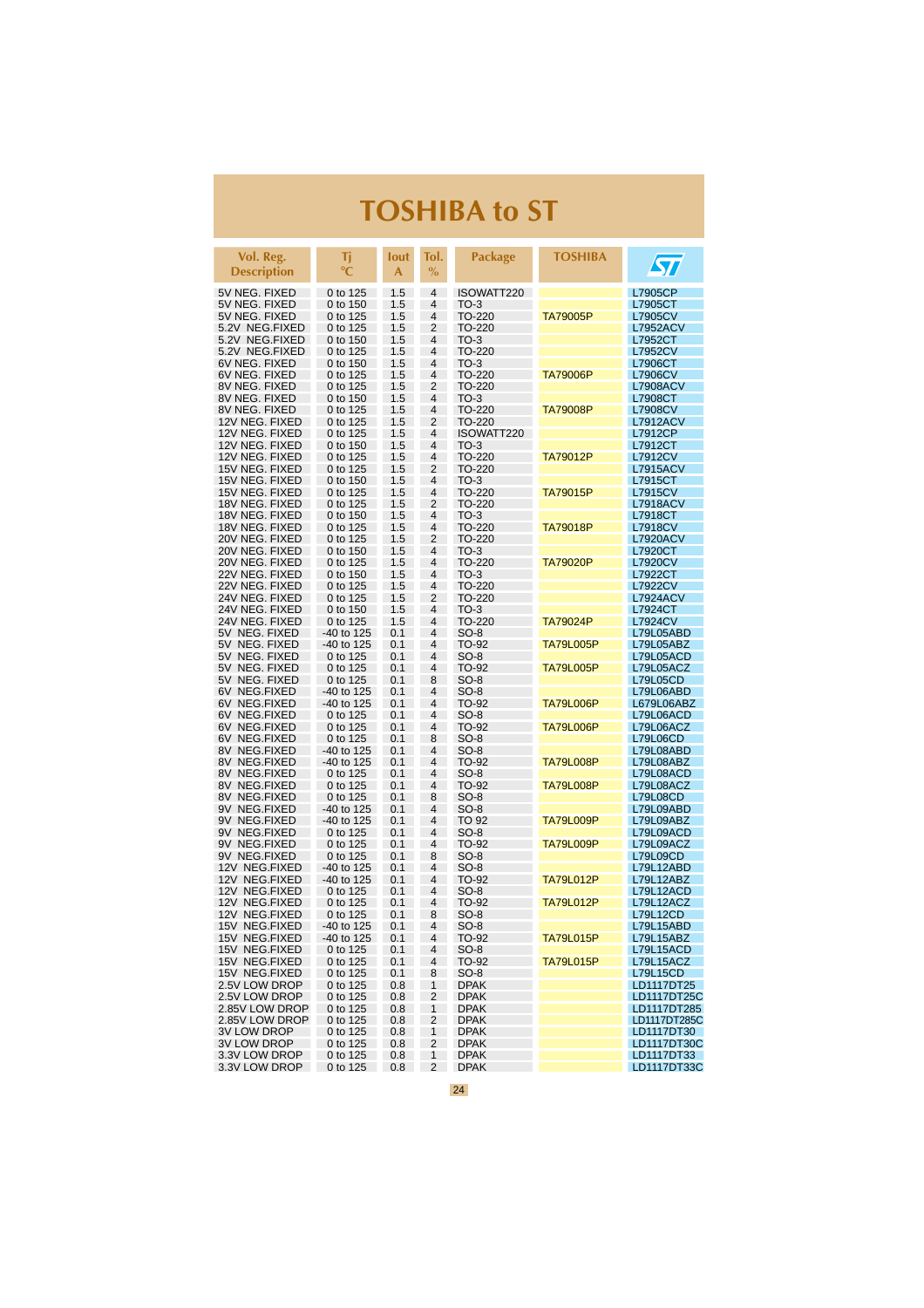# TOSHIBA to ST

| Vol. Reg. Description | Tj °C | Iout A | Tol. % | Package | TOSHIBA | ST |
|---|---|---|---|---|---|---|
| 5V NEG. FIXED | 0 to 125 | 1.5 | 4 | ISOWATT220 | | L7905CP |
| 5V NEG. FIXED | 0 to 150 | 1.5 | 4 | TO-3 | | L7905CT |
| 5V NEG. FIXED | 0 to 125 | 1.5 | 4 | TO-220 | TA79005P | L7905CV |
| 5.2V NEG.FIXED | 0 to 125 | 1.5 | 2 | TO-220 | | L7952ACV |
| 5.2V NEG.FIXED | 0 to 150 | 1.5 | 4 | TO-3 | | L7952CT |
| 5.2V NEG.FIXED | 0 to 125 | 1.5 | 4 | TO-220 | | L7952CV |
| 6V NEG. FIXED | 0 to 150 | 1.5 | 4 | TO-3 | | L7906CT |
| 6V NEG. FIXED | 0 to 125 | 1.5 | 4 | TO-220 | TA79006P | L7906CV |
| 8V NEG. FIXED | 0 to 125 | 1.5 | 2 | TO-220 | | L7908ACV |
| 8V NEG. FIXED | 0 to 150 | 1.5 | 4 | TO-3 | | L7908CT |
| 8V NEG. FIXED | 0 to 125 | 1.5 | 4 | TO-220 | TA79008P | L7908CV |
| 12V NEG. FIXED | 0 to 125 | 1.5 | 2 | TO-220 | | L7912ACV |
| 12V NEG. FIXED | 0 to 125 | 1.5 | 4 | ISOWATT220 | | L7912CP |
| 12V NEG. FIXED | 0 to 150 | 1.5 | 4 | TO-3 | | L7912CT |
| 12V NEG. FIXED | 0 to 125 | 1.5 | 4 | TO-220 | TA79012P | L7912CV |
| 15V NEG. FIXED | 0 to 125 | 1.5 | 2 | TO-220 | | L7915ACV |
| 15V NEG. FIXED | 0 to 150 | 1.5 | 4 | TO-3 | | L7915CT |
| 15V NEG. FIXED | 0 to 125 | 1.5 | 4 | TO-220 | TA79015P | L7915CV |
| 18V NEG. FIXED | 0 to 125 | 1.5 | 2 | TO-220 | | L7918ACV |
| 18V NEG. FIXED | 0 to 150 | 1.5 | 4 | TO-3 | | L7918CT |
| 18V NEG. FIXED | 0 to 125 | 1.5 | 4 | TO-220 | TA79018P | L7918CV |
| 20V NEG. FIXED | 0 to 125 | 1.5 | 2 | TO-220 | | L7920ACV |
| 20V NEG. FIXED | 0 to 150 | 1.5 | 4 | TO-3 | | L7920CT |
| 20V NEG. FIXED | 0 to 125 | 1.5 | 4 | TO-220 | TA79020P | L7920CV |
| 22V NEG. FIXED | 0 to 150 | 1.5 | 4 | TO-3 | | L7922CT |
| 22V NEG. FIXED | 0 to 125 | 1.5 | 4 | TO-220 | | L7922CV |
| 24V NEG. FIXED | 0 to 125 | 1.5 | 2 | TO-220 | | L7924ACV |
| 24V NEG. FIXED | 0 to 150 | 1.5 | 4 | TO-3 | | L7924CT |
| 24V NEG. FIXED | 0 to 125 | 1.5 | 4 | TO-220 | TA79024P | L7924CV |
| 5V NEG. FIXED | -40 to 125 | 0.1 | 4 | SO-8 | | L79L05ABD |
| 5V NEG. FIXED | -40 to 125 | 0.1 | 4 | TO-92 | TA79L005P | L79L05ABZ |
| 5V NEG. FIXED | 0 to 125 | 0.1 | 4 | SO-8 | | L79L05ACD |
| 5V NEG. FIXED | 0 to 125 | 0.1 | 4 | TO-92 | TA79L005P | L79L05ACZ |
| 5V NEG. FIXED | 0 to 125 | 0.1 | 8 | SO-8 | | L79L05CD |
| 6V NEG.FIXED | -40 to 125 | 0.1 | 4 | SO-8 | | L79L06ABD |
| 6V NEG.FIXED | -40 to 125 | 0.1 | 4 | TO-92 | TA79L006P | L679L06ABZ |
| 6V NEG.FIXED | 0 to 125 | 0.1 | 4 | SO-8 | | L79L06ACD |
| 6V NEG.FIXED | 0 to 125 | 0.1 | 4 | TO-92 | TA79L006P | L79L06ACZ |
| 6V NEG.FIXED | 0 to 125 | 0.1 | 8 | SO-8 | | L79L06CD |
| 8V NEG.FIXED | -40 to 125 | 0.1 | 4 | SO-8 | | L79L08ABD |
| 8V NEG.FIXED | -40 to 125 | 0.1 | 4 | TO-92 | TA79L008P | L79L08ABZ |
| 8V NEG.FIXED | 0 to 125 | 0.1 | 4 | SO-8 | | L79L08ACD |
| 8V NEG.FIXED | 0 to 125 | 0.1 | 4 | TO-92 | TA79L008P | L79L08ACZ |
| 8V NEG.FIXED | 0 to 125 | 0.1 | 8 | SO-8 | | L79L08CD |
| 9V NEG.FIXED | -40 to 125 | 0.1 | 4 | SO-8 | | L79L09ABD |
| 9V NEG.FIXED | -40 to 125 | 0.1 | 4 | TO 92 | TA79L009P | L79L09ABZ |
| 9V NEG.FIXED | 0 to 125 | 0.1 | 4 | SO-8 | | L79L09ACD |
| 9V NEG.FIXED | 0 to 125 | 0.1 | 4 | TO-92 | TA79L009P | L79L09ACZ |
| 9V NEG.FIXED | 0 to 125 | 0.1 | 8 | SO-8 | | L79L09CD |
| 12V NEG.FIXED | -40 to 125 | 0.1 | 4 | SO-8 | | L79L12ABD |
| 12V NEG.FIXED | -40 to 125 | 0.1 | 4 | TO-92 | TA79L012P | L79L12ABZ |
| 12V NEG.FIXED | 0 to 125 | 0.1 | 4 | SO-8 | | L79L12ACD |
| 12V NEG.FIXED | 0 to 125 | 0.1 | 4 | TO-92 | TA79L012P | L79L12ACZ |
| 12V NEG.FIXED | 0 to 125 | 0.1 | 8 | SO-8 | | L79L12CD |
| 15V NEG.FIXED | -40 to 125 | 0.1 | 4 | SO-8 | | L79L15ABD |
| 15V NEG.FIXED | -40 to 125 | 0.1 | 4 | TO-92 | TA79L015P | L79L15ABZ |
| 15V NEG.FIXED | 0 to 125 | 0.1 | 4 | SO-8 | | L79L15ACD |
| 15V NEG.FIXED | 0 to 125 | 0.1 | 4 | TO-92 | TA79L015P | L79L15ACZ |
| 15V NEG.FIXED | 0 to 125 | 0.1 | 8 | SO-8 | | L79L15CD |
| 2.5V LOW DROP | 0 to 125 | 0.8 | 1 | DPAK | | LD1117DT25 |
| 2.5V LOW DROP | 0 to 125 | 0.8 | 2 | DPAK | | LD1117DT25C |
| 2.85V LOW DROP | 0 to 125 | 0.8 | 1 | DPAK | | LD1117DT285 |
| 2.85V LOW DROP | 0 to 125 | 0.8 | 2 | DPAK | | LD1117DT285C |
| 3V LOW DROP | 0 to 125 | 0.8 | 1 | DPAK | | LD1117DT30 |
| 3V LOW DROP | 0 to 125 | 0.8 | 2 | DPAK | | LD1117DT30C |
| 3.3V LOW DROP | 0 to 125 | 0.8 | 1 | DPAK | | LD1117DT33 |
| 3.3V LOW DROP | 0 to 125 | 0.8 | 2 | DPAK | | LD1117DT33C |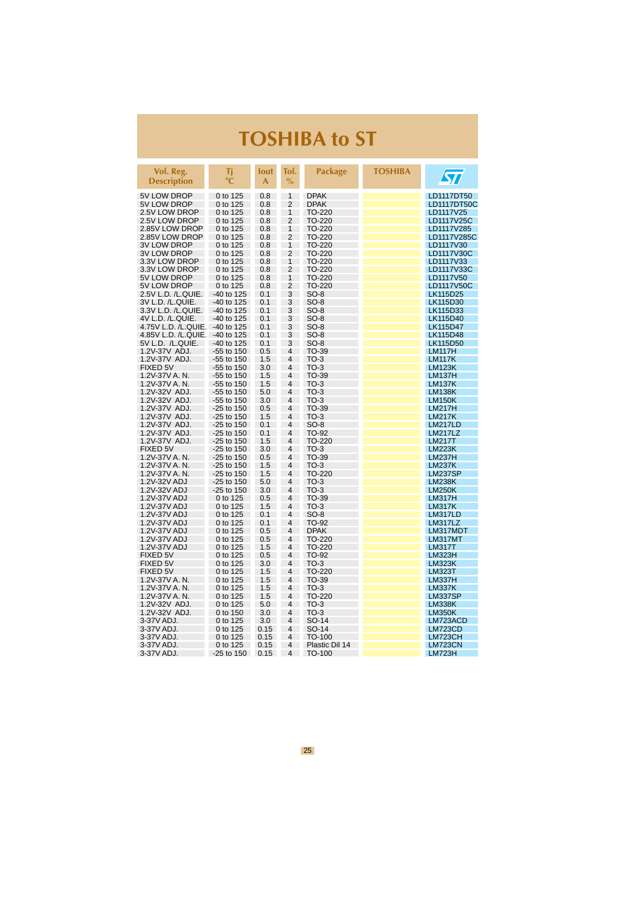# TOSHIBA to ST

| Vol. Reg. Description | Tj °C | Iout A | Tol. % | Package | TOSHIBA | ST |
|---|---|---|---|---|---|---|
| 5V LOW DROP | 0 to 125 | 0.8 | 1 | DPAK | | LD1117DT50 |
| 5V LOW DROP | 0 to 125 | 0.8 | 2 | DPAK | | LD1117DT50C |
| 2.5V LOW DROP | 0 to 125 | 0.8 | 1 | TO-220 | | LD1117V25 |
| 2.5V LOW DROP | 0 to 125 | 0.8 | 2 | TO-220 | | LD1117V25C |
| 2.85V LOW DROP | 0 to 125 | 0.8 | 1 | TO-220 | | LD1117V285 |
| 2.85V LOW DROP | 0 to 125 | 0.8 | 2 | TO-220 | | LD1117V285C |
| 3V LOW DROP | 0 to 125 | 0.8 | 1 | TO-220 | | LD1117V30 |
| 3V LOW DROP | 0 to 125 | 0.8 | 2 | TO-220 | | LD1117V30C |
| 3.3V LOW DROP | 0 to 125 | 0.8 | 1 | TO-220 | | LD1117V33 |
| 3.3V LOW DROP | 0 to 125 | 0.8 | 2 | TO-220 | | LD1117V33C |
| 5V LOW DROP | 0 to 125 | 0.8 | 1 | TO-220 | | LD1117V50 |
| 5V LOW DROP | 0 to 125 | 0.8 | 2 | TO-220 | | LD1117V50C |
| 2.5V L.D. /L.QUIE. | -40 to 125 | 0.1 | 3 | SO-8 | | LK115D25 |
| 3V L.D. /L.QUIE. | -40 to 125 | 0.1 | 3 | SO-8 | | LK115D30 |
| 3.3V L.D. /L.QUIE. | -40 to 125 | 0.1 | 3 | SO-8 | | LK115D33 |
| 4V L.D. /L.QUIE. | -40 to 125 | 0.1 | 3 | SO-8 | | LK115D40 |
| 4.75V L.D. /L.QUIE. | -40 to 125 | 0.1 | 3 | SO-8 | | LK115D47 |
| 4.85V L.D. /L.QUIE. | -40 to 125 | 0.1 | 3 | SO-8 | | LK115D48 |
| 5V L.D. /L.QUIE. | -40 to 125 | 0.1 | 3 | SO-8 | | LK115D50 |
| 1.2V-37V ADJ. | -55 to 150 | 0.5 | 4 | TO-39 | | LM117H |
| 1.2V-37V ADJ. | -55 to 150 | 1.5 | 4 | TO-3 | | LM117K |
| FIXED 5V | -55 to 150 | 3.0 | 4 | TO-3 | | LM123K |
| 1.2V-37V A. N. | -55 to 150 | 1.5 | 4 | TO-39 | | LM137H |
| 1.2V-37V A. N. | -55 to 150 | 1.5 | 4 | TO-3 | | LM137K |
| 1.2V-32V ADJ. | -55 to 150 | 5.0 | 4 | TO-3 | | LM138K |
| 1.2V-32V ADJ. | -55 to 150 | 3.0 | 4 | TO-3 | | LM150K |
| 1.2V-37V ADJ. | -25 to 150 | 0.5 | 4 | TO-39 | | LM217H |
| 1.2V-37V ADJ. | -25 to 150 | 1.5 | 4 | TO-3 | | LM217K |
| 1.2V-37V ADJ. | -25 to 150 | 0.1 | 4 | SO-8 | | LM217LD |
| 1.2V-37V ADJ. | -25 to 150 | 0.1 | 4 | TO-92 | | LM217LZ |
| 1.2V-37V ADJ. | -25 to 150 | 1.5 | 4 | TO-220 | | LM217T |
| FIXED 5V | -25 to 150 | 3.0 | 4 | TO-3 | | LM223K |
| 1.2V-37V A. N. | -25 to 150 | 0.5 | 4 | TO-39 | | LM237H |
| 1.2V-37V A. N. | -25 to 150 | 1.5 | 4 | TO-3 | | LM237K |
| 1.2V-37V A. N. | -25 to 150 | 1.5 | 4 | TO-220 | | LM237SP |
| 1.2V-32V ADJ | -25 to 150 | 5.0 | 4 | TO-3 | | LM238K |
| 1.2V-32V ADJ | -25 to 150 | 3.0 | 4 | TO-3 | | LM250K |
| 1.2V-37V ADJ | 0 to 125 | 0.5 | 4 | TO-39 | | LM317H |
| 1.2V-37V ADJ | 0 to 125 | 1.5 | 4 | TO-3 | | LM317K |
| 1.2V-37V ADJ | 0 to 125 | 0.1 | 4 | SO-8 | | LM317LD |
| 1.2V-37V ADJ | 0 to 125 | 0.1 | 4 | TO-92 | | LM317LZ |
| 1.2V-37V ADJ | 0 to 125 | 0.5 | 4 | DPAK | | LM317MDT |
| 1.2V-37V ADJ | 0 to 125 | 0.5 | 4 | TO-220 | | LM317MT |
| 1.2V-37V ADJ | 0 to 125 | 1.5 | 4 | TO-220 | | LM317T |
| FIXED 5V | 0 to 125 | 0.5 | 4 | TO-92 | | LM323H |
| FIXED 5V | 0 to 125 | 3.0 | 4 | TO-3 | | LM323K |
| FIXED 5V | 0 to 125 | 1.5 | 4 | TO-220 | | LM323T |
| 1.2V-37V A. N. | 0 to 125 | 1.5 | 4 | TO-39 | | LM337H |
| 1.2V-37V A. N. | 0 to 125 | 1.5 | 4 | TO-3 | | LM337K |
| 1.2V-37V A. N. | 0 to 125 | 1.5 | 4 | TO-220 | | LM337SP |
| 1.2V-32V ADJ. | 0 to 125 | 5.0 | 4 | TO-3 | | LM338K |
| 1.2V-32V ADJ. | 0 to 150 | 3.0 | 4 | TO-3 | | LM350K |
| 3-37V ADJ. | 0 to 125 | 3.0 | 4 | SO-14 | | LM723ACD |
| 3-37V ADJ. | 0 to 125 | 0.15 | 4 | SO-14 | | LM723CD |
| 3-37V ADJ. | 0 to 125 | 0.15 | 4 | TO-100 | | LM723CH |
| 3-37V ADJ. | 0 to 125 | 0.15 | 4 | Plastic Dil 14 | | LM723CN |
| 3-37V ADJ. | -25 to 150 | 0.15 | 4 | TO-100 | | LM723H |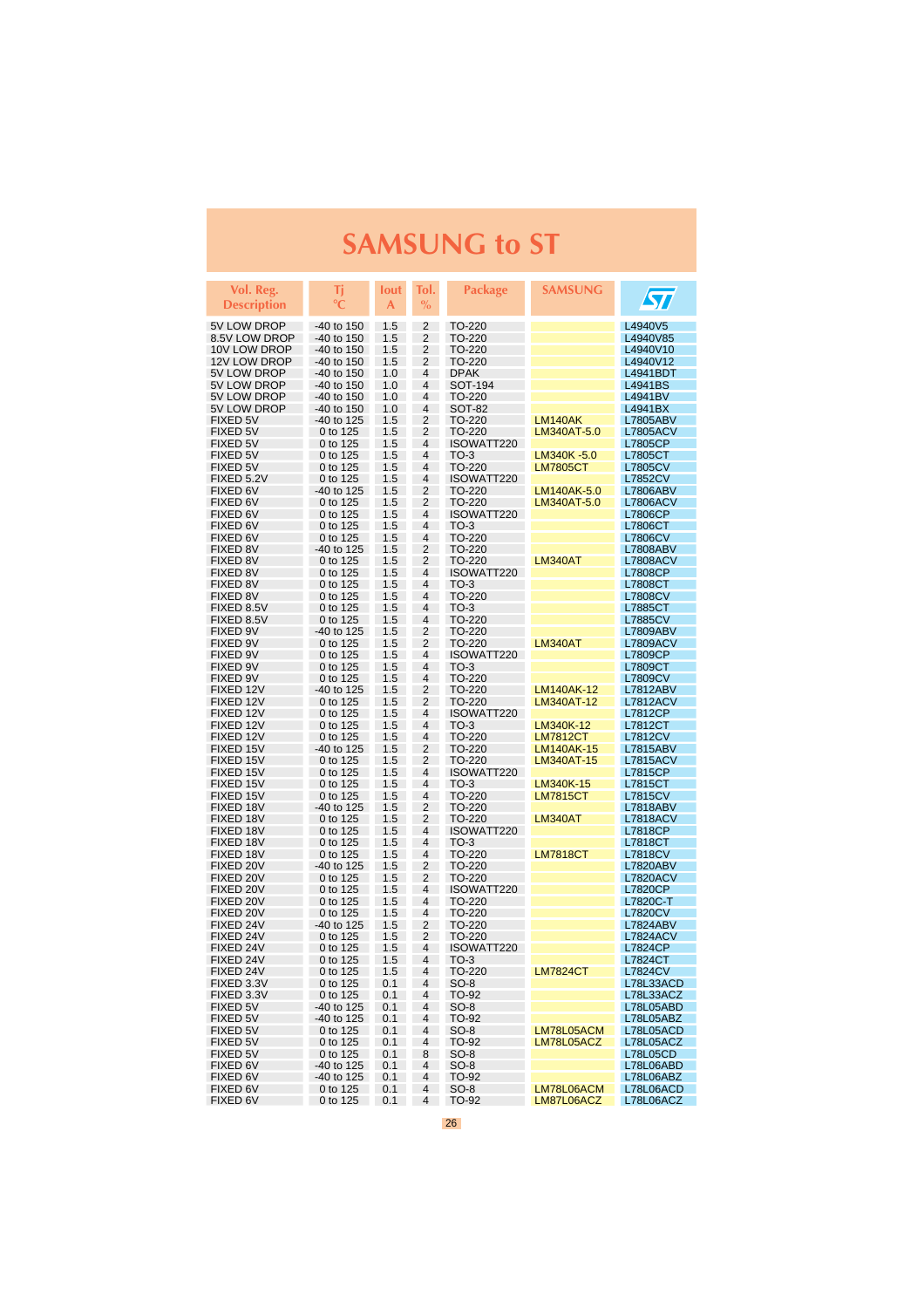# SAMSUNG to ST

| Vol. Reg. Description | Tj °C | Iout A | Tol. % | Package | SAMSUNG | ST |
|---|---|---|---|---|---|---|
| 5V LOW DROP | -40 to 150 | 1.5 | 2 | TO-220 | | L4940V5 |
| 8.5V LOW DROP | -40 to 150 | 1.5 | 2 | TO-220 | | L4940V85 |
| 10V LOW DROP | -40 to 150 | 1.5 | 2 | TO-220 | | L4940V10 |
| 12V LOW DROP | -40 to 150 | 1.5 | 2 | TO-220 | | L4940V12 |
| 5V LOW DROP | -40 to 150 | 1.0 | 4 | DPAK | | L4941BDT |
| 5V LOW DROP | -40 to 150 | 1.0 | 4 | SOT-194 | | L4941BS |
| 5V LOW DROP | -40 to 150 | 1.0 | 4 | TO-220 | | L4941BV |
| 5V LOW DROP | -40 to 150 | 1.0 | 4 | SOT-82 | | L4941BX |
| FIXED 5V | -40 to 125 | 1.5 | 2 | TO-220 | LM140AK | L7805ABV |
| FIXED 5V | 0 to 125 | 1.5 | 2 | TO-220 | LM340AT-5.0 | L7805ACV |
| FIXED 5V | 0 to 125 | 1.5 | 4 | ISOWATT220 | | L7805CP |
| FIXED 5V | 0 to 125 | 1.5 | 4 | TO-3 | LM340K -5.0 | L7805CT |
| FIXED 5V | 0 to 125 | 1.5 | 4 | TO-220 | LM7805CT | L7805CV |
| FIXED 5.2V | 0 to 125 | 1.5 | 4 | ISOWATT220 | | L7852CV |
| FIXED 6V | -40 to 125 | 1.5 | 2 | TO-220 | LM140AK-5.0 | L7806ABV |
| FIXED 6V | 0 to 125 | 1.5 | 2 | TO-220 | LM340AT-5.0 | L7806ACV |
| FIXED 6V | 0 to 125 | 1.5 | 4 | ISOWATT220 | | L7806CP |
| FIXED 6V | 0 to 125 | 1.5 | 4 | TO-3 | | L7806CT |
| FIXED 6V | 0 to 125 | 1.5 | 4 | TO-220 | | L7806CV |
| FIXED 8V | -40 to 125 | 1.5 | 2 | TO-220 | | L7808ABV |
| FIXED 8V | 0 to 125 | 1.5 | 2 | TO-220 | LM340AT | L7808ACV |
| FIXED 8V | 0 to 125 | 1.5 | 4 | ISOWATT220 | | L7808CP |
| FIXED 8V | 0 to 125 | 1.5 | 4 | TO-3 | | L7808CT |
| FIXED 8V | 0 to 125 | 1.5 | 4 | TO-220 | | L7808CV |
| FIXED 8.5V | 0 to 125 | 1.5 | 4 | TO-3 | | L7885CT |
| FIXED 8.5V | 0 to 125 | 1.5 | 4 | TO-220 | | L7885CV |
| FIXED 9V | -40 to 125 | 1.5 | 2 | TO-220 | | L7809ABV |
| FIXED 9V | 0 to 125 | 1.5 | 2 | TO-220 | LM340AT | L7809ACV |
| FIXED 9V | 0 to 125 | 1.5 | 4 | ISOWATT220 | | L7809CP |
| FIXED 9V | 0 to 125 | 1.5 | 4 | TO-3 | | L7809CT |
| FIXED 9V | 0 to 125 | 1.5 | 4 | TO-220 | | L7809CV |
| FIXED 12V | -40 to 125 | 1.5 | 2 | TO-220 | LM140AK-12 | L7812ABV |
| FIXED 12V | 0 to 125 | 1.5 | 2 | TO-220 | LM340AT-12 | L7812ACV |
| FIXED 12V | 0 to 125 | 1.5 | 4 | ISOWATT220 | | L7812CP |
| FIXED 12V | 0 to 125 | 1.5 | 4 | TO-3 | LM340K-12 | L7812CT |
| FIXED 12V | 0 to 125 | 1.5 | 4 | TO-220 | LM7812CT | L7812CV |
| FIXED 15V | -40 to 125 | 1.5 | 2 | TO-220 | LM140AK-15 | L7815ABV |
| FIXED 15V | 0 to 125 | 1.5 | 2 | TO-220 | LM340AT-15 | L7815ACV |
| FIXED 15V | 0 to 125 | 1.5 | 4 | ISOWATT220 | | L7815CP |
| FIXED 15V | 0 to 125 | 1.5 | 4 | TO-3 | LM340K-15 | L7815CT |
| FIXED 15V | 0 to 125 | 1.5 | 4 | TO-220 | LM7815CT | L7815CV |
| FIXED 18V | -40 to 125 | 1.5 | 2 | TO-220 | | L7818ABV |
| FIXED 18V | 0 to 125 | 1.5 | 2 | TO-220 | LM340AT | L7818ACV |
| FIXED 18V | 0 to 125 | 1.5 | 4 | ISOWATT220 | | L7818CP |
| FIXED 18V | 0 to 125 | 1.5 | 4 | TO-3 | | L7818CT |
| FIXED 18V | 0 to 125 | 1.5 | 4 | TO-220 | LM7818CT | L7818CV |
| FIXED 20V | -40 to 125 | 1.5 | 2 | TO-220 | | L7820ABV |
| FIXED 20V | 0 to 125 | 1.5 | 2 | TO-220 | | L7820ACV |
| FIXED 20V | 0 to 125 | 1.5 | 4 | ISOWATT220 | | L7820CP |
| FIXED 20V | 0 to 125 | 1.5 | 4 | TO-220 | | L7820C-T |
| FIXED 20V | 0 to 125 | 1.5 | 4 | TO-220 | | L7820CV |
| FIXED 24V | -40 to 125 | 1.5 | 2 | TO-220 | | L7824ABV |
| FIXED 24V | 0 to 125 | 1.5 | 2 | TO-220 | | L7824ACV |
| FIXED 24V | 0 to 125 | 1.5 | 4 | ISOWATT220 | | L7824CP |
| FIXED 24V | 0 to 125 | 1.5 | 4 | TO-3 | | L7824CT |
| FIXED 24V | 0 to 125 | 1.5 | 4 | TO-220 | LM7824CT | L7824CV |
| FIXED 3.3V | 0 to 125 | 0.1 | 4 | SO-8 | | L78L33ACD |
| FIXED 3.3V | 0 to 125 | 0.1 | 4 | TO-92 | | L78L33ACZ |
| FIXED 5V | -40 to 125 | 0.1 | 4 | SO-8 | | L78L05ABD |
| FIXED 5V | -40 to 125 | 0.1 | 4 | TO-92 | | L78L05ABZ |
| FIXED 5V | 0 to 125 | 0.1 | 4 | SO-8 | LM78L05ACM | L78L05ACD |
| FIXED 5V | 0 to 125 | 0.1 | 4 | TO-92 | LM78L05ACZ | L78L05ACZ |
| FIXED 5V | 0 to 125 | 0.1 | 8 | SO-8 | | L78L05CD |
| FIXED 6V | -40 to 125 | 0.1 | 4 | SO-8 | | L78L06ABD |
| FIXED 6V | -40 to 125 | 0.1 | 4 | TO-92 | | L78L06ABZ |
| FIXED 6V | 0 to 125 | 0.1 | 4 | SO-8 | LM78L06ACM | L78L06ACD |
| FIXED 6V | 0 to 125 | 0.1 | 4 | TO-92 | LM87L06ACZ | L78L06ACZ |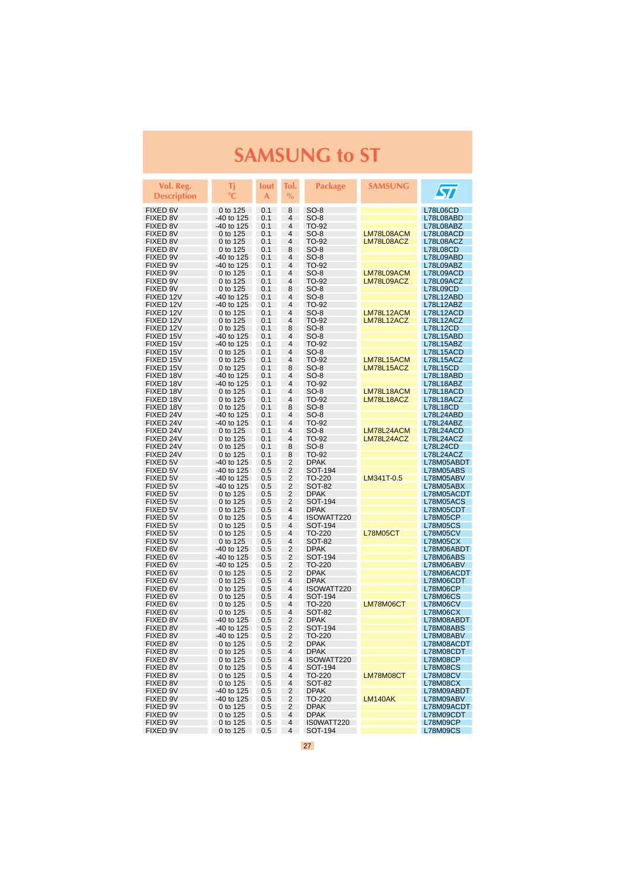# SAMSUNG to ST

| Vol. Reg. Description | Tj °C | Iout A | Tol. % | Package | SAMSUNG | ST |
|---|---|---|---|---|---|---|
| FIXED 6V | 0 to 125 | 0.1 | 8 | SO-8 | | L78L06CD |
| FIXED 8V | -40 to 125 | 0.1 | 4 | SO-8 | | L78L08ABD |
| FIXED 8V | -40 to 125 | 0.1 | 4 | TO-92 | | L78L08ABZ |
| FIXED 8V | 0 to 125 | 0.1 | 4 | SO-8 | LM78L08ACM | L78L08ACD |
| FIXED 8V | 0 to 125 | 0.1 | 4 | TO-92 | LM78L08ACZ | L78L08ACZ |
| FIXED 8V | 0 to 125 | 0.1 | 8 | SO-8 | | L78L08CD |
| FIXED 9V | -40 to 125 | 0.1 | 4 | SO-8 | | L78L09ABD |
| FIXED 9V | -40 to 125 | 0.1 | 4 | TO-92 | | L78L09ABZ |
| FIXED 9V | 0 to 125 | 0.1 | 4 | SO-8 | LM78L09ACM | L78L09ACD |
| FIXED 9V | 0 to 125 | 0.1 | 4 | TO-92 | LM78L09ACZ | L78L09ACZ |
| FIXED 9V | 0 to 125 | 0.1 | 8 | SO-8 | | L78L09CD |
| FIXED 12V | -40 to 125 | 0.1 | 4 | SO-8 | | L78L12ABD |
| FIXED 12V | -40 to 125 | 0.1 | 4 | TO-92 | | L78L12ABZ |
| FIXED 12V | 0 to 125 | 0.1 | 4 | SO-8 | LM78L12ACM | L78L12ACD |
| FIXED 12V | 0 to 125 | 0.1 | 4 | TO-92 | LM78L12ACZ | L78L12ACZ |
| FIXED 12V | 0 to 125 | 0.1 | 8 | SO-8 | | L78L12CD |
| FIXED 15V | -40 to 125 | 0.1 | 4 | SO-8 | | L78L15ABD |
| FIXED 15V | -40 to 125 | 0.1 | 4 | TO-92 | | L78L15ABZ |
| FIXED 15V | 0 to 125 | 0.1 | 4 | SO-8 | | L78L15ACD |
| FIXED 15V | 0 to 125 | 0.1 | 4 | TO-92 | LM78L15ACM | L78L15ACZ |
| FIXED 15V | 0 to 125 | 0.1 | 8 | SO-8 | LM78L15ACZ | L78L15CD |
| FIXED 18V | -40 to 125 | 0.1 | 4 | SO-8 | | L78L18ABD |
| FIXED 18V | -40 to 125 | 0.1 | 4 | TO-92 | | L78L18ABZ |
| FIXED 18V | 0 to 125 | 0.1 | 4 | SO-8 | LM78L18ACM | L78L18ACD |
| FIXED 18V | 0 to 125 | 0.1 | 4 | TO-92 | LM78L18ACZ | L78L18ACZ |
| FIXED 18V | 0 to 125 | 0.1 | 8 | SO-8 | | L78L18CD |
| FIXED 24V | -40 to 125 | 0.1 | 4 | SO-8 | | L78L24ABD |
| FIXED 24V | -40 to 125 | 0.1 | 4 | TO-92 | | L78L24ABZ |
| FIXED 24V | 0 to 125 | 0.1 | 4 | SO-8 | LM78L24ACM | L78L24ACD |
| FIXED 24V | 0 to 125 | 0.1 | 4 | TO-92 | LM78L24ACZ | L78L24ACZ |
| FIXED 24V | 0 to 125 | 0.1 | 8 | SO-8 | | L78L24CD |
| FIXED 24V | 0 to 125 | 0.1 | 8 | TO-92 | | L78L24ACZ |
| FIXED 5V | -40 to 125 | 0.5 | 2 | DPAK | | L78M05ABDT |
| FIXED 5V | -40 to 125 | 0.5 | 2 | SOT-194 | | L78M05ABS |
| FIXED 5V | -40 to 125 | 0.5 | 2 | TO-220 | LM341T-0.5 | L78M05ABV |
| FIXED 5V | -40 to 125 | 0.5 | 2 | SOT-82 | | L78M05ABX |
| FIXED 5V | 0 to 125 | 0.5 | 2 | DPAK | | L78M05ACDT |
| FIXED 5V | 0 to 125 | 0.5 | 2 | SOT-194 | | L78M05ACS |
| FIXED 5V | 0 to 125 | 0.5 | 4 | DPAK | | L78M05CDT |
| FIXED 5V | 0 to 125 | 0.5 | 4 | ISOWATT220 | | L78M05CP |
| FIXED 5V | 0 to 125 | 0.5 | 4 | SOT-194 | | L78M05CS |
| FIXED 5V | 0 to 125 | 0.5 | 4 | TO-220 | L78M05CT | L78M05CV |
| FIXED 5V | 0 to 125 | 0.5 | 4 | SOT-82 | | L78M05CX |
| FIXED 6V | -40 to 125 | 0.5 | 2 | DPAK | | L78M06ABDT |
| FIXED 6V | -40 to 125 | 0.5 | 2 | SOT-194 | | L78M06ABS |
| FIXED 6V | -40 to 125 | 0.5 | 2 | TO-220 | | L78M06ABV |
| FIXED 6V | 0 to 125 | 0.5 | 2 | DPAK | | L78M06ACDT |
| FIXED 6V | 0 to 125 | 0.5 | 4 | DPAK | | L78M06CDT |
| FIXED 6V | 0 to 125 | 0.5 | 4 | ISOWATT220 | | L78M06CP |
| FIXED 6V | 0 to 125 | 0.5 | 4 | SOT-194 | | L78M06CS |
| FIXED 6V | 0 to 125 | 0.5 | 4 | TO-220 | LM78M06CT | L78M06CV |
| FIXED 6V | 0 to 125 | 0.5 | 4 | SOT-82 | | L78M06CX |
| FIXED 8V | -40 to 125 | 0.5 | 2 | DPAK | | L78M08ABDT |
| FIXED 8V | -40 to 125 | 0.5 | 2 | SOT-194 | | L78M08ABS |
| FIXED 8V | -40 to 125 | 0.5 | 2 | TO-220 | | L78M08ABV |
| FIXED 8V | 0 to 125 | 0.5 | 2 | DPAK | | L78M08ACDT |
| FIXED 8V | 0 to 125 | 0.5 | 4 | DPAK | | L78M08CDT |
| FIXED 8V | 0 to 125 | 0.5 | 4 | ISOWATT220 | | L78M08CP |
| FIXED 8V | 0 to 125 | 0.5 | 4 | SOT-194 | | L78M08CS |
| FIXED 8V | 0 to 125 | 0.5 | 4 | TO-220 | LM78M08CT | L78M08CV |
| FIXED 8V | 0 to 125 | 0.5 | 4 | SOT-82 | | L78M08CX |
| FIXED 9V | -40 to 125 | 0.5 | 2 | DPAK | | L78M09ABDT |
| FIXED 9V | -40 to 125 | 0.5 | 2 | TO-220 | LM140AK | L78M09ABV |
| FIXED 9V | 0 to 125 | 0.5 | 2 | DPAK | | L78M09ACDT |
| FIXED 9V | 0 to 125 | 0.5 | 4 | DPAK | | L78M09CDT |
| FIXED 9V | 0 to 125 | 0.5 | 4 | ISOWATT220 | | L78M09CP |
| FIXED 9V | 0 to 125 | 0.5 | 4 | SOT-194 | | L78M09CS |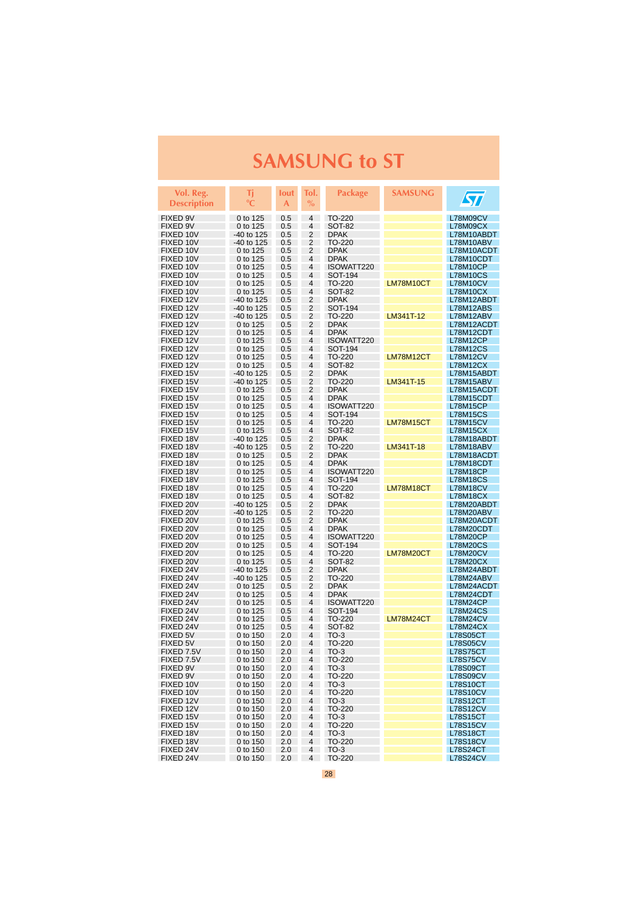# SAMSUNG to ST

| Vol. Reg. Description | Tj °C | Iout A | Tol. % | Package | SAMSUNG | ST |
|---|---|---|---|---|---|---|
| FIXED 9V | 0 to 125 | 0.5 | 4 | TO-220 | | L78M09CV |
| FIXED 9V | 0 to 125 | 0.5 | 4 | SOT-82 | | L78M09CX |
| FIXED 10V | -40 to 125 | 0.5 | 2 | DPAK | | L78M10ABDT |
| FIXED 10V | -40 to 125 | 0.5 | 2 | TO-220 | | L78M10ABV |
| FIXED 10V | 0 to 125 | 0.5 | 2 | DPAK | | L78M10ACDT |
| FIXED 10V | 0 to 125 | 0.5 | 4 | DPAK | | L78M10CDT |
| FIXED 10V | 0 to 125 | 0.5 | 4 | ISOWATT220 | | L78M10CP |
| FIXED 10V | 0 to 125 | 0.5 | 4 | SOT-194 | | L78M10CS |
| FIXED 10V | 0 to 125 | 0.5 | 4 | TO-220 | LM78M10CT | L78M10CV |
| FIXED 10V | 0 to 125 | 0.5 | 4 | SOT-82 | | L78M10CX |
| FIXED 12V | -40 to 125 | 0.5 | 2 | DPAK | | L78M12ABDT |
| FIXED 12V | -40 to 125 | 0.5 | 2 | SOT-194 | | L78M12ABS |
| FIXED 12V | -40 to 125 | 0.5 | 2 | TO-220 | LM341T-12 | L78M12ABV |
| FIXED 12V | 0 to 125 | 0.5 | 2 | DPAK | | L78M12ACDT |
| FIXED 12V | 0 to 125 | 0.5 | 4 | DPAK | | L78M12CDT |
| FIXED 12V | 0 to 125 | 0.5 | 4 | ISOWATT220 | | L78M12CP |
| FIXED 12V | 0 to 125 | 0.5 | 4 | SOT-194 | | L78M12CS |
| FIXED 12V | 0 to 125 | 0.5 | 4 | TO-220 | LM78M12CT | L78M12CV |
| FIXED 12V | 0 to 125 | 0.5 | 4 | SOT-82 | | L78M12CX |
| FIXED 15V | -40 to 125 | 0.5 | 2 | DPAK | | L78M15ABDT |
| FIXED 15V | -40 to 125 | 0.5 | 2 | TO-220 | LM341T-15 | L78M15ABV |
| FIXED 15V | 0 to 125 | 0.5 | 2 | DPAK | | L78M15ACDT |
| FIXED 15V | 0 to 125 | 0.5 | 4 | DPAK | | L78M15CDT |
| FIXED 15V | 0 to 125 | 0.5 | 4 | ISOWATT220 | | L78M15CP |
| FIXED 15V | 0 to 125 | 0.5 | 4 | SOT-194 | | L78M15CS |
| FIXED 15V | 0 to 125 | 0.5 | 4 | TO-220 | LM78M15CT | L78M15CV |
| FIXED 15V | 0 to 125 | 0.5 | 4 | SOT-82 | | L78M15CX |
| FIXED 18V | -40 to 125 | 0.5 | 2 | DPAK | | L78M18ABDT |
| FIXED 18V | -40 to 125 | 0.5 | 2 | TO-220 | LM341T-18 | L78M18ABV |
| FIXED 18V | 0 to 125 | 0.5 | 2 | DPAK | | L78M18ACDT |
| FIXED 18V | 0 to 125 | 0.5 | 4 | DPAK | | L78M18CDT |
| FIXED 18V | 0 to 125 | 0.5 | 4 | ISOWATT220 | | L78M18CP |
| FIXED 18V | 0 to 125 | 0.5 | 4 | SOT-194 | | L78M18CS |
| FIXED 18V | 0 to 125 | 0.5 | 4 | TO-220 | LM78M18CT | L78M18CV |
| FIXED 18V | 0 to 125 | 0.5 | 4 | SOT-82 | | L78M18CX |
| FIXED 20V | -40 to 125 | 0.5 | 2 | DPAK | | L78M20ABDT |
| FIXED 20V | -40 to 125 | 0.5 | 2 | TO-220 | | L78M20ABV |
| FIXED 20V | 0 to 125 | 0.5 | 2 | DPAK | | L78M20ACDT |
| FIXED 20V | 0 to 125 | 0.5 | 4 | DPAK | | L78M20CDT |
| FIXED 20V | 0 to 125 | 0.5 | 4 | ISOWATT220 | | L78M20CP |
| FIXED 20V | 0 to 125 | 0.5 | 4 | SOT-194 | | L78M20CS |
| FIXED 20V | 0 to 125 | 0.5 | 4 | TO-220 | LM78M20CT | L78M20CV |
| FIXED 20V | 0 to 125 | 0.5 | 4 | SOT-82 | | L78M20CX |
| FIXED 24V | -40 to 125 | 0.5 | 2 | DPAK | | L78M24ABDT |
| FIXED 24V | -40 to 125 | 0.5 | 2 | TO-220 | | L78M24ABV |
| FIXED 24V | 0 to 125 | 0.5 | 2 | DPAK | | L78M24ACDT |
| FIXED 24V | 0 to 125 | 0.5 | 4 | DPAK | | L78M24CDT |
| FIXED 24V | 0 to 125 | 0.5 | 4 | ISOWATT220 | | L78M24CP |
| FIXED 24V | 0 to 125 | 0.5 | 4 | SOT-194 | | L78M24CS |
| FIXED 24V | 0 to 125 | 0.5 | 4 | TO-220 | LM78M24CT | L78M24CV |
| FIXED 24V | 0 to 125 | 0.5 | 4 | SOT-82 | | L78M24CX |
| FIXED 5V | 0 to 150 | 2.0 | 4 | TO-3 | | L78S05CT |
| FIXED 5V | 0 to 150 | 2.0 | 4 | TO-220 | | L78S05CV |
| FIXED 7.5V | 0 to 150 | 2.0 | 4 | TO-3 | | L78S75CT |
| FIXED 7.5V | 0 to 150 | 2.0 | 4 | TO-220 | | L78S75CV |
| FIXED 9V | 0 to 150 | 2.0 | 4 | TO-3 | | L78S09CT |
| FIXED 9V | 0 to 150 | 2.0 | 4 | TO-220 | | L78S09CV |
| FIXED 10V | 0 to 150 | 2.0 | 4 | TO-3 | | L78S10CT |
| FIXED 10V | 0 to 150 | 2.0 | 4 | TO-220 | | L78S10CV |
| FIXED 12V | 0 to 150 | 2.0 | 4 | TO-3 | | L78S12CT |
| FIXED 12V | 0 to 150 | 2.0 | 4 | TO-220 | | L78S12CV |
| FIXED 15V | 0 to 150 | 2.0 | 4 | TO-3 | | L78S15CT |
| FIXED 15V | 0 to 150 | 2.0 | 4 | TO-220 | | L78S15CV |
| FIXED 18V | 0 to 150 | 2.0 | 4 | TO-3 | | L78S18CT |
| FIXED 18V | 0 to 150 | 2.0 | 4 | TO-220 | | L78S18CV |
| FIXED 24V | 0 to 150 | 2.0 | 4 | TO-3 | | L78S24CT |
| FIXED 24V | 0 to 150 | 2.0 | 4 | TO-220 | | L78S24CV |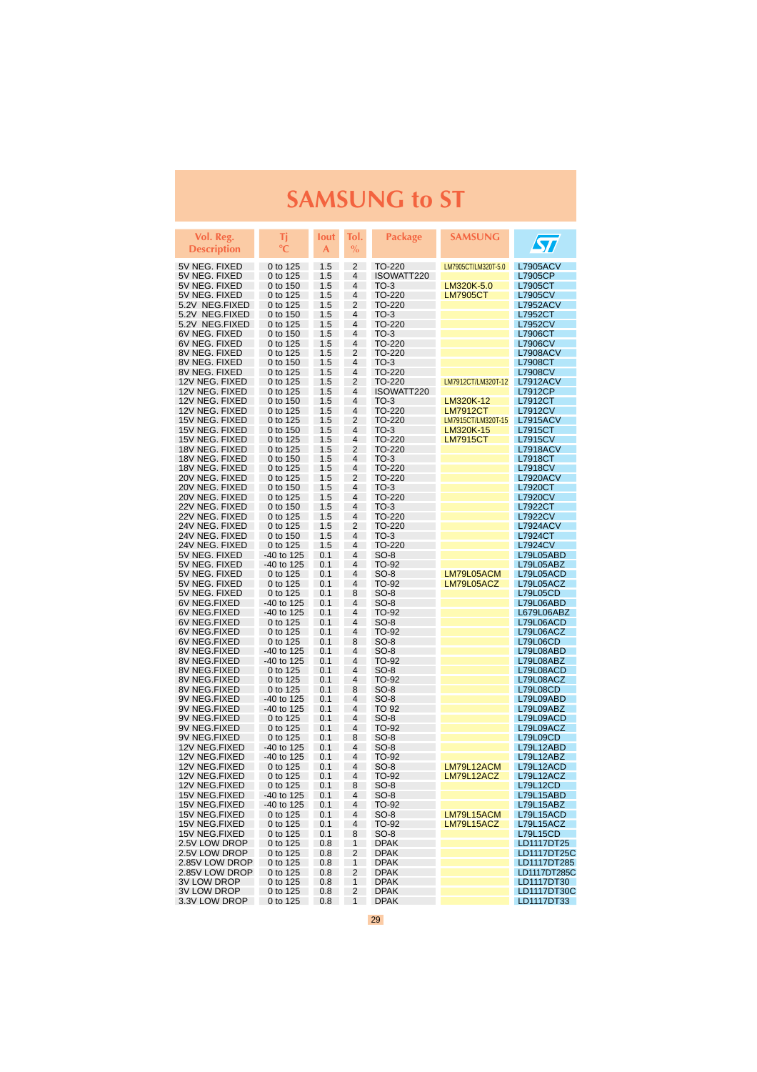# SAMSUNG to ST

| Vol. Reg. Description | Tj °C | Iout A | Tol. % | Package | SAMSUNG | ST |
|---|---|---|---|---|---|---|
| 5V NEG. FIXED | 0 to 125 | 1.5 | 2 | TO-220 | LM7905CT/LM320T-5.0 | L7905ACV |
| 5V NEG. FIXED | 0 to 125 | 1.5 | 4 | ISOWATT220 | | L7905CP |
| 5V NEG. FIXED | 0 to 150 | 1.5 | 4 | TO-3 | LM320K-5.0 | L7905CT |
| 5V NEG. FIXED | 0 to 125 | 1.5 | 4 | TO-220 | LM7905CT | L7905CV |
| 5.2V NEG.FIXED | 0 to 125 | 1.5 | 2 | TO-220 | | L7952ACV |
| 5.2V NEG.FIXED | 0 to 150 | 1.5 | 4 | TO-3 | | L7952CT |
| 5.2V NEG.FIXED | 0 to 125 | 1.5 | 4 | TO-220 | | L7952CV |
| 6V NEG. FIXED | 0 to 150 | 1.5 | 4 | TO-3 | | L7906CT |
| 6V NEG. FIXED | 0 to 125 | 1.5 | 4 | TO-220 | | L7906CV |
| 8V NEG. FIXED | 0 to 125 | 1.5 | 2 | TO-220 | | L7908ACV |
| 8V NEG. FIXED | 0 to 150 | 1.5 | 4 | TO-3 | | L7908CT |
| 8V NEG. FIXED | 0 to 125 | 1.5 | 4 | TO-220 | | L7908CV |
| 12V NEG. FIXED | 0 to 125 | 1.5 | 2 | TO-220 | LM7912CT/LM320T-12 | L7912ACV |
| 12V NEG. FIXED | 0 to 125 | 1.5 | 4 | ISOWATT220 | | L7912CP |
| 12V NEG. FIXED | 0 to 150 | 1.5 | 4 | TO-3 | LM320K-12 | L7912CT |
| 12V NEG. FIXED | 0 to 125 | 1.5 | 4 | TO-220 | LM7912CT | L7912CV |
| 15V NEG. FIXED | 0 to 125 | 1.5 | 2 | TO-220 | LM7915CT/LM320T-15 | L7915ACV |
| 15V NEG. FIXED | 0 to 150 | 1.5 | 4 | TO-3 | LM320K-15 | L7915CT |
| 15V NEG. FIXED | 0 to 125 | 1.5 | 4 | TO-220 | LM7915CT | L7915CV |
| 18V NEG. FIXED | 0 to 125 | 1.5 | 2 | TO-220 | | L7918ACV |
| 18V NEG. FIXED | 0 to 150 | 1.5 | 4 | TO-3 | | L7918CT |
| 18V NEG. FIXED | 0 to 125 | 1.5 | 4 | TO-220 | | L7918CV |
| 20V NEG. FIXED | 0 to 125 | 1.5 | 2 | TO-220 | | L7920ACV |
| 20V NEG. FIXED | 0 to 150 | 1.5 | 4 | TO-3 | | L7920CT |
| 20V NEG. FIXED | 0 to 125 | 1.5 | 4 | TO-220 | | L7920CV |
| 22V NEG. FIXED | 0 to 150 | 1.5 | 4 | TO-3 | | L7922CT |
| 22V NEG. FIXED | 0 to 125 | 1.5 | 4 | TO-220 | | L7922CV |
| 24V NEG. FIXED | 0 to 125 | 1.5 | 2 | TO-220 | | L7924ACV |
| 24V NEG. FIXED | 0 to 150 | 1.5 | 4 | TO-3 | | L7924CT |
| 24V NEG. FIXED | 0 to 125 | 1.5 | 4 | TO-220 | | L7924CV |
| 5V NEG. FIXED | -40 to 125 | 0.1 | 4 | SO-8 | | L79L05ABD |
| 5V NEG. FIXED | -40 to 125 | 0.1 | 4 | TO-92 | | L79L05ABZ |
| 5V NEG. FIXED | 0 to 125 | 0.1 | 4 | SO-8 | LM79L05ACM | L79L05ACD |
| 5V NEG. FIXED | 0 to 125 | 0.1 | 4 | TO-92 | LM79L05ACZ | L79L05ACZ |
| 5V NEG. FIXED | 0 to 125 | 0.1 | 8 | SO-8 | | L79L05CD |
| 6V NEG.FIXED | -40 to 125 | 0.1 | 4 | SO-8 | | L79L06ABD |
| 6V NEG.FIXED | -40 to 125 | 0.1 | 4 | TO-92 | | L679L06ABZ |
| 6V NEG.FIXED | 0 to 125 | 0.1 | 4 | SO-8 | | L79L06ACD |
| 6V NEG.FIXED | 0 to 125 | 0.1 | 4 | TO-92 | | L79L06ACZ |
| 6V NEG.FIXED | 0 to 125 | 0.1 | 8 | SO-8 | | L79L06CD |
| 8V NEG.FIXED | -40 to 125 | 0.1 | 4 | SO-8 | | L79L08ABD |
| 8V NEG.FIXED | -40 to 125 | 0.1 | 4 | TO-92 | | L79L08ABZ |
| 8V NEG.FIXED | 0 to 125 | 0.1 | 4 | SO-8 | | L79L08ACD |
| 8V NEG.FIXED | 0 to 125 | 0.1 | 4 | TO-92 | | L79L08ACZ |
| 8V NEG.FIXED | 0 to 125 | 0.1 | 8 | SO-8 | | L79L08CD |
| 9V NEG.FIXED | -40 to 125 | 0.1 | 4 | SO-8 | | L79L09ABD |
| 9V NEG.FIXED | -40 to 125 | 0.1 | 4 | TO 92 | | L79L09ABZ |
| 9V NEG.FIXED | 0 to 125 | 0.1 | 4 | SO-8 | | L79L09ACD |
| 9V NEG.FIXED | 0 to 125 | 0.1 | 4 | TO-92 | | L79L09ACZ |
| 9V NEG.FIXED | 0 to 125 | 0.1 | 8 | SO-8 | | L79L09CD |
| 12V NEG.FIXED | -40 to 125 | 0.1 | 4 | SO-8 | | L79L12ABD |
| 12V NEG.FIXED | -40 to 125 | 0.1 | 4 | TO-92 | | L79L12ABZ |
| 12V NEG.FIXED | 0 to 125 | 0.1 | 4 | SO-8 | LM79L12ACM | L79L12ACD |
| 12V NEG.FIXED | 0 to 125 | 0.1 | 4 | TO-92 | LM79L12ACZ | L79L12ACZ |
| 12V NEG.FIXED | 0 to 125 | 0.1 | 8 | SO-8 | | L79L12CD |
| 15V NEG.FIXED | -40 to 125 | 0.1 | 4 | SO-8 | | L79L15ABD |
| 15V NEG.FIXED | -40 to 125 | 0.1 | 4 | TO-92 | | L79L15ABZ |
| 15V NEG.FIXED | 0 to 125 | 0.1 | 4 | SO-8 | LM79L15ACM | L79L15ACD |
| 15V NEG.FIXED | 0 to 125 | 0.1 | 4 | TO-92 | LM79L15ACZ | L79L15ACZ |
| 15V NEG.FIXED | 0 to 125 | 0.1 | 8 | SO-8 | | L79L15CD |
| 2.5V LOW DROP | 0 to 125 | 0.8 | 1 | DPAK | | LD1117DT25 |
| 2.5V LOW DROP | 0 to 125 | 0.8 | 2 | DPAK | | LD1117DT25C |
| 2.85V LOW DROP | 0 to 125 | 0.8 | 1 | DPAK | | LD1117DT285 |
| 2.85V LOW DROP | 0 to 125 | 0.8 | 2 | DPAK | | LD1117DT285C |
| 3V LOW DROP | 0 to 125 | 0.8 | 1 | DPAK | | LD1117DT30 |
| 3V LOW DROP | 0 to 125 | 0.8 | 2 | DPAK | | LD1117DT30C |
| 3.3V LOW DROP | 0 to 125 | 0.8 | 1 | DPAK | | LD1117DT33 |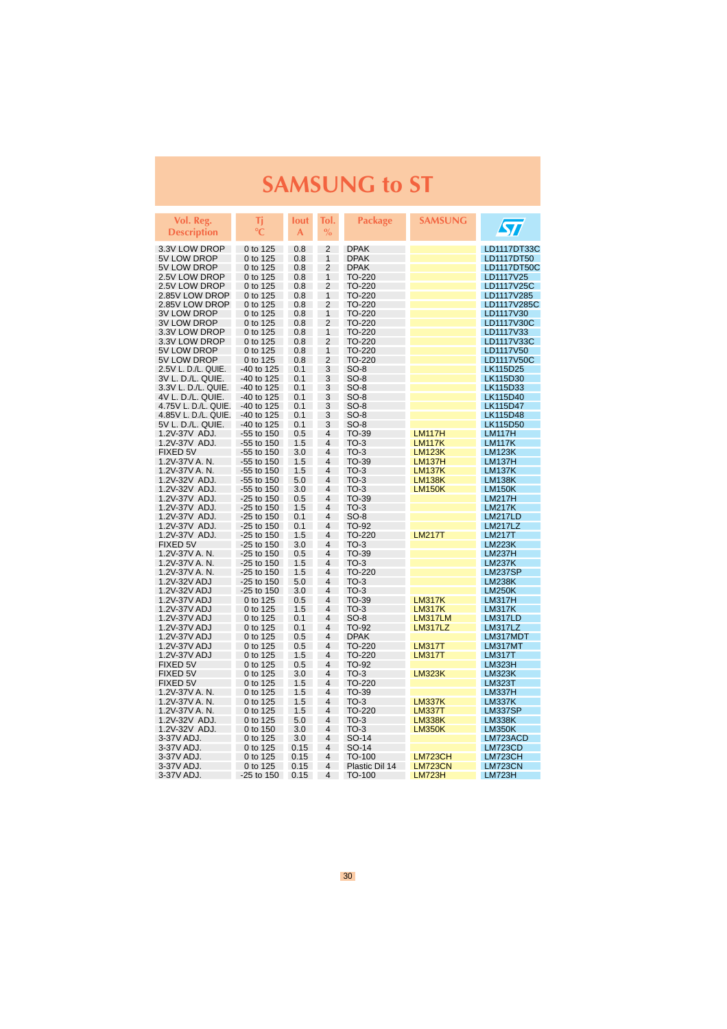# SAMSUNG to ST

| Vol. Reg. Description | Tj °C | Iout A | Tol. % | Package | SAMSUNG | ST |
|---|---|---|---|---|---|---|
| 3.3V LOW DROP | 0 to 125 | 0.8 | 2 | DPAK | | LD1117DT33C |
| 5V LOW DROP | 0 to 125 | 0.8 | 1 | DPAK | | LD1117DT50 |
| 5V LOW DROP | 0 to 125 | 0.8 | 2 | DPAK | | LD1117DT50C |
| 2.5V LOW DROP | 0 to 125 | 0.8 | 1 | TO-220 | | LD1117V25 |
| 2.5V LOW DROP | 0 to 125 | 0.8 | 2 | TO-220 | | LD1117V25C |
| 2.85V LOW DROP | 0 to 125 | 0.8 | 1 | TO-220 | | LD1117V285 |
| 2.85V LOW DROP | 0 to 125 | 0.8 | 2 | TO-220 | | LD1117V285C |
| 3V LOW DROP | 0 to 125 | 0.8 | 1 | TO-220 | | LD1117V30 |
| 3V LOW DROP | 0 to 125 | 0.8 | 2 | TO-220 | | LD1117V30C |
| 3.3V LOW DROP | 0 to 125 | 0.8 | 1 | TO-220 | | LD1117V33 |
| 3.3V LOW DROP | 0 to 125 | 0.8 | 2 | TO-220 | | LD1117V33C |
| 5V LOW DROP | 0 to 125 | 0.8 | 1 | TO-220 | | LD1117V50 |
| 5V LOW DROP | 0 to 125 | 0.8 | 2 | TO-220 | | LD1117V50C |
| 2.5V L. D./L. QUIE. | -40 to 125 | 0.1 | 3 | SO-8 | | LK115D25 |
| 3V L. D./L. QUIE. | -40 to 125 | 0.1 | 3 | SO-8 | | LK115D30 |
| 3.3V L. D./L. QUIE. | -40 to 125 | 0.1 | 3 | SO-8 | | LK115D33 |
| 4V L. D./L. QUIE. | -40 to 125 | 0.1 | 3 | SO-8 | | LK115D40 |
| 4.75V L. D./L. QUIE. | -40 to 125 | 0.1 | 3 | SO-8 | | LK115D47 |
| 4.85V L. D./L. QUIE. | -40 to 125 | 0.1 | 3 | SO-8 | | LK115D48 |
| 5V L. D./L. QUIE. | -40 to 125 | 0.1 | 3 | SO-8 | | LK115D50 |
| 1.2V-37V ADJ. | -55 to 150 | 0.5 | 4 | TO-39 | LM117H | LM117H |
| 1.2V-37V ADJ. | -55 to 150 | 1.5 | 4 | TO-3 | LM117K | LM117K |
| FIXED 5V | -55 to 150 | 3.0 | 4 | TO-3 | LM123K | LM123K |
| 1.2V-37V A. N. | -55 to 150 | 1.5 | 4 | TO-39 | LM137H | LM137H |
| 1.2V-37V A. N. | -55 to 150 | 1.5 | 4 | TO-3 | LM137K | LM137K |
| 1.2V-32V ADJ. | -55 to 150 | 5.0 | 4 | TO-3 | LM138K | LM138K |
| 1.2V-32V ADJ. | -55 to 150 | 3.0 | 4 | TO-3 | LM150K | LM150K |
| 1.2V-37V ADJ. | -25 to 150 | 0.5 | 4 | TO-39 | | LM217H |
| 1.2V-37V ADJ. | -25 to 150 | 1.5 | 4 | TO-3 | | LM217K |
| 1.2V-37V ADJ. | -25 to 150 | 0.1 | 4 | SO-8 | | LM217LD |
| 1.2V-37V ADJ. | -25 to 150 | 0.1 | 4 | TO-92 | | LM217LZ |
| 1.2V-37V ADJ. | -25 to 150 | 1.5 | 4 | TO-220 | LM217T | LM217T |
| FIXED 5V | -25 to 150 | 3.0 | 4 | TO-3 | | LM223K |
| 1.2V-37V A. N. | -25 to 150 | 0.5 | 4 | TO-39 | | LM237H |
| 1.2V-37V A. N. | -25 to 150 | 1.5 | 4 | TO-3 | | LM237K |
| 1.2V-37V A. N. | -25 to 150 | 1.5 | 4 | TO-220 | | LM237SP |
| 1.2V-32V ADJ | -25 to 150 | 5.0 | 4 | TO-3 | | LM238K |
| 1.2V-32V ADJ | -25 to 150 | 3.0 | 4 | TO-3 | | LM250K |
| 1.2V-37V ADJ | 0 to 125 | 0.5 | 4 | TO-39 | LM317K | LM317H |
| 1.2V-37V ADJ | 0 to 125 | 1.5 | 4 | TO-3 | LM317K | LM317K |
| 1.2V-37V ADJ | 0 to 125 | 0.1 | 4 | SO-8 | LM317LM | LM317LD |
| 1.2V-37V ADJ | 0 to 125 | 0.1 | 4 | TO-92 | LM317LZ | LM317LZ |
| 1.2V-37V ADJ | 0 to 125 | 0.5 | 4 | DPAK | | LM317MDT |
| 1.2V-37V ADJ | 0 to 125 | 0.5 | 4 | TO-220 | LM317T | LM317MT |
| 1.2V-37V ADJ | 0 to 125 | 1.5 | 4 | TO-220 | LM317T | LM317T |
| FIXED 5V | 0 to 125 | 0.5 | 4 | TO-92 | | LM323H |
| FIXED 5V | 0 to 125 | 3.0 | 4 | TO-3 | LM323K | LM323K |
| FIXED 5V | 0 to 125 | 1.5 | 4 | TO-220 | | LM323T |
| 1.2V-37V A. N. | 0 to 125 | 1.5 | 4 | TO-39 | | LM337H |
| 1.2V-37V A. N. | 0 to 125 | 1.5 | 4 | TO-3 | LM337K | LM337K |
| 1.2V-37V A. N. | 0 to 125 | 1.5 | 4 | TO-220 | LM337T | LM337SP |
| 1.2V-32V ADJ. | 0 to 125 | 5.0 | 4 | TO-3 | LM338K | LM338K |
| 1.2V-32V ADJ. | 0 to 150 | 3.0 | 4 | TO-3 | LM350K | LM350K |
| 3-37V ADJ. | 0 to 125 | 0.15 | 4 | SO-14 | | LM723ACD |
| 3-37V ADJ. | 0 to 125 | 0.15 | 4 | SO-14 | | LM723CD |
| 3-37V ADJ. | 0 to 125 | 0.15 | 4 | TO-100 | LM723CH | LM723CH |
| 3-37V ADJ. | 0 to 125 | 0.15 | 4 | Plastic Dil 14 | LM723CN | LM723CN |
| 3-37V ADJ. | -25 to 150 | 0.15 | 4 | TO-100 | LM723H | LM723H |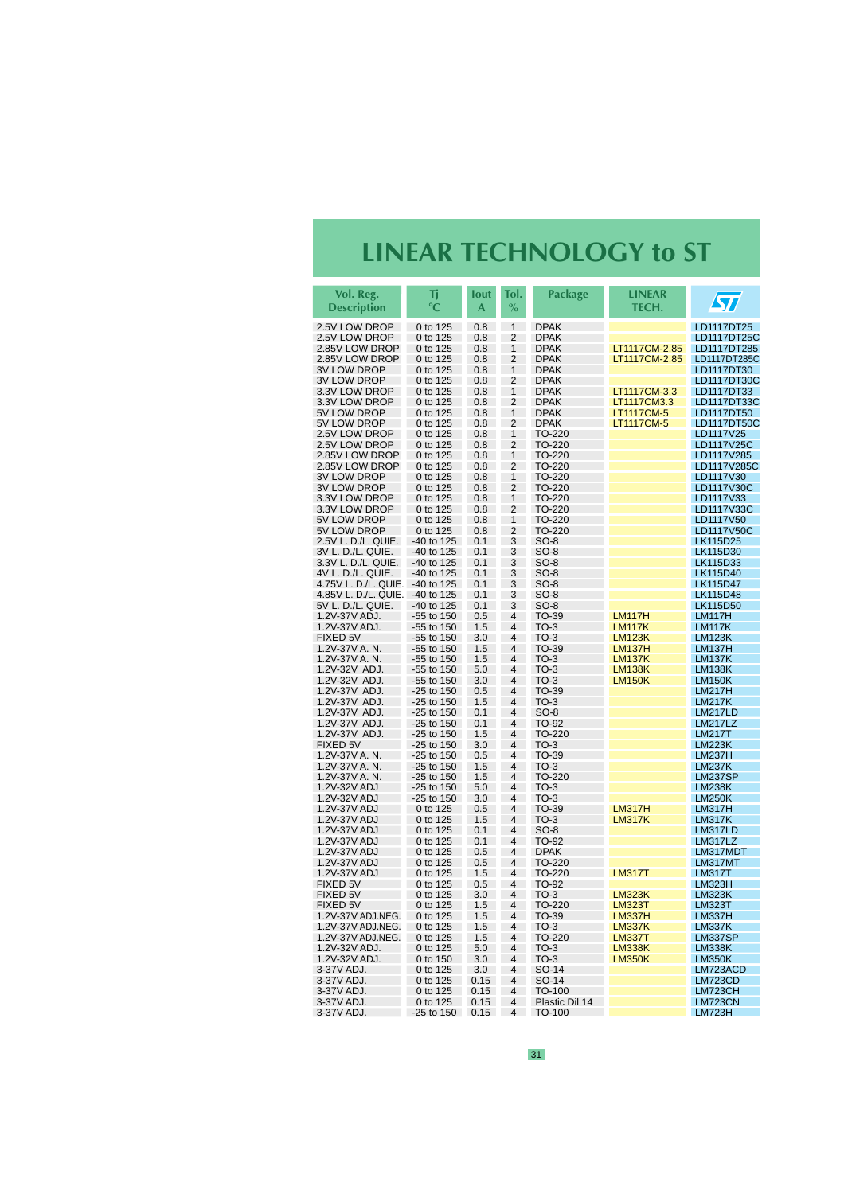# LINEAR TECHNOLOGY to ST

| Vol. Reg. Description | Tj °C | Iout A | Tol. % | Package | LINEAR TECH. | ST |
|---|---|---|---|---|---|---|
| 2.5V LOW DROP | 0 to 125 | 0.8 | 1 | DPAK | | LD1117DT25 |
| 2.5V LOW DROP | 0 to 125 | 0.8 | 2 | DPAK | | LD1117DT25C |
| 2.85V LOW DROP | 0 to 125 | 0.8 | 1 | DPAK | LT1117CM-2.85 | LD1117DT285 |
| 2.85V LOW DROP | 0 to 125 | 0.8 | 2 | DPAK | LT1117CM-2.85 | LD1117DT285C |
| 3V LOW DROP | 0 to 125 | 0.8 | 1 | DPAK | | LD1117DT30 |
| 3V LOW DROP | 0 to 125 | 0.8 | 2 | DPAK | | LD1117DT30C |
| 3.3V LOW DROP | 0 to 125 | 0.8 | 1 | DPAK | LT1117CM-3.3 | LD1117DT33 |
| 3.3V LOW DROP | 0 to 125 | 0.8 | 2 | DPAK | LT1117CM3.3 | LD1117DT33C |
| 5V LOW DROP | 0 to 125 | 0.8 | 1 | DPAK | LT1117CM-5 | LD1117DT50 |
| 5V LOW DROP | 0 to 125 | 0.8 | 2 | DPAK | LT1117CM-5 | LD1117DT50C |
| 2.5V LOW DROP | 0 to 125 | 0.8 | 1 | TO-220 | | LD1117V25 |
| 2.5V LOW DROP | 0 to 125 | 0.8 | 2 | TO-220 | | LD1117V25C |
| 2.85V LOW DROP | 0 to 125 | 0.8 | 1 | TO-220 | | LD1117V285 |
| 2.85V LOW DROP | 0 to 125 | 0.8 | 2 | TO-220 | | LD1117V285C |
| 3V LOW DROP | 0 to 125 | 0.8 | 1 | TO-220 | | LD1117V30 |
| 3V LOW DROP | 0 to 125 | 0.8 | 2 | TO-220 | | LD1117V30C |
| 3.3V LOW DROP | 0 to 125 | 0.8 | 1 | TO-220 | | LD1117V33 |
| 3.3V LOW DROP | 0 to 125 | 0.8 | 2 | TO-220 | | LD1117V33C |
| 5V LOW DROP | 0 to 125 | 0.8 | 1 | TO-220 | | LD1117V50 |
| 5V LOW DROP | 0 to 125 | 0.8 | 2 | TO-220 | | LD1117V50C |
| 2.5V L. D./L. QUIE. | -40 to 125 | 0.1 | 3 | SO-8 | | LK115D25 |
| 3V L. D./L. QUIE. | -40 to 125 | 0.1 | 3 | SO-8 | | LK115D30 |
| 3.3V L. D./L. QUIE. | -40 to 125 | 0.1 | 3 | SO-8 | | LK115D33 |
| 4V L. D./L. QUIE. | -40 to 125 | 0.1 | 3 | SO-8 | | LK115D40 |
| 4.75V L. D./L. QUIE. | -40 to 125 | 0.1 | 3 | SO-8 | | LK115D47 |
| 4.85V L. D./L. QUIE. | -40 to 125 | 0.1 | 3 | SO-8 | | LK115D48 |
| 5V L. D./L. QUIE. | -40 to 125 | 0.1 | 3 | SO-8 | | LK115D50 |
| 1.2V-37V ADJ. | -55 to 150 | 0.5 | 4 | TO-39 | LM117H | LM117H |
| 1.2V-37V ADJ. | -55 to 150 | 1.5 | 4 | TO-3 | LM117K | LM117K |
| FIXED 5V | -55 to 150 | 3.0 | 4 | TO-3 | LM123K | LM123K |
| 1.2V-37V A. N. | -55 to 150 | 1.5 | 4 | TO-39 | LM137H | LM137H |
| 1.2V-37V A. N. | -55 to 150 | 1.5 | 4 | TO-3 | LM137K | LM137K |
| 1.2V-32V ADJ. | -55 to 150 | 5.0 | 4 | TO-3 | LM138K | LM138K |
| 1.2V-32V ADJ. | -55 to 150 | 3.0 | 4 | TO-3 | LM150K | LM150K |
| 1.2V-37V ADJ. | -25 to 150 | 0.5 | 4 | TO-39 | | LM217H |
| 1.2V-37V ADJ. | -25 to 150 | 1.5 | 4 | TO-3 | | LM217K |
| 1.2V-37V ADJ. | -25 to 150 | 0.1 | 4 | SO-8 | | LM217LD |
| 1.2V-37V ADJ. | -25 to 150 | 0.1 | 4 | TO-92 | | LM217LZ |
| 1.2V-37V ADJ. | -25 to 150 | 1.5 | 4 | TO-220 | | LM217T |
| FIXED 5V | -25 to 150 | 3.0 | 4 | TO-3 | | LM223K |
| 1.2V-37V A. N. | -25 to 150 | 0.5 | 4 | TO-39 | | LM237H |
| 1.2V-37V A. N. | -25 to 150 | 1.5 | 4 | TO-3 | | LM237K |
| 1.2V-37V A. N. | -25 to 150 | 1.5 | 4 | TO-220 | | LM237SP |
| 1.2V-32V ADJ | -25 to 150 | 5.0 | 4 | TO-3 | | LM238K |
| 1.2V-32V ADJ | -25 to 150 | 3.0 | 4 | TO-3 | | LM250K |
| 1.2V-37V ADJ | 0 to 125 | 0.5 | 4 | TO-39 | LM317H | LM317H |
| 1.2V-37V ADJ | 0 to 125 | 1.5 | 4 | TO-3 | LM317K | LM317K |
| 1.2V-37V ADJ | 0 to 125 | 0.1 | 4 | SO-8 | | LM317LD |
| 1.2V-37V ADJ | 0 to 125 | 0.1 | 4 | TO-92 | | LM317LZ |
| 1.2V-37V ADJ | 0 to 125 | 0.5 | 4 | DPAK | | LM317MDT |
| 1.2V-37V ADJ | 0 to 125 | 0.5 | 4 | TO-220 | | LM317MT |
| 1.2V-37V ADJ | 0 to 125 | 1.5 | 4 | TO-220 | LM317T | LM317T |
| FIXED 5V | 0 to 125 | 0.5 | 4 | TO-92 | | LM323H |
| FIXED 5V | 0 to 125 | 3.0 | 4 | TO-3 | LM323K | LM323K |
| FIXED 5V | 0 to 125 | 1.5 | 4 | TO-220 | LM323T | LM323T |
| 1.2V-37V ADJ.NEG. | 0 to 125 | 1.5 | 4 | TO-39 | LM337H | LM337H |
| 1.2V-37V ADJ.NEG. | 0 to 125 | 1.5 | 4 | TO-3 | LM337K | LM337K |
| 1.2V-37V ADJ.NEG. | 0 to 125 | 1.5 | 4 | TO-220 | LM337T | LM337SP |
| 1.2V-32V ADJ. | 0 to 125 | 5.0 | 4 | TO-3 | LM338K | LM338K |
| 1.2V-32V ADJ. | 0 to 150 | 3.0 | 4 | TO-3 | LM350K | LM350K |
| 3-37V ADJ. | 0 to 125 | 3.0 | 4 | SO-14 | | LM723ACD |
| 3-37V ADJ. | 0 to 125 | 0.15 | 4 | SO-14 | | LM723CD |
| 3-37V ADJ. | 0 to 125 | 0.15 | 4 | TO-100 | | LM723CH |
| 3-37V ADJ. | 0 to 125 | 0.15 | 4 | Plastic Dil 14 | | LM723CN |
| 3-37V ADJ. | -25 to 150 | 0.15 | 4 | TO-100 | | LM723H |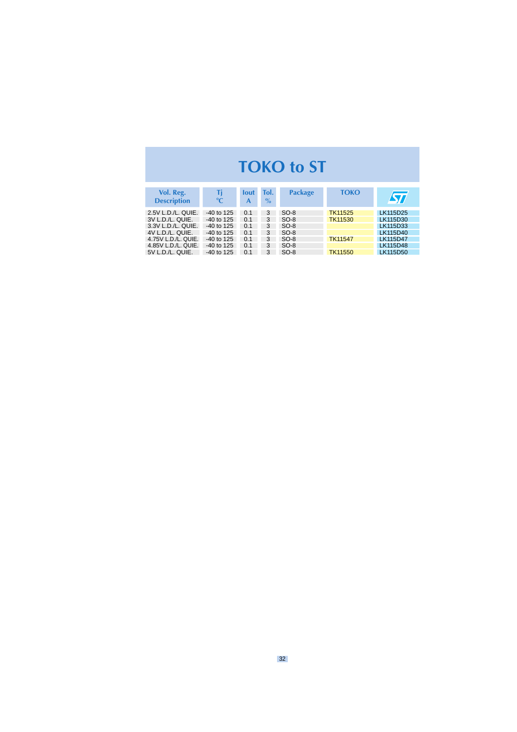# TOKO to ST

| Vol. Reg. Description | Tj °C | Iout A | Tol. % | Package | TOKO | ST |
|---|---|---|---|---|---|---|
| 2.5V L.D./L. QUIE. | -40 to 125 | 0.1 | 3 | SO-8 | TK11525 | LK115D25 |
| 3V L.D./L. QUIE. | -40 to 125 | 0.1 | 3 | SO-8 | TK11530 | LK115D30 |
| 3.3V L.D./L. QUIE. | -40 to 125 | 0.1 | 3 | SO-8 | | LK115D33 |
| 4V L.D./L. QUIE. | -40 to 125 | 0.1 | 3 | SO-8 | | LK115D40 |
| 4.75V L.D./L. QUIE. | -40 to 125 | 0.1 | 3 | SO-8 | TK11547 | LK115D47 |
| 4.85V L.D./L. QUIE. | -40 to 125 | 0.1 | 3 | SO-8 | | LK115D48 |
| 5V L.D./L. QUIE. | -40 to 125 | 0.1 | 3 | SO-8 | TK11550 | LK115D50 |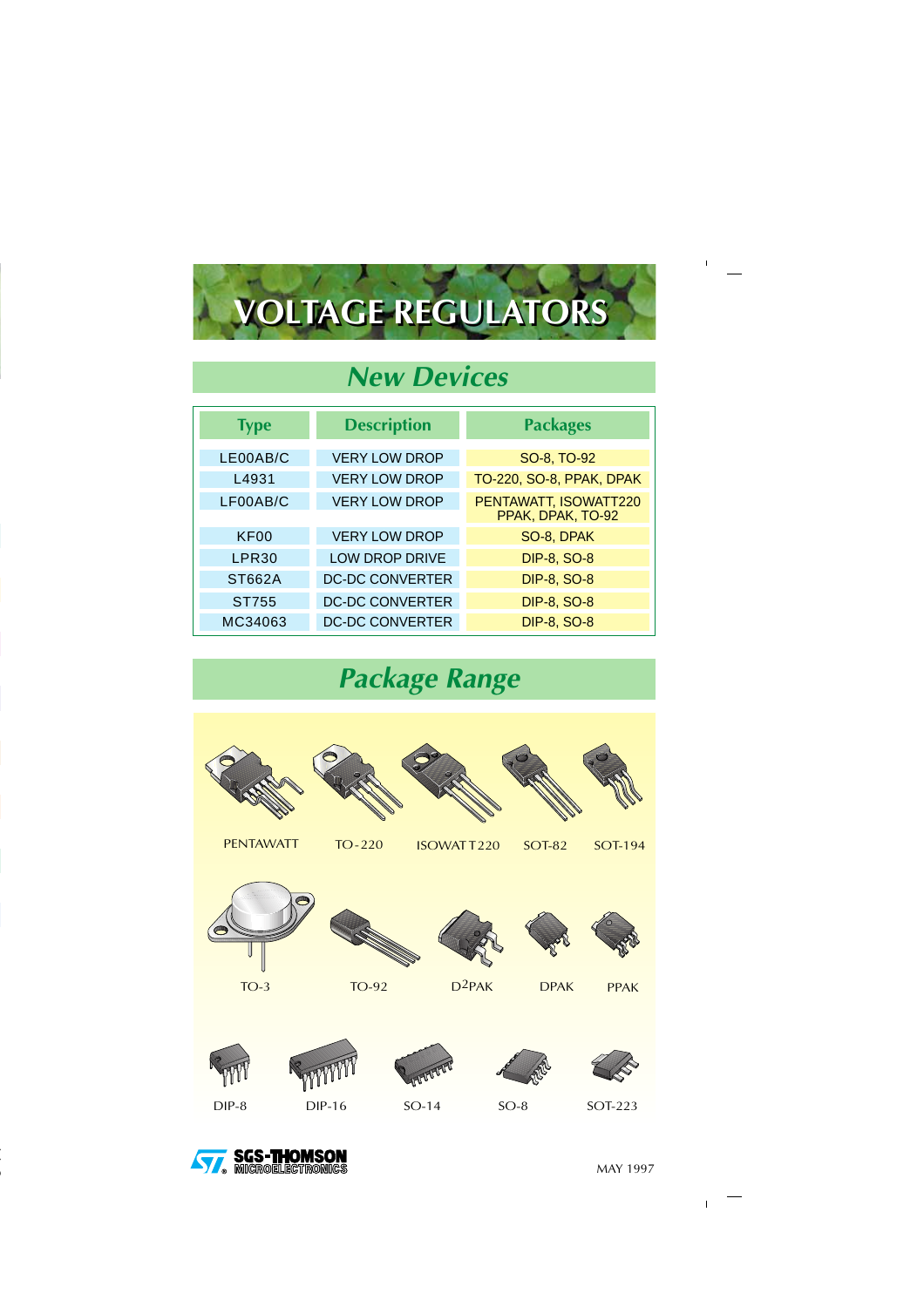# VOLTAGE REGULATORS

## New Devices

| Type | Description | Packages |
|---|---|---|
| LE00AB/C | VERY LOW DROP | SO-8, TO-92 |
| L4931 | VERY LOW DROP | TO-220, SO-8, PPAK, DPAK |
| LF00AB/C | VERY LOW DROP | PENTAWATT, ISOWATT220 PPAK, DPAK, TO-92 |
| KF00 | VERY LOW DROP | SO-8, DPAK |
| LPR30 | LOW DROP DRIVE | DIP-8, SO-8 |
| ST662A | DC-DC CONVERTER | DIP-8, SO-8 |
| ST755 | DC-DC CONVERTER | DIP-8, SO-8 |
| MC34063 | DC-DC CONVERTER | DIP-8, SO-8 |

## Package Range

PENTAWATT TO-220 ISOWATT220 SOT-82 SOT-194

TO-3 TO-92 D2PAK DPAK PPAK

DIP-8 DIP-16 SO-14 SO-8 SOT-223

SGS-THOMSON MICROELECTRONICS

MAY 1997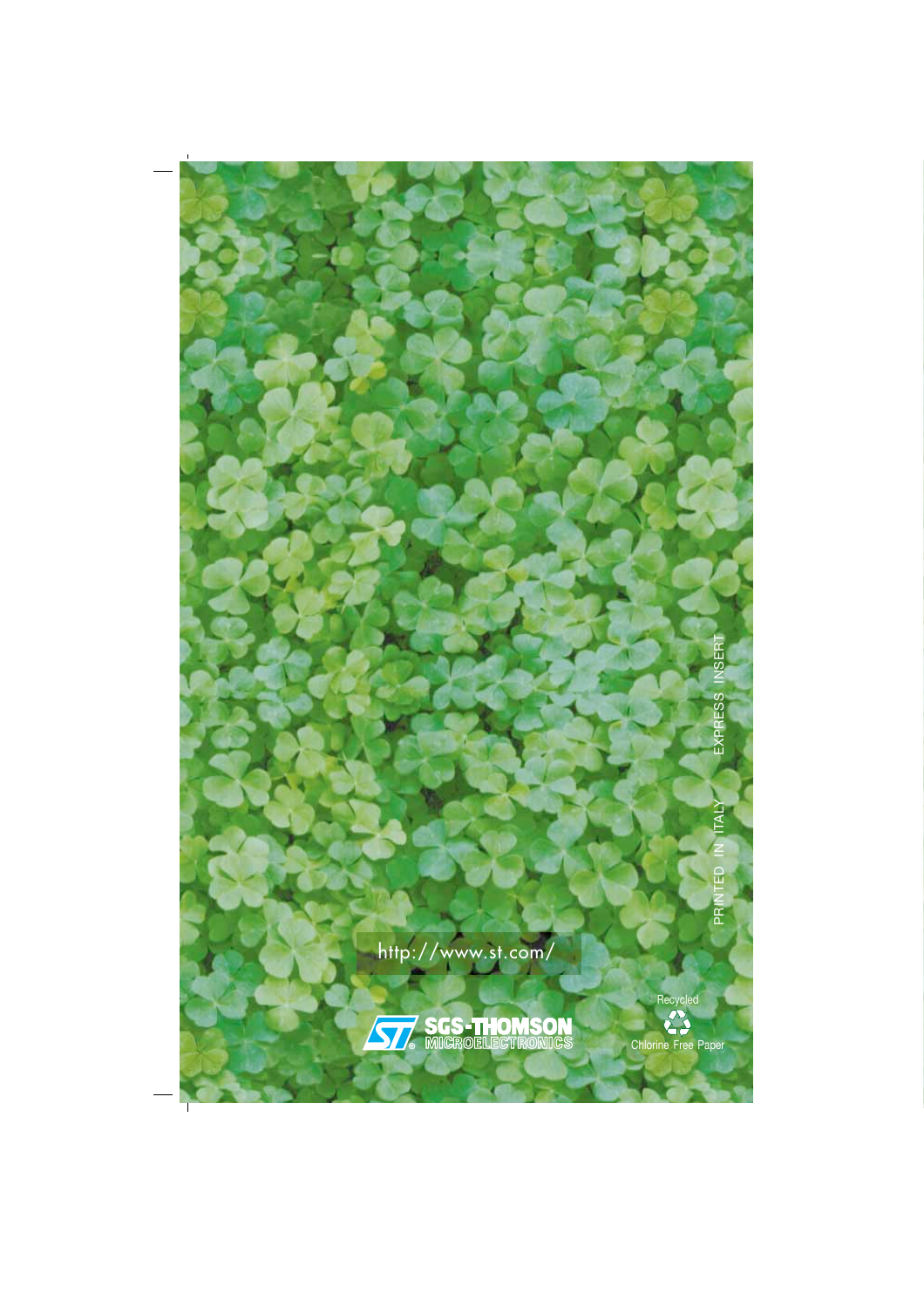http://www.st.com/

SGS-THOMSON
MICROELECTRONICS

Recycled

Chlorine Free Paper

PRINTED IN ITALY EXPRESS INSERT